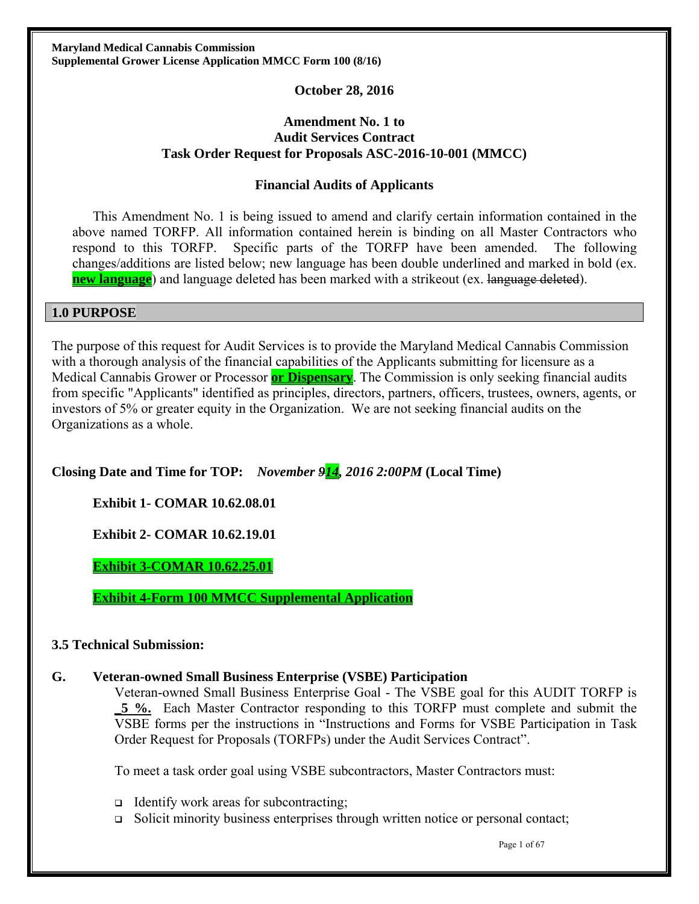**Maryland Medical Cannabis Commission**
**Supplemental Grower License Application MMCC Form 100 (8/16)**

**October 28, 2016**

**Amendment No. 1 to**
**Audit Services Contract**
**Task Order Request for Proposals ASC-2016-10-001 (MMCC)**

**Financial Audits of Applicants**

This Amendment No. 1 is being issued to amend and clarify certain information contained in the above named TORFP. All information contained herein is binding on all Master Contractors who respond to this TORFP. Specific parts of the TORFP have been amended. The following changes/additions are listed below; new language has been double underlined and marked in bold (ex. **new language**) and language deleted has been marked with a strikeout (ex. ~~language deleted~~).

## 1.0 PURPOSE

The purpose of this request for Audit Services is to provide the Maryland Medical Cannabis Commission with a thorough analysis of the financial capabilities of the Applicants submitting for licensure as a Medical Cannabis Grower or Processor **or Dispensary**. The Commission is only seeking financial audits from specific "Applicants" identified as principles, directors, partners, officers, trustees, owners, agents, or investors of 5% or greater equity in the Organization. We are not seeking financial audits on the Organizations as a whole.

**Closing Date and Time for TOP:** ***November ~~9~~14, 2016 2:00PM*** **(Local Time)**

**Exhibit 1- COMAR 10.62.08.01**

**Exhibit 2- COMAR 10.62.19.01**

**Exhibit 3-COMAR 10.62.25.01**

**Exhibit 4-Form 100 MMCC Supplemental Application**

**3.5 Technical Submission:**

**G. Veteran-owned Small Business Enterprise (VSBE) Participation**

Veteran-owned Small Business Enterprise Goal - The VSBE goal for this AUDIT TORFP is **_5_%.** Each Master Contractor responding to this TORFP must complete and submit the VSBE forms per the instructions in "Instructions and Forms for VSBE Participation in Task Order Request for Proposals (TORFPs) under the Audit Services Contract".

To meet a task order goal using VSBE subcontractors, Master Contractors must:

- Identify work areas for subcontracting;
- Solicit minority business enterprises through written notice or personal contact;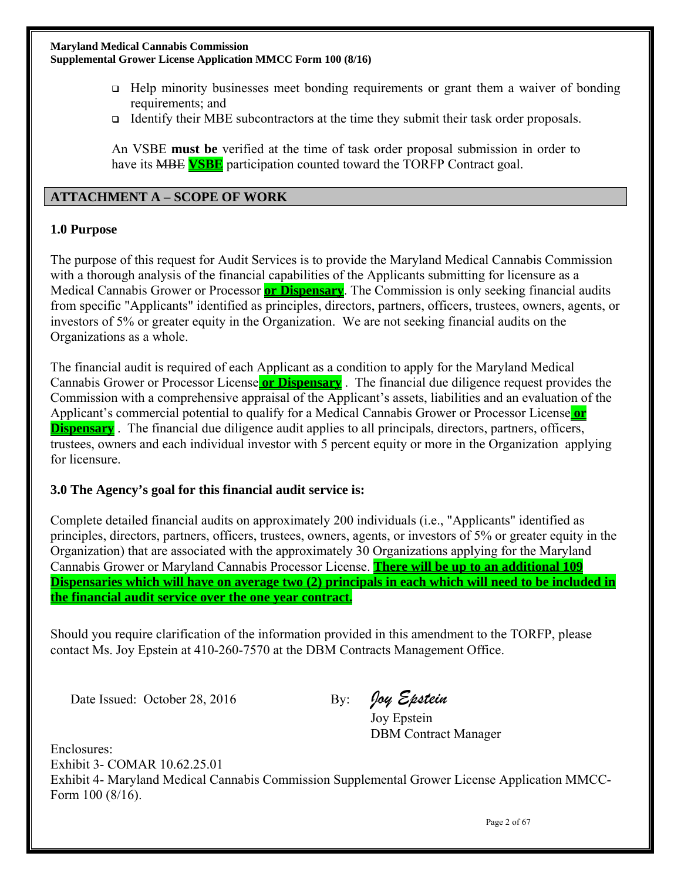- Help minority businesses meet bonding requirements or grant them a waiver of bonding requirements; and
- Identify their MBE subcontractors at the time they submit their task order proposals.

An VSBE **must be** verified at the time of task order proposal submission in order to have its ~~MBE~~ **VSBE** participation counted toward the TORFP Contract goal.

## ATTACHMENT A – SCOPE OF WORK

### 1.0 Purpose

The purpose of this request for Audit Services is to provide the Maryland Medical Cannabis Commission with a thorough analysis of the financial capabilities of the Applicants submitting for licensure as a Medical Cannabis Grower or Processor **or Dispensary**. The Commission is only seeking financial audits from specific "Applicants" identified as principles, directors, partners, officers, trustees, owners, agents, or investors of 5% or greater equity in the Organization. We are not seeking financial audits on the Organizations as a whole.

The financial audit is required of each Applicant as a condition to apply for the Maryland Medical Cannabis Grower or Processor License **or Dispensary** . The financial due diligence request provides the Commission with a comprehensive appraisal of the Applicant's assets, liabilities and an evaluation of the Applicant's commercial potential to qualify for a Medical Cannabis Grower or Processor License **or Dispensary** . The financial due diligence audit applies to all principals, directors, partners, officers, trustees, owners and each individual investor with 5 percent equity or more in the Organization applying for licensure.

### 3.0 The Agency's goal for this financial audit service is:

Complete detailed financial audits on approximately 200 individuals (i.e., "Applicants" identified as principles, directors, partners, officers, trustees, owners, agents, or investors of 5% or greater equity in the Organization) that are associated with the approximately 30 Organizations applying for the Maryland Cannabis Grower or Maryland Cannabis Processor License. **There will be up to an additional 109 Dispensaries which will have on average two (2) principals in each which will need to be included in the financial audit service over the one year contract.**

Should you require clarification of the information provided in this amendment to the TORFP, please contact Ms. Joy Epstein at 410-260-7570 at the DBM Contracts Management Office.

Date Issued: October 28, 2016

By: *Joy Epstein*
Joy Epstein
DBM Contract Manager

Enclosures:
Exhibit 3- COMAR 10.62.25.01
Exhibit 4- Maryland Medical Cannabis Commission Supplemental Grower License Application MMCC-Form 100 (8/16).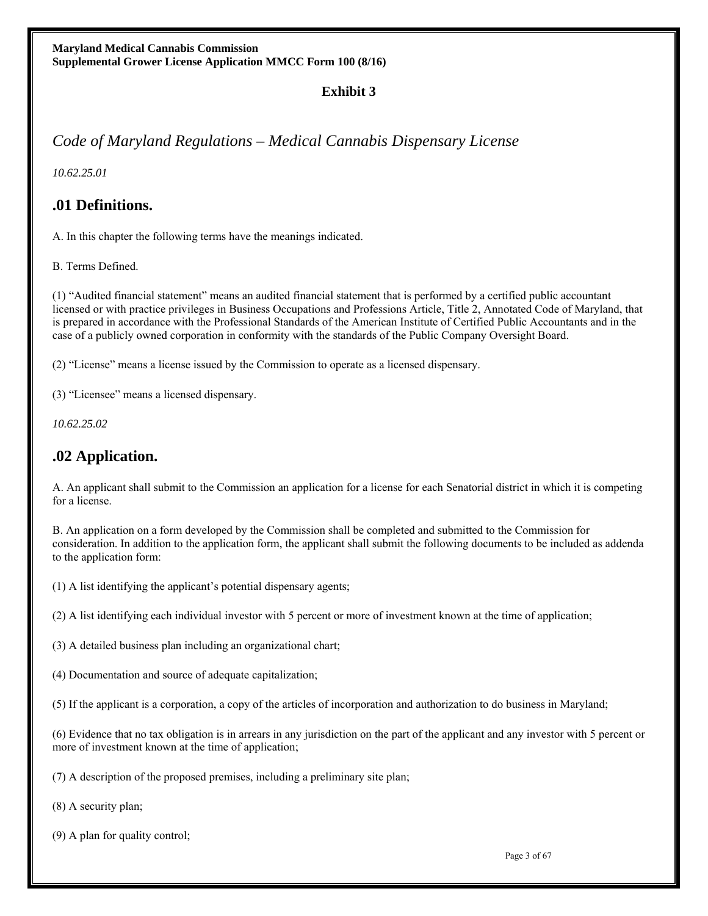**Exhibit 3**

*Code of Maryland Regulations – Medical Cannabis Dispensary License*

*10.62.25.01*

## .01 Definitions.

A. In this chapter the following terms have the meanings indicated.

B. Terms Defined.

(1) "Audited financial statement" means an audited financial statement that is performed by a certified public accountant licensed or with practice privileges in Business Occupations and Professions Article, Title 2, Annotated Code of Maryland, that is prepared in accordance with the Professional Standards of the American Institute of Certified Public Accountants and in the case of a publicly owned corporation in conformity with the standards of the Public Company Oversight Board.

(2) "License" means a license issued by the Commission to operate as a licensed dispensary.

(3) "Licensee" means a licensed dispensary.

*10.62.25.02*

## .02 Application.

A. An applicant shall submit to the Commission an application for a license for each Senatorial district in which it is competing for a license.

B. An application on a form developed by the Commission shall be completed and submitted to the Commission for consideration. In addition to the application form, the applicant shall submit the following documents to be included as addenda to the application form:

(1) A list identifying the applicant's potential dispensary agents;

(2) A list identifying each individual investor with 5 percent or more of investment known at the time of application;

(3) A detailed business plan including an organizational chart;

(4) Documentation and source of adequate capitalization;

(5) If the applicant is a corporation, a copy of the articles of incorporation and authorization to do business in Maryland;

(6) Evidence that no tax obligation is in arrears in any jurisdiction on the part of the applicant and any investor with 5 percent or more of investment known at the time of application;

(7) A description of the proposed premises, including a preliminary site plan;

(8) A security plan;

(9) A plan for quality control;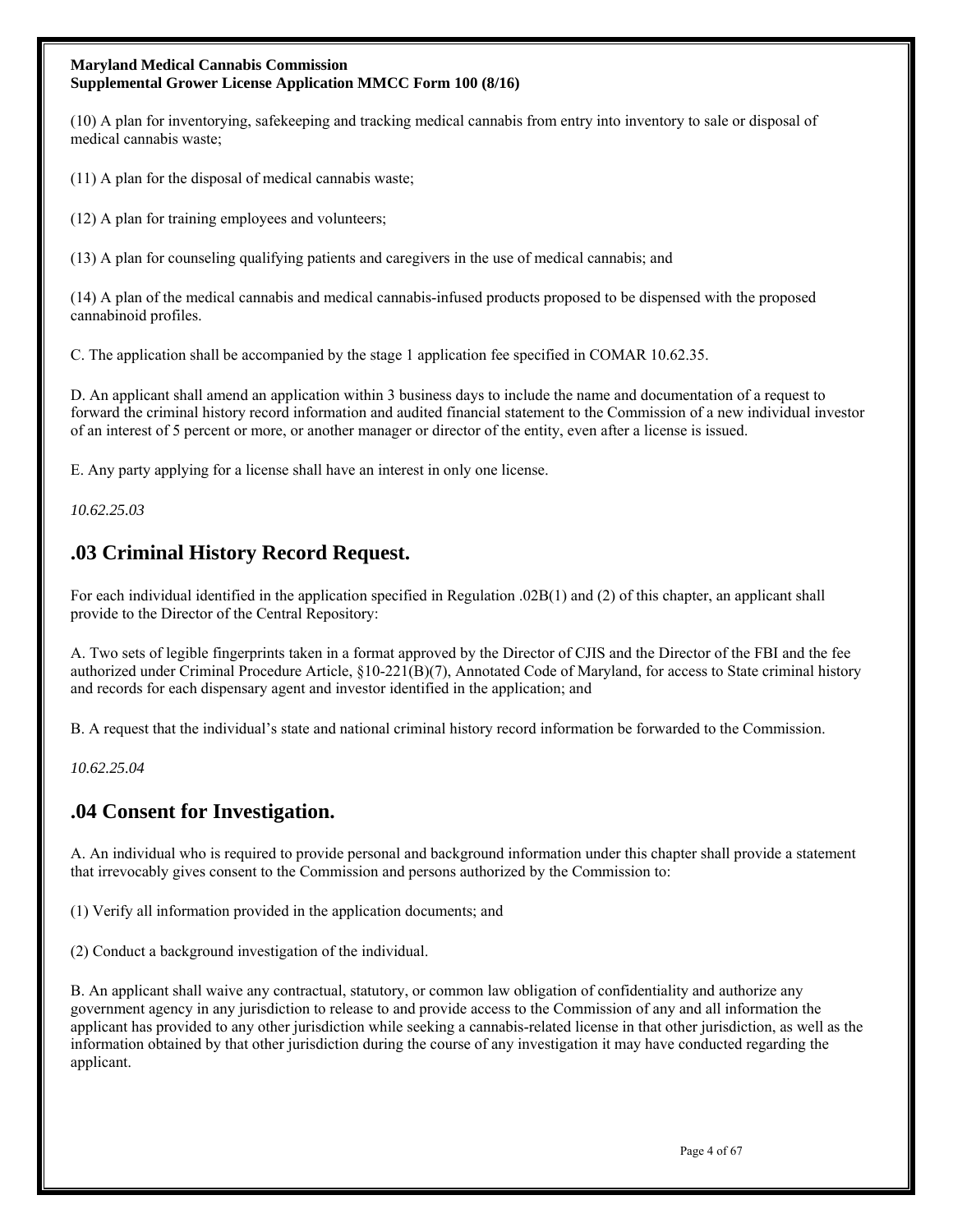(10) A plan for inventorying, safekeeping and tracking medical cannabis from entry into inventory to sale or disposal of medical cannabis waste;

(11) A plan for the disposal of medical cannabis waste;

(12) A plan for training employees and volunteers;

(13) A plan for counseling qualifying patients and caregivers in the use of medical cannabis; and

(14) A plan of the medical cannabis and medical cannabis-infused products proposed to be dispensed with the proposed cannabinoid profiles.

C. The application shall be accompanied by the stage 1 application fee specified in COMAR 10.62.35.

D. An applicant shall amend an application within 3 business days to include the name and documentation of a request to forward the criminal history record information and audited financial statement to the Commission of a new individual investor of an interest of 5 percent or more, or another manager or director of the entity, even after a license is issued.

E. Any party applying for a license shall have an interest in only one license.

*10.62.25.03*

## .03 Criminal History Record Request.

For each individual identified in the application specified in Regulation .02B(1) and (2) of this chapter, an applicant shall provide to the Director of the Central Repository:

A. Two sets of legible fingerprints taken in a format approved by the Director of CJIS and the Director of the FBI and the fee authorized under Criminal Procedure Article, §10-221(B)(7), Annotated Code of Maryland, for access to State criminal history and records for each dispensary agent and investor identified in the application; and

B. A request that the individual's state and national criminal history record information be forwarded to the Commission.

*10.62.25.04*

## .04 Consent for Investigation.

A. An individual who is required to provide personal and background information under this chapter shall provide a statement that irrevocably gives consent to the Commission and persons authorized by the Commission to:

(1) Verify all information provided in the application documents; and

(2) Conduct a background investigation of the individual.

B. An applicant shall waive any contractual, statutory, or common law obligation of confidentiality and authorize any government agency in any jurisdiction to release to and provide access to the Commission of any and all information the applicant has provided to any other jurisdiction while seeking a cannabis-related license in that other jurisdiction, as well as the information obtained by that other jurisdiction during the course of any investigation it may have conducted regarding the applicant.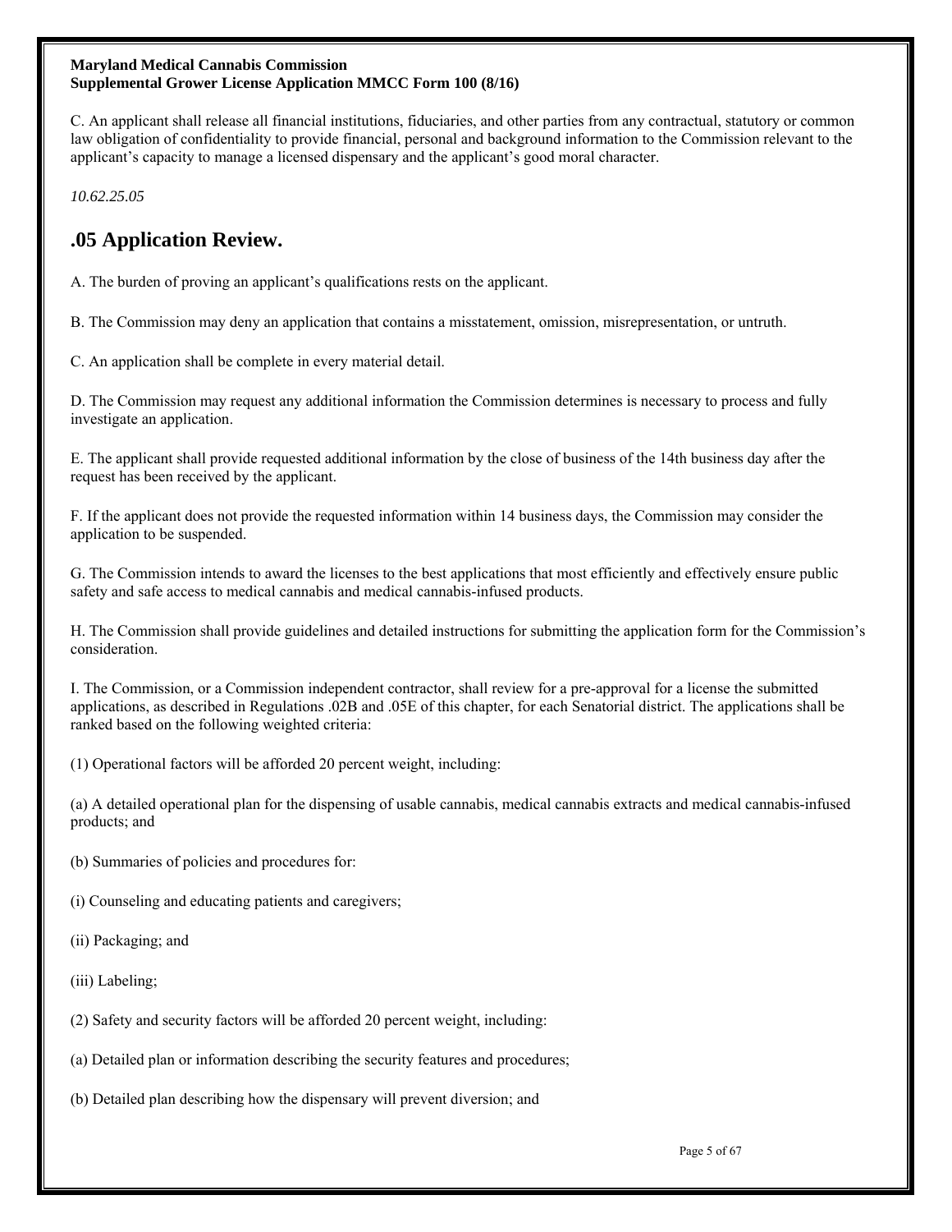C. An applicant shall release all financial institutions, fiduciaries, and other parties from any contractual, statutory or common law obligation of confidentiality to provide financial, personal and background information to the Commission relevant to the applicant's capacity to manage a licensed dispensary and the applicant's good moral character.

*10.62.25.05*

## .05 Application Review.

A. The burden of proving an applicant's qualifications rests on the applicant.

B. The Commission may deny an application that contains a misstatement, omission, misrepresentation, or untruth.

C. An application shall be complete in every material detail.

D. The Commission may request any additional information the Commission determines is necessary to process and fully investigate an application.

E. The applicant shall provide requested additional information by the close of business of the 14th business day after the request has been received by the applicant.

F. If the applicant does not provide the requested information within 14 business days, the Commission may consider the application to be suspended.

G. The Commission intends to award the licenses to the best applications that most efficiently and effectively ensure public safety and safe access to medical cannabis and medical cannabis-infused products.

H. The Commission shall provide guidelines and detailed instructions for submitting the application form for the Commission's consideration.

I. The Commission, or a Commission independent contractor, shall review for a pre-approval for a license the submitted applications, as described in Regulations .02B and .05E of this chapter, for each Senatorial district. The applications shall be ranked based on the following weighted criteria:

(1) Operational factors will be afforded 20 percent weight, including:

(a) A detailed operational plan for the dispensing of usable cannabis, medical cannabis extracts and medical cannabis-infused products; and

(b) Summaries of policies and procedures for:

(i) Counseling and educating patients and caregivers;

(ii) Packaging; and

(iii) Labeling;

(2) Safety and security factors will be afforded 20 percent weight, including:

(a) Detailed plan or information describing the security features and procedures;

(b) Detailed plan describing how the dispensary will prevent diversion; and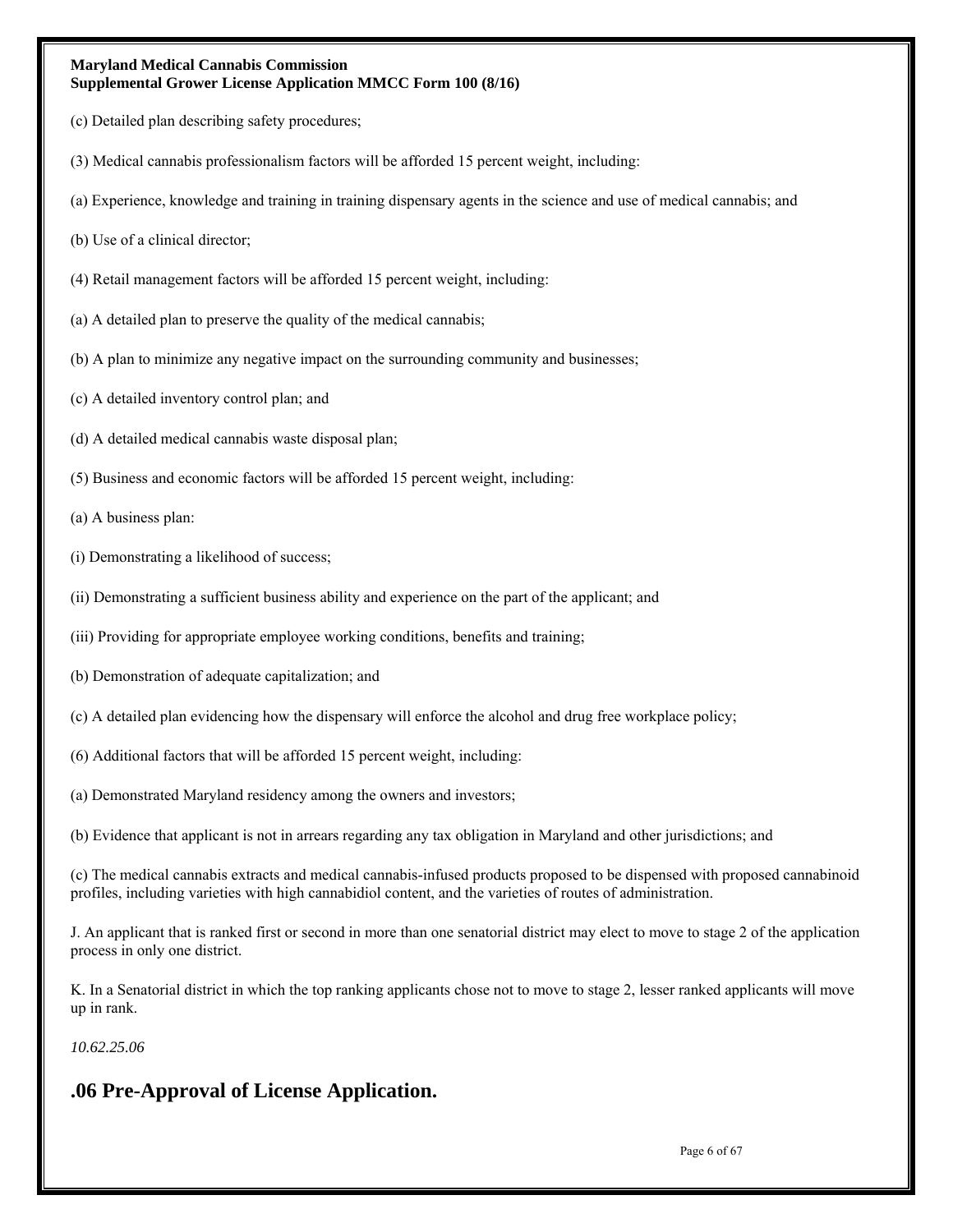(c) Detailed plan describing safety procedures;

(3) Medical cannabis professionalism factors will be afforded 15 percent weight, including:

(a) Experience, knowledge and training in training dispensary agents in the science and use of medical cannabis; and

(b) Use of a clinical director;

(4) Retail management factors will be afforded 15 percent weight, including:

(a) A detailed plan to preserve the quality of the medical cannabis;

(b) A plan to minimize any negative impact on the surrounding community and businesses;

(c) A detailed inventory control plan; and

(d) A detailed medical cannabis waste disposal plan;

(5) Business and economic factors will be afforded 15 percent weight, including:

(a) A business plan:

(i) Demonstrating a likelihood of success;

(ii) Demonstrating a sufficient business ability and experience on the part of the applicant; and

(iii) Providing for appropriate employee working conditions, benefits and training;

(b) Demonstration of adequate capitalization; and

(c) A detailed plan evidencing how the dispensary will enforce the alcohol and drug free workplace policy;

(6) Additional factors that will be afforded 15 percent weight, including:

(a) Demonstrated Maryland residency among the owners and investors;

(b) Evidence that applicant is not in arrears regarding any tax obligation in Maryland and other jurisdictions; and

(c) The medical cannabis extracts and medical cannabis-infused products proposed to be dispensed with proposed cannabinoid profiles, including varieties with high cannabidiol content, and the varieties of routes of administration.

J. An applicant that is ranked first or second in more than one senatorial district may elect to move to stage 2 of the application process in only one district.

K. In a Senatorial district in which the top ranking applicants chose not to move to stage 2, lesser ranked applicants will move up in rank.

*10.62.25.06*

## .06 Pre-Approval of License Application.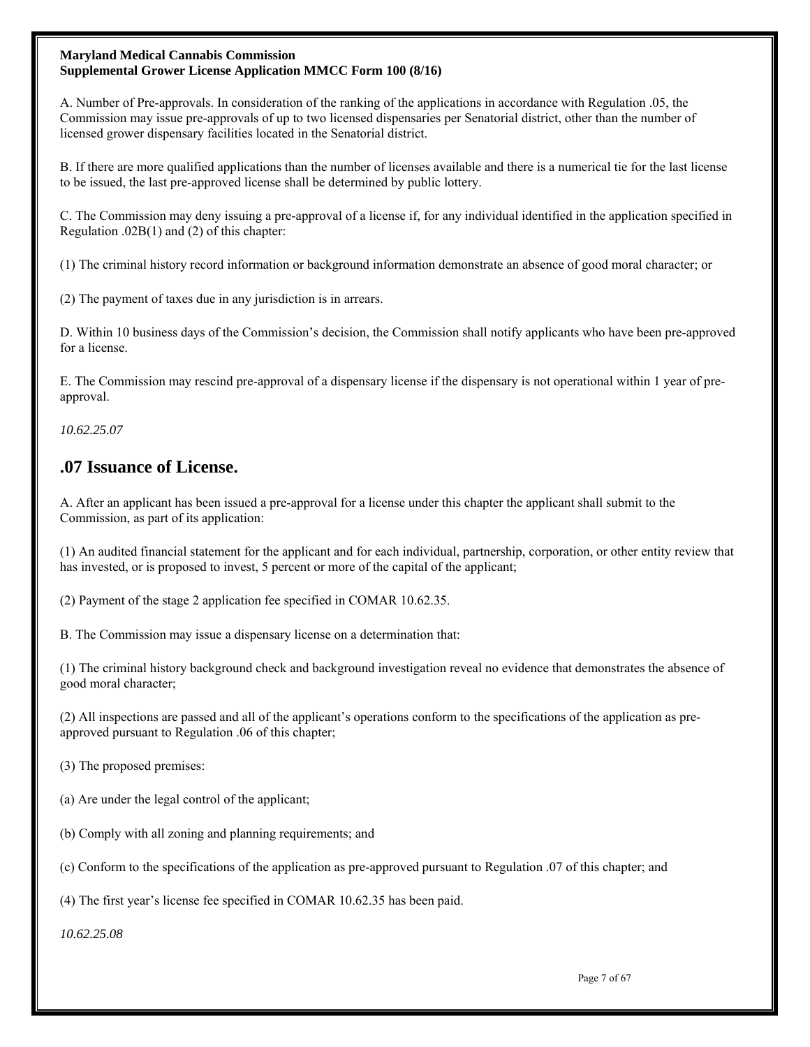A. Number of Pre-approvals. In consideration of the ranking of the applications in accordance with Regulation .05, the Commission may issue pre-approvals of up to two licensed dispensaries per Senatorial district, other than the number of licensed grower dispensary facilities located in the Senatorial district.

B. If there are more qualified applications than the number of licenses available and there is a numerical tie for the last license to be issued, the last pre-approved license shall be determined by public lottery.

C. The Commission may deny issuing a pre-approval of a license if, for any individual identified in the application specified in Regulation .02B(1) and (2) of this chapter:

(1) The criminal history record information or background information demonstrate an absence of good moral character; or

(2) The payment of taxes due in any jurisdiction is in arrears.

D. Within 10 business days of the Commission's decision, the Commission shall notify applicants who have been pre-approved for a license.

E. The Commission may rescind pre-approval of a dispensary license if the dispensary is not operational within 1 year of pre-approval.

*10.62.25.07*

## .07 Issuance of License.

A. After an applicant has been issued a pre-approval for a license under this chapter the applicant shall submit to the Commission, as part of its application:

(1) An audited financial statement for the applicant and for each individual, partnership, corporation, or other entity review that has invested, or is proposed to invest, 5 percent or more of the capital of the applicant;

(2) Payment of the stage 2 application fee specified in COMAR 10.62.35.

B. The Commission may issue a dispensary license on a determination that:

(1) The criminal history background check and background investigation reveal no evidence that demonstrates the absence of good moral character;

(2) All inspections are passed and all of the applicant's operations conform to the specifications of the application as pre-approved pursuant to Regulation .06 of this chapter;

(3) The proposed premises:

(a) Are under the legal control of the applicant;

(b) Comply with all zoning and planning requirements; and

(c) Conform to the specifications of the application as pre-approved pursuant to Regulation .07 of this chapter; and

(4) The first year's license fee specified in COMAR 10.62.35 has been paid.

*10.62.25.08*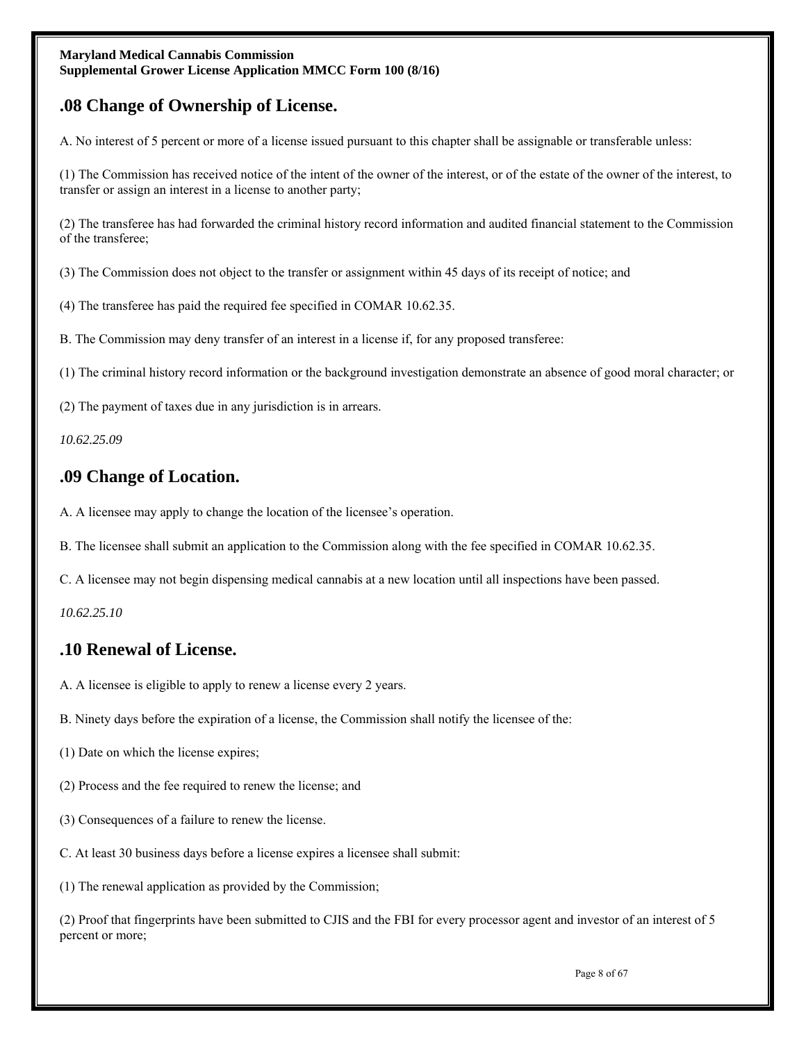## .08 Change of Ownership of License.

A. No interest of 5 percent or more of a license issued pursuant to this chapter shall be assignable or transferable unless:

(1) The Commission has received notice of the intent of the owner of the interest, or of the estate of the owner of the interest, to transfer or assign an interest in a license to another party;

(2) The transferee has had forwarded the criminal history record information and audited financial statement to the Commission of the transferee;

(3) The Commission does not object to the transfer or assignment within 45 days of its receipt of notice; and

(4) The transferee has paid the required fee specified in COMAR 10.62.35.

B. The Commission may deny transfer of an interest in a license if, for any proposed transferee:

(1) The criminal history record information or the background investigation demonstrate an absence of good moral character; or

(2) The payment of taxes due in any jurisdiction is in arrears.

*10.62.25.09*

## .09 Change of Location.

A. A licensee may apply to change the location of the licensee's operation.

B. The licensee shall submit an application to the Commission along with the fee specified in COMAR 10.62.35.

C. A licensee may not begin dispensing medical cannabis at a new location until all inspections have been passed.

*10.62.25.10*

## .10 Renewal of License.

A. A licensee is eligible to apply to renew a license every 2 years.

B. Ninety days before the expiration of a license, the Commission shall notify the licensee of the:

(1) Date on which the license expires;

(2) Process and the fee required to renew the license; and

(3) Consequences of a failure to renew the license.

C. At least 30 business days before a license expires a licensee shall submit:

(1) The renewal application as provided by the Commission;

(2) Proof that fingerprints have been submitted to CJIS and the FBI for every processor agent and investor of an interest of 5 percent or more;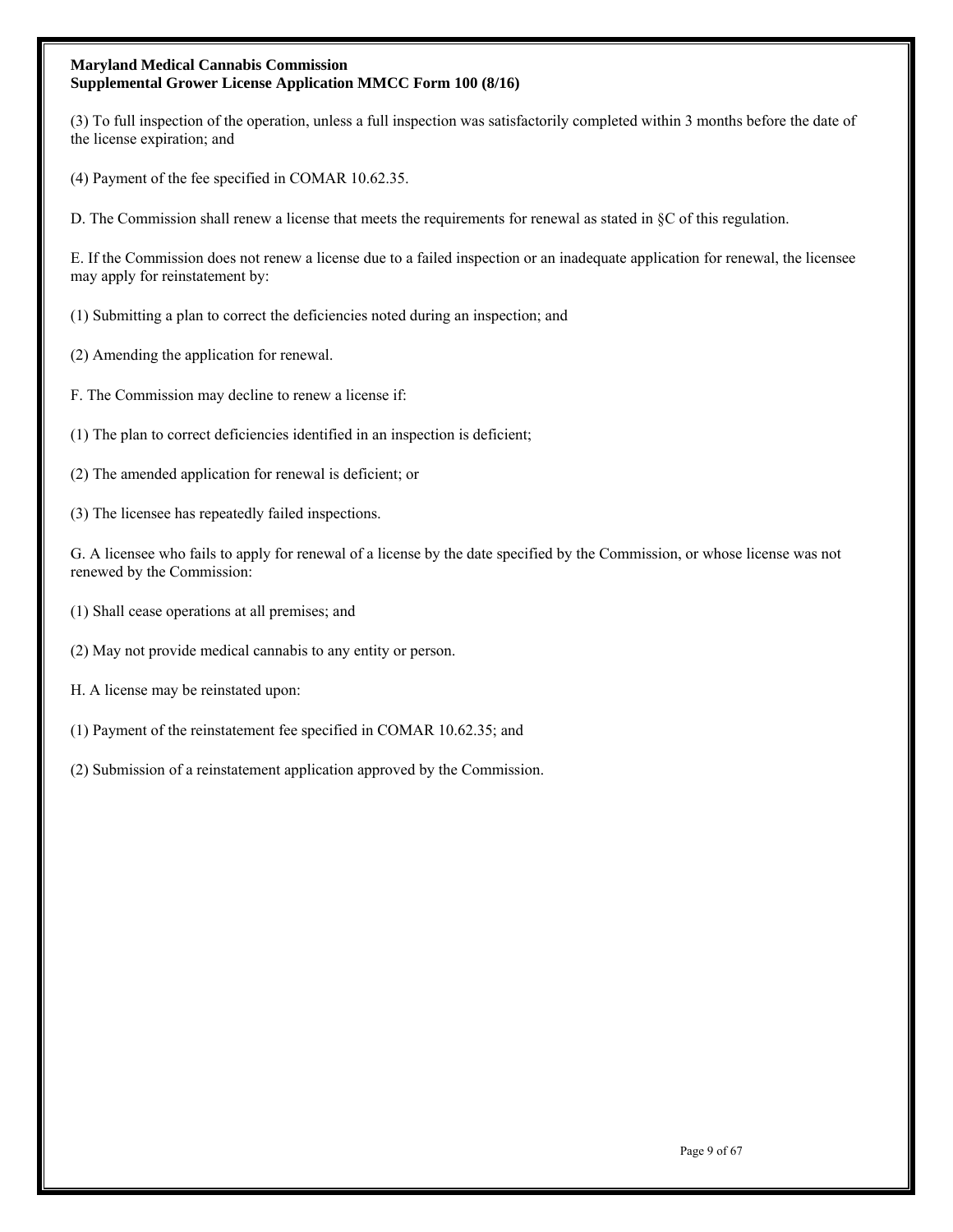(3) To full inspection of the operation, unless a full inspection was satisfactorily completed within 3 months before the date of the license expiration; and

(4) Payment of the fee specified in COMAR 10.62.35.

D. The Commission shall renew a license that meets the requirements for renewal as stated in §C of this regulation.

E. If the Commission does not renew a license due to a failed inspection or an inadequate application for renewal, the licensee may apply for reinstatement by:

(1) Submitting a plan to correct the deficiencies noted during an inspection; and

(2) Amending the application for renewal.

F. The Commission may decline to renew a license if:

(1) The plan to correct deficiencies identified in an inspection is deficient;

(2) The amended application for renewal is deficient; or

(3) The licensee has repeatedly failed inspections.

G. A licensee who fails to apply for renewal of a license by the date specified by the Commission, or whose license was not renewed by the Commission:

(1) Shall cease operations at all premises; and

(2) May not provide medical cannabis to any entity or person.

H. A license may be reinstated upon:

(1) Payment of the reinstatement fee specified in COMAR 10.62.35; and

(2) Submission of a reinstatement application approved by the Commission.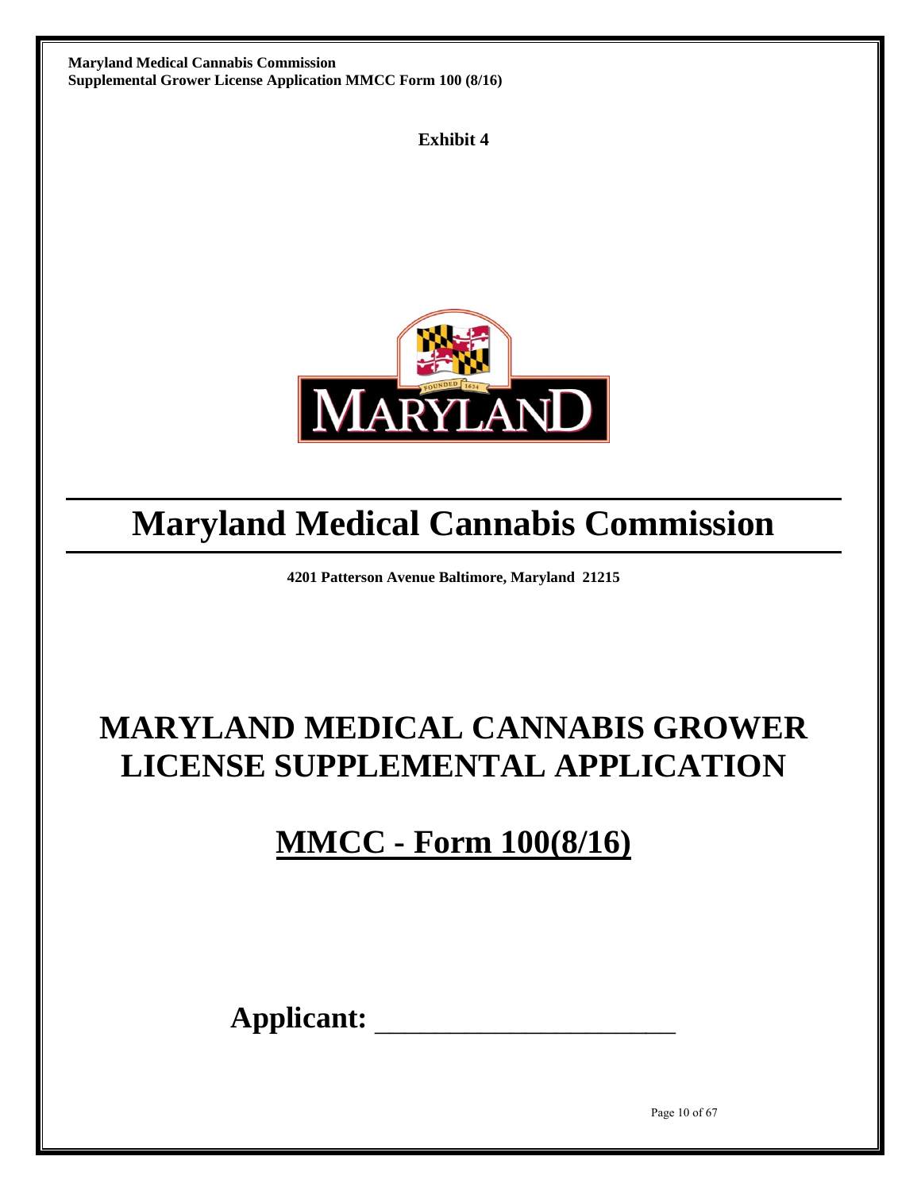**Exhibit 4**

# Maryland Medical Cannabis Commission

**4201 Patterson Avenue Baltimore, Maryland 21215**

# MARYLAND MEDICAL CANNABIS GROWER LICENSE SUPPLEMENTAL APPLICATION

## MMCC - Form 100(8/16)

**Applicant:** ______________________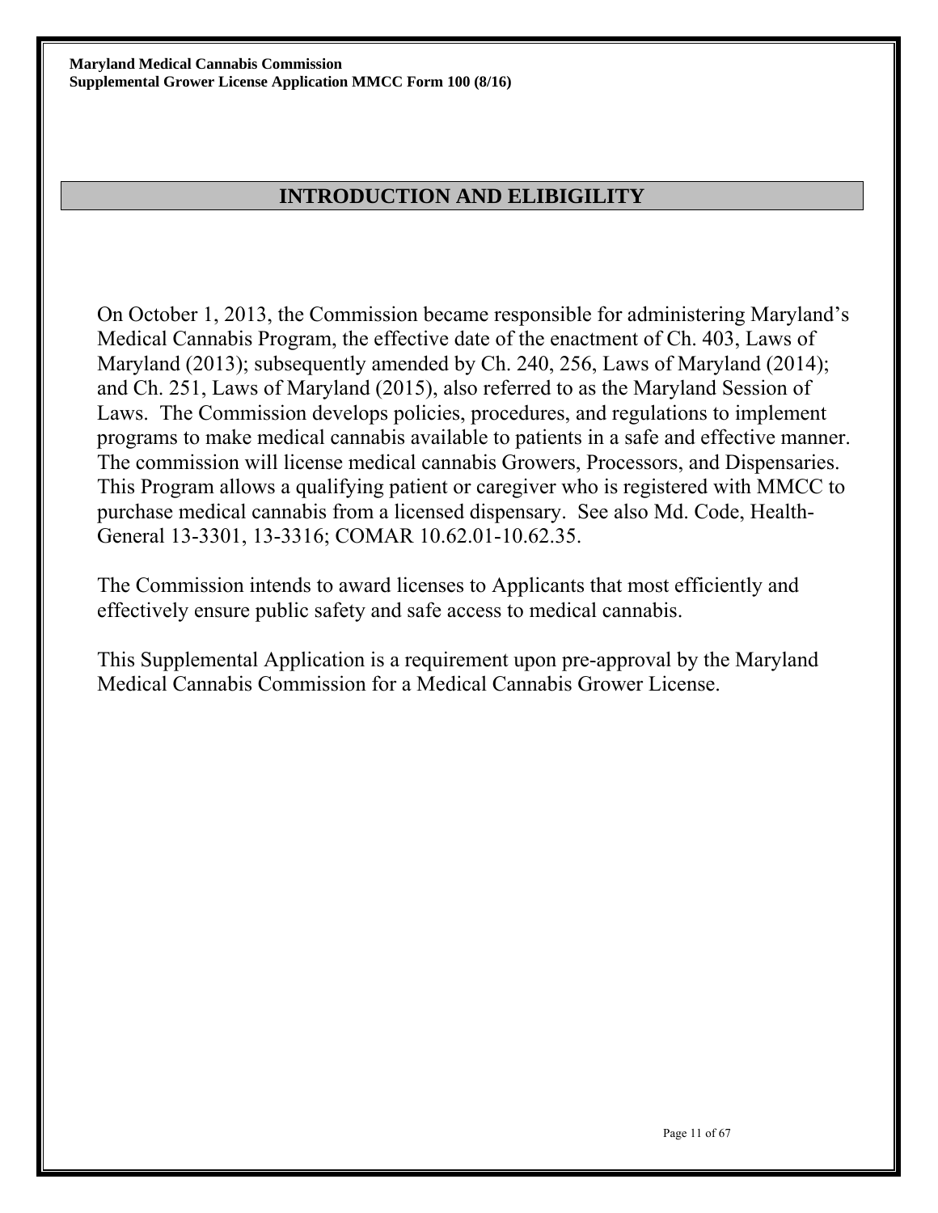## INTRODUCTION AND ELIBIGILITY

On October 1, 2013, the Commission became responsible for administering Maryland's Medical Cannabis Program, the effective date of the enactment of Ch. 403, Laws of Maryland (2013); subsequently amended by Ch. 240, 256, Laws of Maryland (2014); and Ch. 251, Laws of Maryland (2015), also referred to as the Maryland Session of Laws. The Commission develops policies, procedures, and regulations to implement programs to make medical cannabis available to patients in a safe and effective manner. The commission will license medical cannabis Growers, Processors, and Dispensaries. This Program allows a qualifying patient or caregiver who is registered with MMCC to purchase medical cannabis from a licensed dispensary. See also Md. Code, Health-General 13-3301, 13-3316; COMAR 10.62.01-10.62.35.

The Commission intends to award licenses to Applicants that most efficiently and effectively ensure public safety and safe access to medical cannabis.

This Supplemental Application is a requirement upon pre-approval by the Maryland Medical Cannabis Commission for a Medical Cannabis Grower License.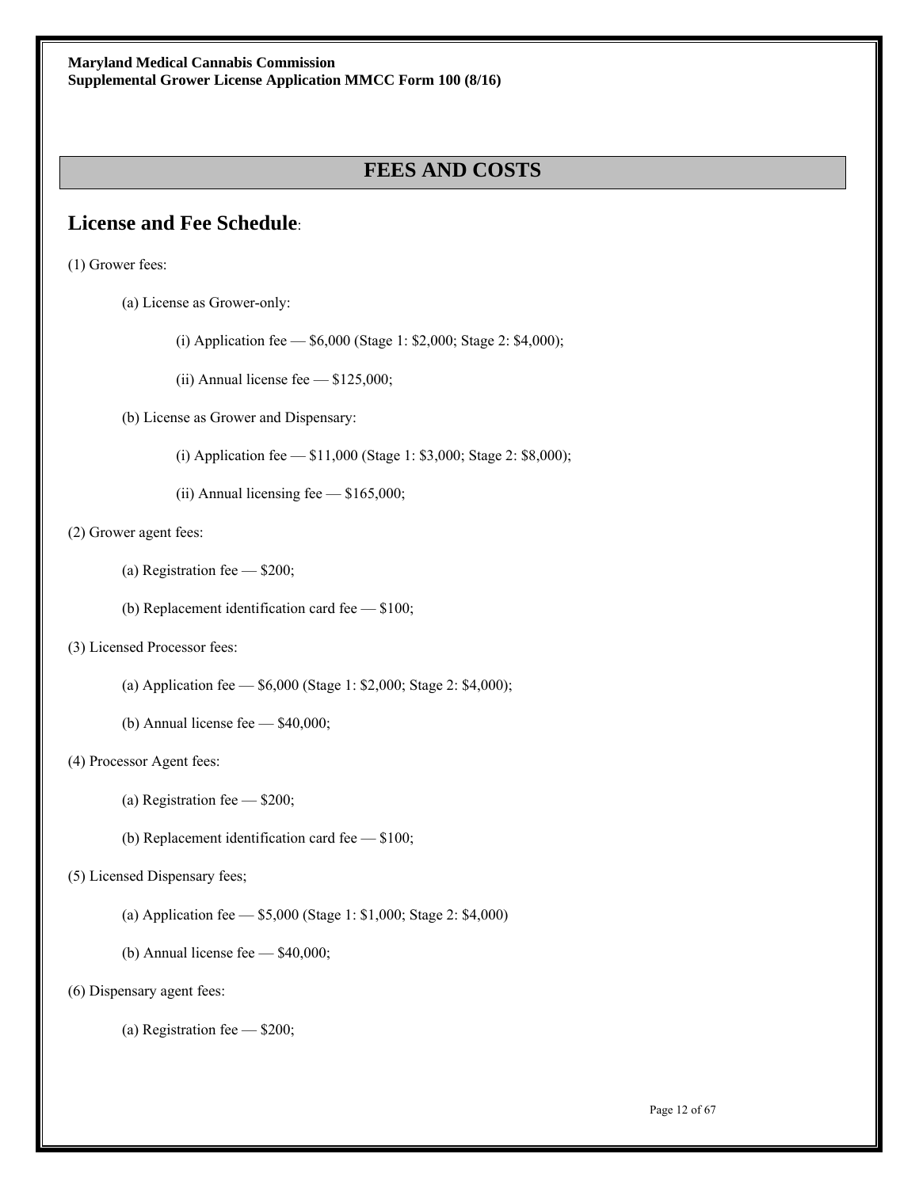## FEES AND COSTS

### License and Fee Schedule:

(1) Grower fees:

(a) License as Grower-only:

(i) Application fee — $6,000 (Stage 1: $2,000; Stage 2: $4,000);

(ii) Annual license fee — $125,000;

(b) License as Grower and Dispensary:

(i) Application fee — $11,000 (Stage 1: $3,000; Stage 2: $8,000);

(ii) Annual licensing fee — $165,000;

(2) Grower agent fees:

(a) Registration fee — $200;

(b) Replacement identification card fee — $100;

(3) Licensed Processor fees:

(a) Application fee — $6,000 (Stage 1: $2,000; Stage 2: $4,000);

(b) Annual license fee — $40,000;

(4) Processor Agent fees:

(a) Registration fee — $200;

(b) Replacement identification card fee — $100;

(5) Licensed Dispensary fees;

(a) Application fee — $5,000 (Stage 1: $1,000; Stage 2: $4,000)

(b) Annual license fee — $40,000;

(6) Dispensary agent fees:

(a) Registration fee — $200;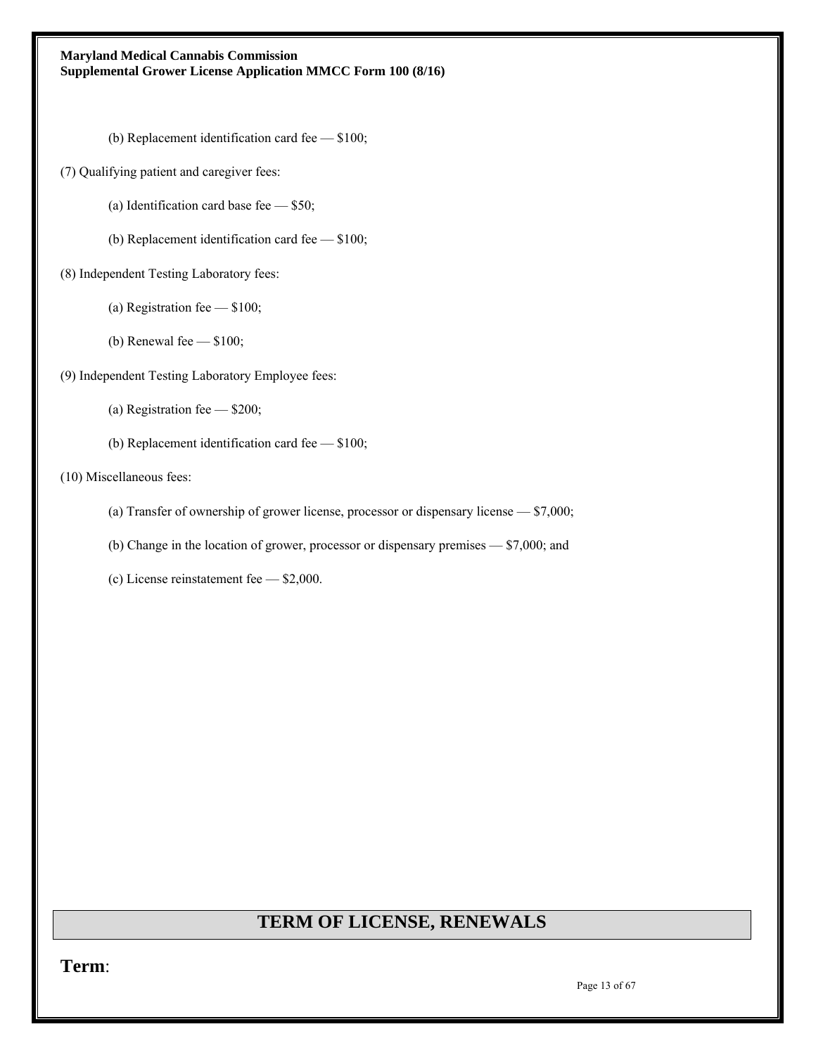(b) Replacement identification card fee — $100;

(7) Qualifying patient and caregiver fees:

(a) Identification card base fee — $50;

(b) Replacement identification card fee — $100;

(8) Independent Testing Laboratory fees:

(a) Registration fee — $100;

(b) Renewal fee — $100;

(9) Independent Testing Laboratory Employee fees:

(a) Registration fee — $200;

(b) Replacement identification card fee — $100;

(10) Miscellaneous fees:

(a) Transfer of ownership of grower license, processor or dispensary license — $7,000;

(b) Change in the location of grower, processor or dispensary premises — $7,000; and

(c) License reinstatement fee — $2,000.

## TERM OF LICENSE, RENEWALS

**Term**: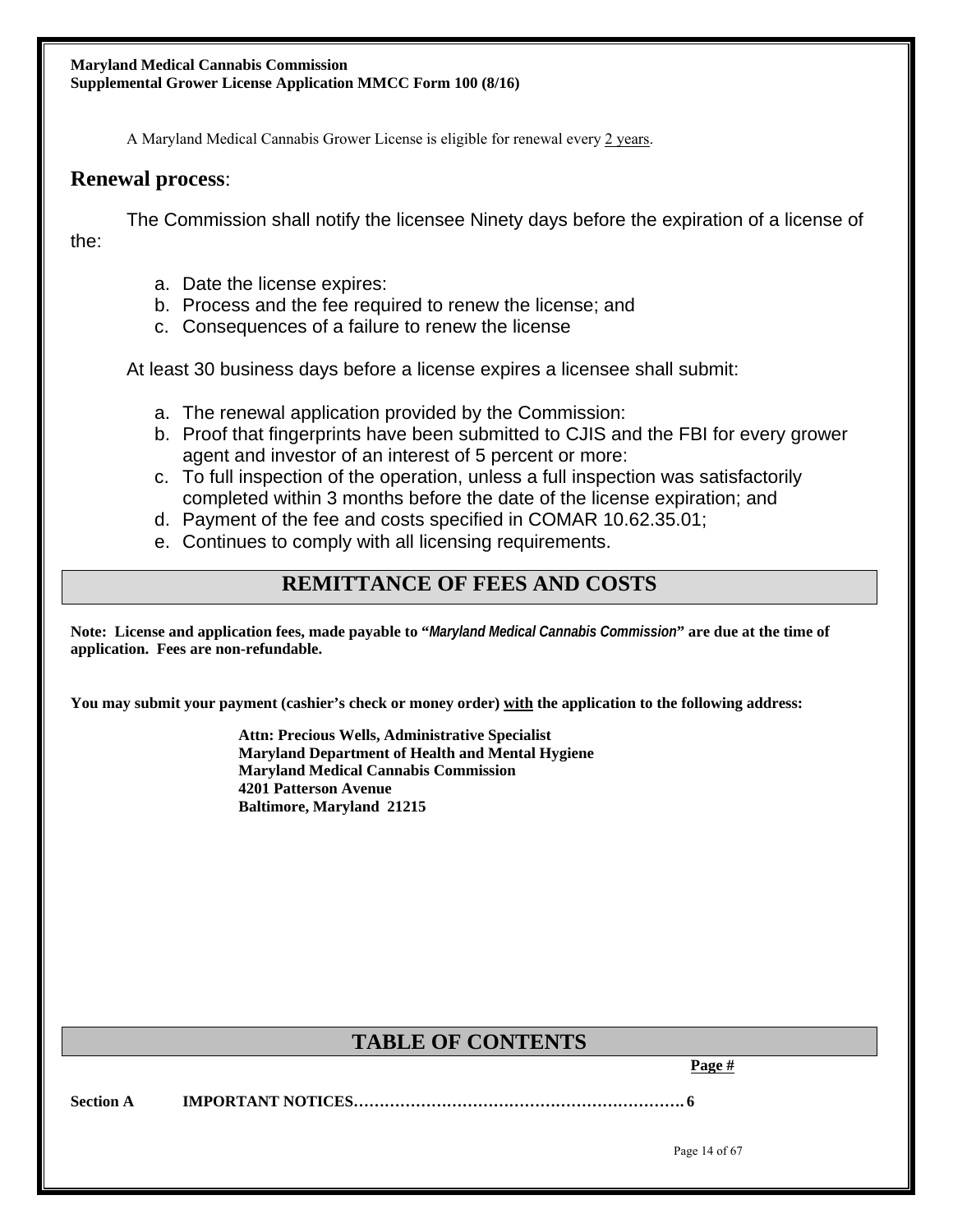A Maryland Medical Cannabis Grower License is eligible for renewal every 2 years.

## Renewal process:

The Commission shall notify the licensee Ninety days before the expiration of a license of the:

a. Date the license expires:
b. Process and the fee required to renew the license; and
c. Consequences of a failure to renew the license

At least 30 business days before a license expires a licensee shall submit:

a. The renewal application provided by the Commission:
b. Proof that fingerprints have been submitted to CJIS and the FBI for every grower agent and investor of an interest of 5 percent or more:
c. To full inspection of the operation, unless a full inspection was satisfactorily completed within 3 months before the date of the license expiration; and
d. Payment of the fee and costs specified in COMAR 10.62.35.01;
e. Continues to comply with all licensing requirements.

## REMITTANCE OF FEES AND COSTS

**Note: License and application fees, made payable to "*Maryland Medical Cannabis Commission*" are due at the time of application. Fees are non-refundable.**

**You may submit your payment (cashier's check or money order) with the application to the following address:**

**Attn: Precious Wells, Administrative Specialist**
**Maryland Department of Health and Mental Hygiene**
**Maryland Medical Cannabis Commission**
**4201 Patterson Avenue**
**Baltimore, Maryland 21215**

## TABLE OF CONTENTS

| | | Page # |
|---|---|---|
| **Section A** | **IMPORTANT NOTICES** | **6** |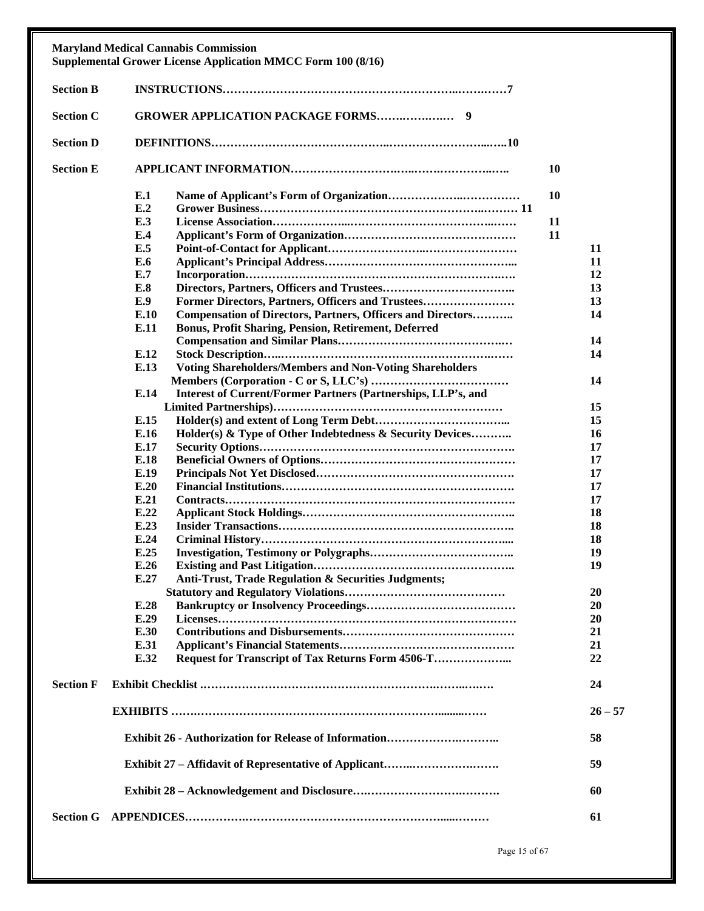**Maryland Medical Cannabis Commission**
**Supplemental Grower License Application MMCC Form 100 (8/16)**

| | | | |
|---|---|---|---|
| **Section B** | | **INSTRUCTIONS** | **7** |
| **Section C** | | **GROWER APPLICATION PACKAGE FORMS** | **9** |
| **Section D** | | **DEFINITIONS** | **10** |
| **Section E** | | **APPLICANT INFORMATION** | **10** |
| | **E.1** | **Name of Applicant's Form of Organization** | **10** |
| | **E.2** | **Grower Business** | **11** |
| | **E.3** | **License Association** | **11** |
| | **E.4** | **Applicant's Form of Organization** | **11** |
| | **E.5** | **Point-of-Contact for Applicant** | **11** |
| | **E.6** | **Applicant's Principal Address** | **11** |
| | **E.7** | **Incorporation** | **12** |
| | **E.8** | **Directors, Partners, Officers and Trustees** | **13** |
| | **E.9** | **Former Directors, Partners, Officers and Trustees** | **13** |
| | **E.10** | **Compensation of Directors, Partners, Officers and Directors** | **14** |
| | **E.11** | **Bonus, Profit Sharing, Pension, Retirement, Deferred Compensation and Similar Plans** | **14** |
| | **E.12** | **Stock Description** | **14** |
| | **E.13** | **Voting Shareholders/Members and Non-Voting Shareholders Members (Corporation - C or S, LLC's)** | **14** |
| | **E.14** | **Interest of Current/Former Partners (Partnerships, LLP's, and Limited Partnerships)** | **15** |
| | **E.15** | **Holder(s) and extent of Long Term Debt** | **15** |
| | **E.16** | **Holder(s) & Type of Other Indebtedness & Security Devices** | **16** |
| | **E.17** | **Security Options** | **17** |
| | **E.18** | **Beneficial Owners of Options** | **17** |
| | **E.19** | **Principals Not Yet Disclosed** | **17** |
| | **E.20** | **Financial Institutions** | **17** |
| | **E.21** | **Contracts** | **17** |
| | **E.22** | **Applicant Stock Holdings** | **18** |
| | **E.23** | **Insider Transactions** | **18** |
| | **E.24** | **Criminal History** | **18** |
| | **E.25** | **Investigation, Testimony or Polygraphs** | **19** |
| | **E.26** | **Existing and Past Litigation** | **19** |
| | **E.27** | **Anti-Trust, Trade Regulation & Securities Judgments; Statutory and Regulatory Violations** | **20** |
| | **E.28** | **Bankruptcy or Insolvency Proceedings** | **20** |
| | **E.29** | **Licenses** | **20** |
| | **E.30** | **Contributions and Disbursements** | **21** |
| | **E.31** | **Applicant's Financial Statements** | **21** |
| | **E.32** | **Request for Transcript of Tax Returns Form 4506-T** | **22** |
| **Section F** | | **Exhibit Checklist** | **24** |
| | | **EXHIBITS** | **26 – 57** |
| | | **Exhibit 26 - Authorization for Release of Information** | **58** |
| | | **Exhibit 27 – Affidavit of Representative of Applicant** | **59** |
| | | **Exhibit 28 – Acknowledgement and Disclosure** | **60** |
| **Section G** | | **APPENDICES** | **61** |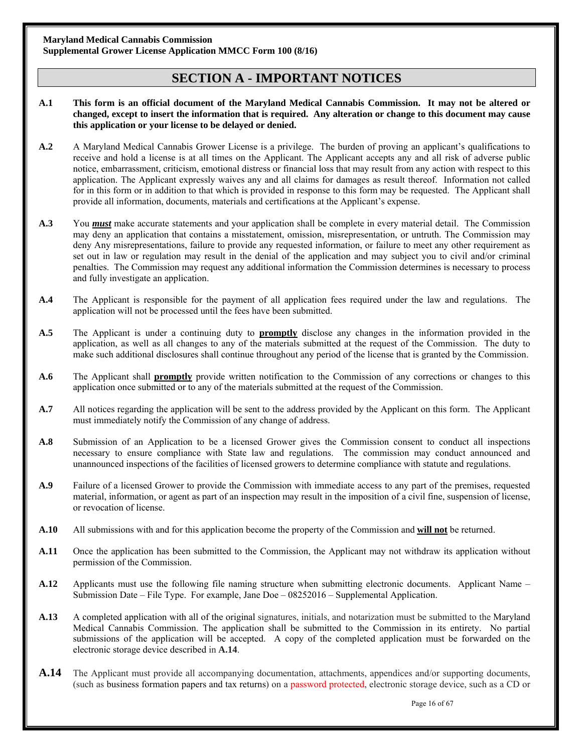**Maryland Medical Cannabis Commission**
**Supplemental Grower License Application MMCC Form 100 (8/16)**

# SECTION A - IMPORTANT NOTICES

**A.1** **This form is an official document of the Maryland Medical Cannabis Commission. It may not be altered or changed, except to insert the information that is required. Any alteration or change to this document may cause this application or your license to be delayed or denied.**

**A.2** A Maryland Medical Cannabis Grower License is a privilege. The burden of proving an applicant's qualifications to receive and hold a license is at all times on the Applicant. The Applicant accepts any and all risk of adverse public notice, embarrassment, criticism, emotional distress or financial loss that may result from any action with respect to this application. The Applicant expressly waives any and all claims for damages as result thereof. Information not called for in this form or in addition to that which is provided in response to this form may be requested. The Applicant shall provide all information, documents, materials and certifications at the Applicant's expense.

**A.3** You ***must*** make accurate statements and your application shall be complete in every material detail. The Commission may deny an application that contains a misstatement, omission, misrepresentation, or untruth. The Commission may deny Any misrepresentations, failure to provide any requested information, or failure to meet any other requirement as set out in law or regulation may result in the denial of the application and may subject you to civil and/or criminal penalties. The Commission may request any additional information the Commission determines is necessary to process and fully investigate an application.

**A.4** The Applicant is responsible for the payment of all application fees required under the law and regulations. The application will not be processed until the fees have been submitted.

**A.5** The Applicant is under a continuing duty to **promptly** disclose any changes in the information provided in the application, as well as all changes to any of the materials submitted at the request of the Commission. The duty to make such additional disclosures shall continue throughout any period of the license that is granted by the Commission.

**A.6** The Applicant shall **promptly** provide written notification to the Commission of any corrections or changes to this application once submitted or to any of the materials submitted at the request of the Commission.

**A.7** All notices regarding the application will be sent to the address provided by the Applicant on this form. The Applicant must immediately notify the Commission of any change of address.

**A.8** Submission of an Application to be a licensed Grower gives the Commission consent to conduct all inspections necessary to ensure compliance with State law and regulations. The commission may conduct announced and unannounced inspections of the facilities of licensed growers to determine compliance with statute and regulations.

**A.9** Failure of a licensed Grower to provide the Commission with immediate access to any part of the premises, requested material, information, or agent as part of an inspection may result in the imposition of a civil fine, suspension of license, or revocation of license.

**A.10** All submissions with and for this application become the property of the Commission and **will not** be returned.

**A.11** Once the application has been submitted to the Commission, the Applicant may not withdraw its application without permission of the Commission.

**A.12** Applicants must use the following file naming structure when submitting electronic documents. Applicant Name – Submission Date – File Type. For example, Jane Doe – 08252016 – Supplemental Application.

**A.13** A completed application with all of the original signatures, initials, and notarization must be submitted to the Maryland Medical Cannabis Commission. The application shall be submitted to the Commission in its entirety. No partial submissions of the application will be accepted. A copy of the completed application must be forwarded on the electronic storage device described in **A.14**.

**A.14** The Applicant must provide all accompanying documentation, attachments, appendices and/or supporting documents, (such as business formation papers and tax returns) on a password protected, electronic storage device, such as a CD or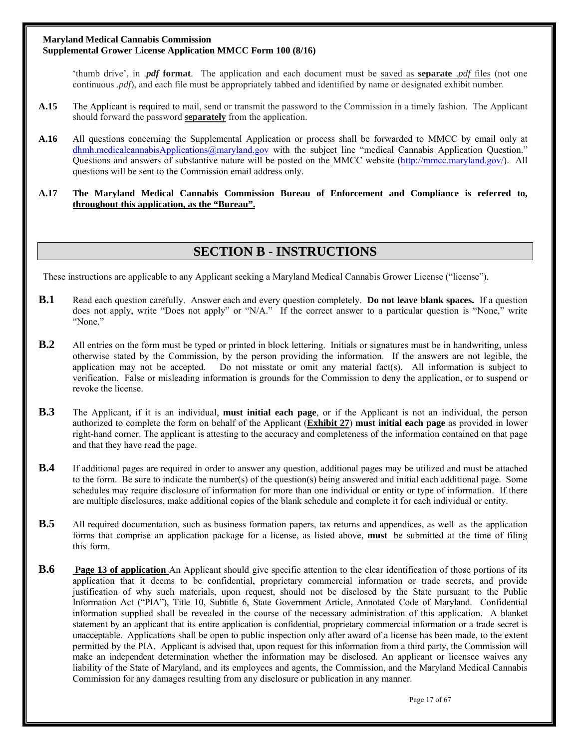'thumb drive', in *.pdf* **format**. The application and each document must be saved as **separate** *.pdf* files (not one continuous *.pdf*), and each file must be appropriately tabbed and identified by name or designated exhibit number.

**A.15** The Applicant is required to mail, send or transmit the password to the Commission in a timely fashion. The Applicant should forward the password **separately** from the application.

**A.16** All questions concerning the Supplemental Application or process shall be forwarded to MMCC by email only at dhmh.medicalcannabisApplications@maryland.gov with the subject line "medical Cannabis Application Question." Questions and answers of substantive nature will be posted on the MMCC website (http://mmcc.maryland.gov/). All questions will be sent to the Commission email address only.

**A.17** **The Maryland Medical Cannabis Commission Bureau of Enforcement and Compliance is referred to, throughout this application, as the "Bureau".**

## SECTION B - INSTRUCTIONS

These instructions are applicable to any Applicant seeking a Maryland Medical Cannabis Grower License ("license").

**B.1** Read each question carefully. Answer each and every question completely. **Do not leave blank spaces.** If a question does not apply, write "Does not apply" or "N/A." If the correct answer to a particular question is "None," write "None."

**B.2** All entries on the form must be typed or printed in block lettering. Initials or signatures must be in handwriting, unless otherwise stated by the Commission, by the person providing the information. If the answers are not legible, the application may not be accepted. Do not misstate or omit any material fact(s). All information is subject to verification. False or misleading information is grounds for the Commission to deny the application, or to suspend or revoke the license.

**B.3** The Applicant, if it is an individual, **must initial each page**, or if the Applicant is not an individual, the person authorized to complete the form on behalf of the Applicant (**Exhibit 27**) **must initial each page** as provided in lower right-hand corner. The applicant is attesting to the accuracy and completeness of the information contained on that page and that they have read the page.

**B.4** If additional pages are required in order to answer any question, additional pages may be utilized and must be attached to the form. Be sure to indicate the number(s) of the question(s) being answered and initial each additional page. Some schedules may require disclosure of information for more than one individual or entity or type of information. If there are multiple disclosures, make additional copies of the blank schedule and complete it for each individual or entity.

**B.5** All required documentation, such as business formation papers, tax returns and appendices, as well as the application forms that comprise an application package for a license, as listed above, **must** be submitted at the time of filing this form.

**B.6** **Page 13 of application** An Applicant should give specific attention to the clear identification of those portions of its application that it deems to be confidential, proprietary commercial information or trade secrets, and provide justification of why such materials, upon request, should not be disclosed by the State pursuant to the Public Information Act ("PIA"), Title 10, Subtitle 6, State Government Article, Annotated Code of Maryland. Confidential information supplied shall be revealed in the course of the necessary administration of this application. A blanket statement by an applicant that its entire application is confidential, proprietary commercial information or a trade secret is unacceptable. Applications shall be open to public inspection only after award of a license has been made, to the extent permitted by the PIA. Applicant is advised that, upon request for this information from a third party, the Commission will make an independent determination whether the information may be disclosed. An applicant or licensee waives any liability of the State of Maryland, and its employees and agents, the Commission, and the Maryland Medical Cannabis Commission for any damages resulting from any disclosure or publication in any manner.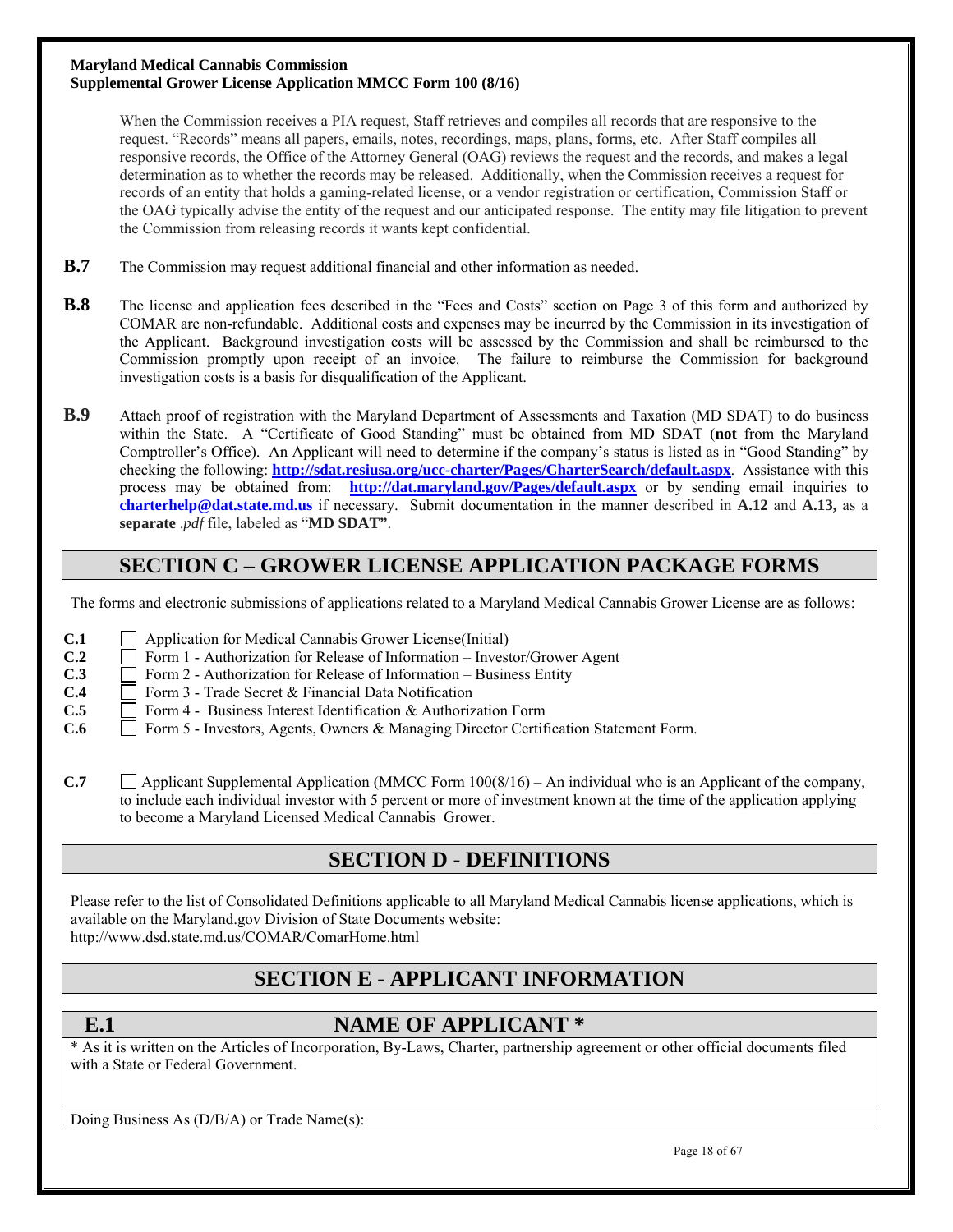When the Commission receives a PIA request, Staff retrieves and compiles all records that are responsive to the request. "Records" means all papers, emails, notes, recordings, maps, plans, forms, etc. After Staff compiles all responsive records, the Office of the Attorney General (OAG) reviews the request and the records, and makes a legal determination as to whether the records may be released. Additionally, when the Commission receives a request for records of an entity that holds a gaming-related license, or a vendor registration or certification, Commission Staff or the OAG typically advise the entity of the request and our anticipated response. The entity may file litigation to prevent the Commission from releasing records it wants kept confidential.

**B.7** The Commission may request additional financial and other information as needed.

**B.8** The license and application fees described in the "Fees and Costs" section on Page 3 of this form and authorized by COMAR are non-refundable. Additional costs and expenses may be incurred by the Commission in its investigation of the Applicant. Background investigation costs will be assessed by the Commission and shall be reimbursed to the Commission promptly upon receipt of an invoice. The failure to reimburse the Commission for background investigation costs is a basis for disqualification of the Applicant.

**B.9** Attach proof of registration with the Maryland Department of Assessments and Taxation (MD SDAT) to do business within the State. A "Certificate of Good Standing" must be obtained from MD SDAT (**not** from the Maryland Comptroller's Office). An Applicant will need to determine if the company's status is listed as in "Good Standing" by checking the following: **http://sdat.resiusa.org/ucc-charter/Pages/CharterSearch/default.aspx**. Assistance with this process may be obtained from: **http://dat.maryland.gov/Pages/default.aspx** or by sending email inquiries to **charterhelp@dat.state.md.us** if necessary. Submit documentation in the manner described in **A.12** and **A.13,** as a **separate** *.pdf* file, labeled as "**MD SDAT"**.

## SECTION C – GROWER LICENSE APPLICATION PACKAGE FORMS

The forms and electronic submissions of applications related to a Maryland Medical Cannabis Grower License are as follows:

- **C.1** ☐ Application for Medical Cannabis Grower License(Initial)
- **C.2** ☐ Form 1 - Authorization for Release of Information – Investor/Grower Agent
- **C.3** ☐ Form 2 - Authorization for Release of Information – Business Entity
- **C.4** ☐ Form 3 - Trade Secret & Financial Data Notification
- **C.5** ☐ Form 4 - Business Interest Identification & Authorization Form
- **C.6** ☐ Form 5 - Investors, Agents, Owners & Managing Director Certification Statement Form.

**C.7** ☐ Applicant Supplemental Application (MMCC Form 100(8/16) – An individual who is an Applicant of the company, to include each individual investor with 5 percent or more of investment known at the time of the application applying to become a Maryland Licensed Medical Cannabis Grower.

## SECTION D - DEFINITIONS

Please refer to the list of Consolidated Definitions applicable to all Maryland Medical Cannabis license applications, which is available on the Maryland.gov Division of State Documents website:
http://www.dsd.state.md.us/COMAR/ComarHome.html

## SECTION E - APPLICANT INFORMATION

### E.1 NAME OF APPLICANT *

\* As it is written on the Articles of Incorporation, By-Laws, Charter, partnership agreement or other official documents filed with a State or Federal Government.

Doing Business As (D/B/A) or Trade Name(s):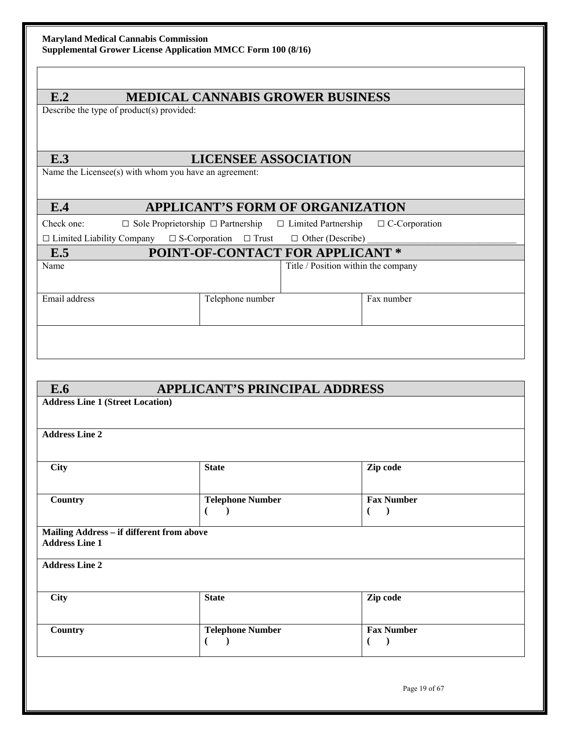## E.2 MEDICAL CANNABIS GROWER BUSINESS

Describe the type of product(s) provided:

## E.3 LICENSEE ASSOCIATION

Name the Licensee(s) with whom you have an agreement:

## E.4 APPLICANT'S FORM OF ORGANIZATION

Check one: ☐ Sole Proprietorship ☐ Partnership ☐ Limited Partnership ☐ C-Corporation

☐ Limited Liability Company ☐ S-Corporation ☐ Trust ☐ Other (Describe) ______________________________

## E.5 POINT-OF-CONTACT FOR APPLICANT *

| Name | | Title / Position within the company |
|---|---|---|
| Email address | Telephone number | Fax number |

## E.6 APPLICANT'S PRINCIPAL ADDRESS

**Address Line 1 (Street Location)**

**Address Line 2**

| **City** | **State** | **Zip code** |
|---|---|---|
| **Country** | **Telephone Number** ( ) | **Fax Number** ( ) |

**Mailing Address – if different from above**
**Address Line 1**

**Address Line 2**

| **City** | **State** | **Zip code** |
|---|---|---|
| **Country** | **Telephone Number** ( ) | **Fax Number** ( ) |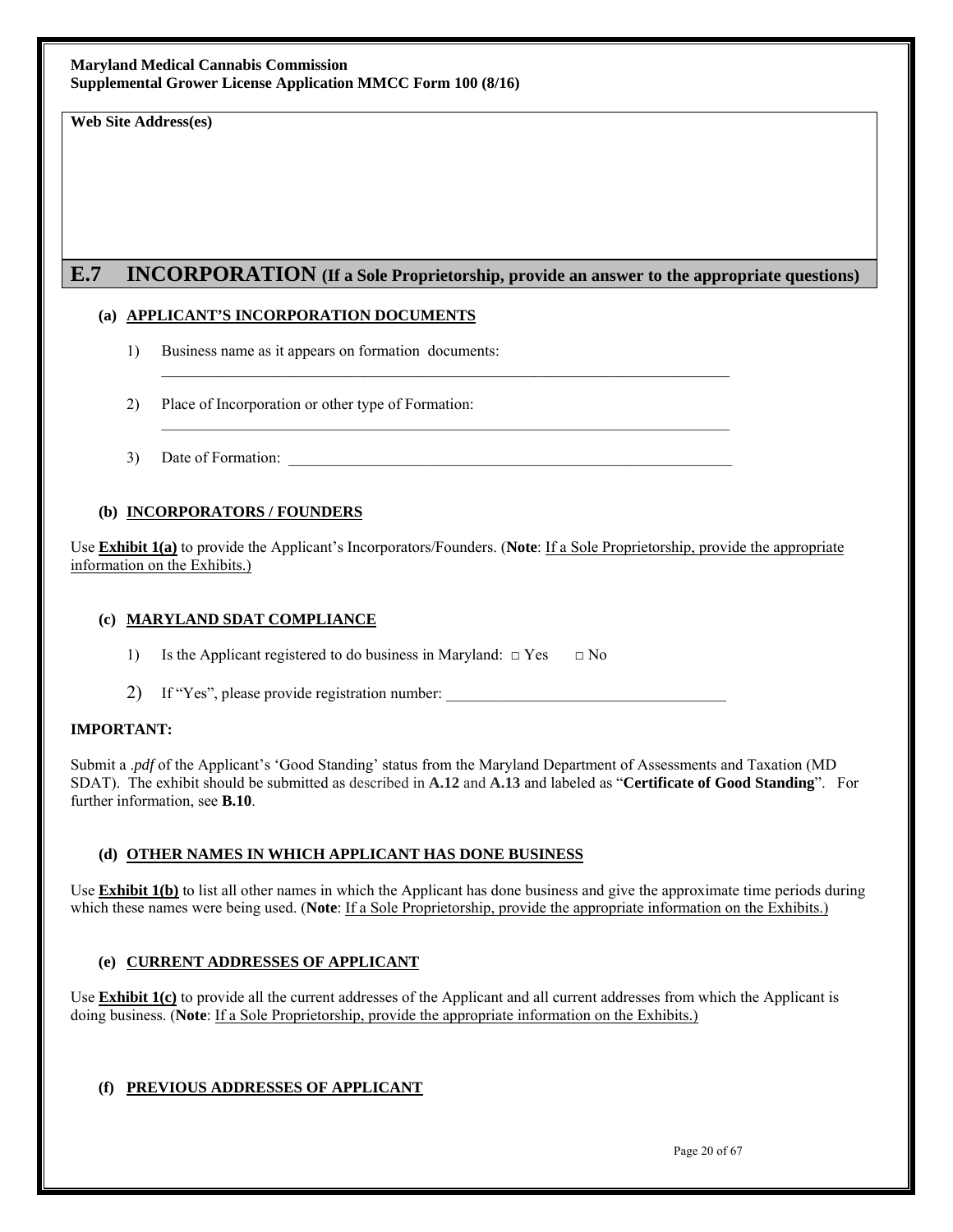**Web Site Address(es)**

## E.7 INCORPORATION (If a Sole Proprietorship, provide an answer to the appropriate questions)

### (a) APPLICANT'S INCORPORATION DOCUMENTS

1) Business name as it appears on formation documents: \_\_\_\_\_\_\_\_\_\_\_\_\_\_\_\_\_\_\_\_\_\_\_\_\_\_\_\_\_\_\_\_\_\_\_\_\_\_\_\_

2) Place of Incorporation or other type of Formation: \_\_\_\_\_\_\_\_\_\_\_\_\_\_\_\_\_\_\_\_\_\_\_\_\_\_\_\_\_\_\_\_\_\_\_\_\_\_\_\_

3) Date of Formation: \_\_\_\_\_\_\_\_\_\_\_\_\_\_\_\_\_\_\_\_\_\_\_\_\_\_\_\_\_\_\_\_\_\_\_\_\_\_\_\_

### (b) INCORPORATORS / FOUNDERS

Use **Exhibit 1(a)** to provide the Applicant's Incorporators/Founders. (**Note**: If a Sole Proprietorship, provide the appropriate information on the Exhibits.)

### (c) MARYLAND SDAT COMPLIANCE

1) Is the Applicant registered to do business in Maryland: □ Yes □ No

2) If "Yes", please provide registration number: \_\_\_\_\_\_\_\_\_\_\_\_\_\_\_\_\_\_\_\_\_\_\_\_\_\_\_\_\_\_\_\_\_\_\_\_

**IMPORTANT:**

Submit a *.pdf* of the Applicant's 'Good Standing' status from the Maryland Department of Assessments and Taxation (MD SDAT). The exhibit should be submitted as described in **A.12** and **A.13** and labeled as "**Certificate of Good Standing**". For further information, see **B.10**.

### (d) OTHER NAMES IN WHICH APPLICANT HAS DONE BUSINESS

Use **Exhibit 1(b)** to list all other names in which the Applicant has done business and give the approximate time periods during which these names were being used. (**Note**: If a Sole Proprietorship, provide the appropriate information on the Exhibits.)

### (e) CURRENT ADDRESSES OF APPLICANT

Use **Exhibit 1(c)** to provide all the current addresses of the Applicant and all current addresses from which the Applicant is doing business. (**Note**: If a Sole Proprietorship, provide the appropriate information on the Exhibits.)

### (f) PREVIOUS ADDRESSES OF APPLICANT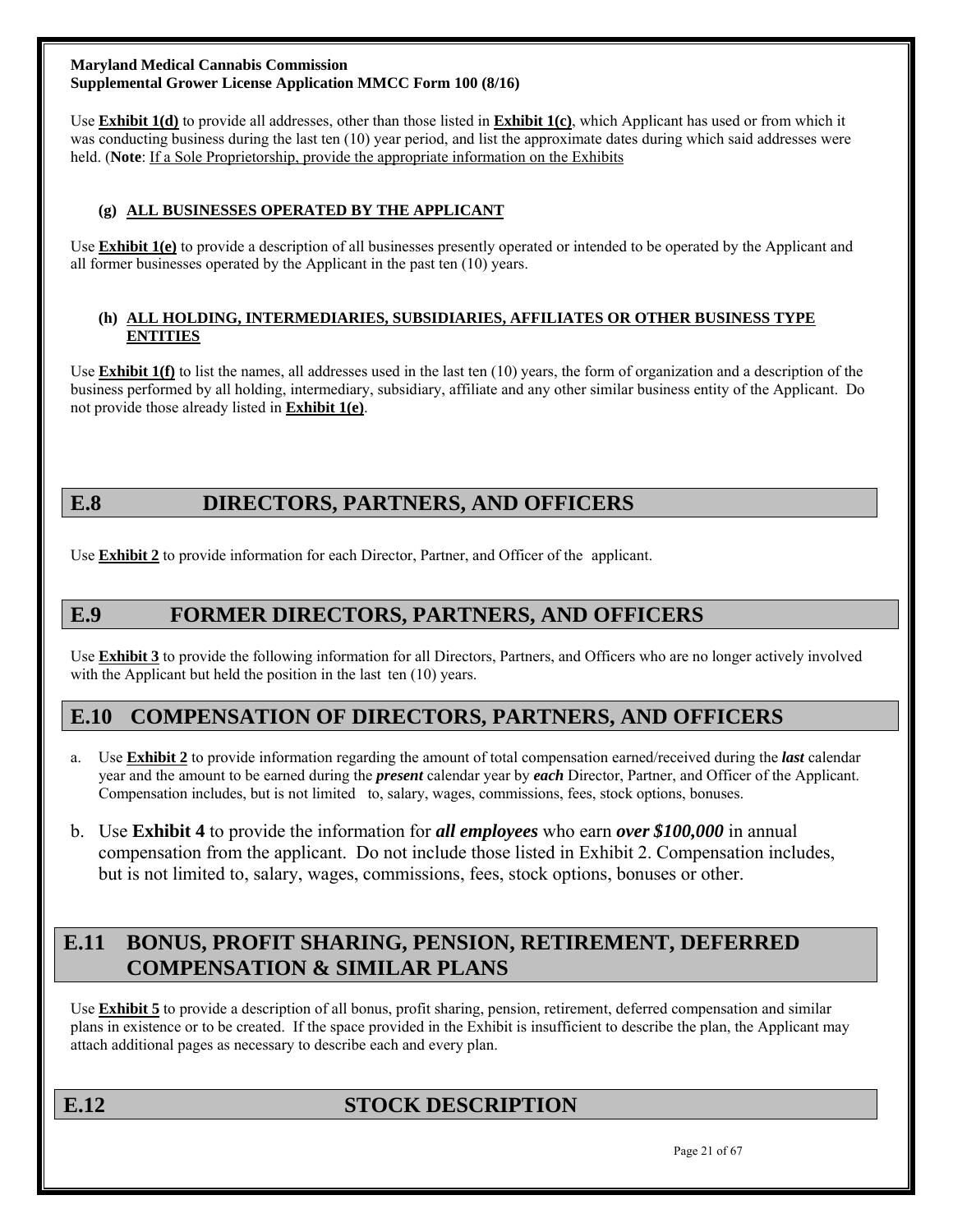Use **Exhibit 1(d)** to provide all addresses, other than those listed in **Exhibit 1(c)**, which Applicant has used or from which it was conducting business during the last ten (10) year period, and list the approximate dates during which said addresses were held. (**Note**: If a Sole Proprietorship, provide the appropriate information on the Exhibits

### (g) ALL BUSINESSES OPERATED BY THE APPLICANT

Use **Exhibit 1(e)** to provide a description of all businesses presently operated or intended to be operated by the Applicant and all former businesses operated by the Applicant in the past ten (10) years.

### (h) ALL HOLDING, INTERMEDIARIES, SUBSIDIARIES, AFFILIATES OR OTHER BUSINESS TYPE ENTITIES

Use **Exhibit 1(f)** to list the names, all addresses used in the last ten (10) years, the form of organization and a description of the business performed by all holding, intermediary, subsidiary, affiliate and any other similar business entity of the Applicant. Do not provide those already listed in **Exhibit 1(e)**.

## E.8 DIRECTORS, PARTNERS, AND OFFICERS

Use **Exhibit 2** to provide information for each Director, Partner, and Officer of the applicant.

## E.9 FORMER DIRECTORS, PARTNERS, AND OFFICERS

Use **Exhibit 3** to provide the following information for all Directors, Partners, and Officers who are no longer actively involved with the Applicant but held the position in the last ten (10) years.

## E.10 COMPENSATION OF DIRECTORS, PARTNERS, AND OFFICERS

a. Use **Exhibit 2** to provide information regarding the amount of total compensation earned/received during the ***last*** calendar year and the amount to be earned during the ***present*** calendar year by ***each*** Director, Partner, and Officer of the Applicant. Compensation includes, but is not limited to, salary, wages, commissions, fees, stock options, bonuses.

b. Use **Exhibit 4** to provide the information for ***all employees*** who earn ***over $100,000*** in annual compensation from the applicant. Do not include those listed in Exhibit 2. Compensation includes, but is not limited to, salary, wages, commissions, fees, stock options, bonuses or other.

## E.11 BONUS, PROFIT SHARING, PENSION, RETIREMENT, DEFERRED COMPENSATION & SIMILAR PLANS

Use **Exhibit 5** to provide a description of all bonus, profit sharing, pension, retirement, deferred compensation and similar plans in existence or to be created. If the space provided in the Exhibit is insufficient to describe the plan, the Applicant may attach additional pages as necessary to describe each and every plan.

## E.12 STOCK DESCRIPTION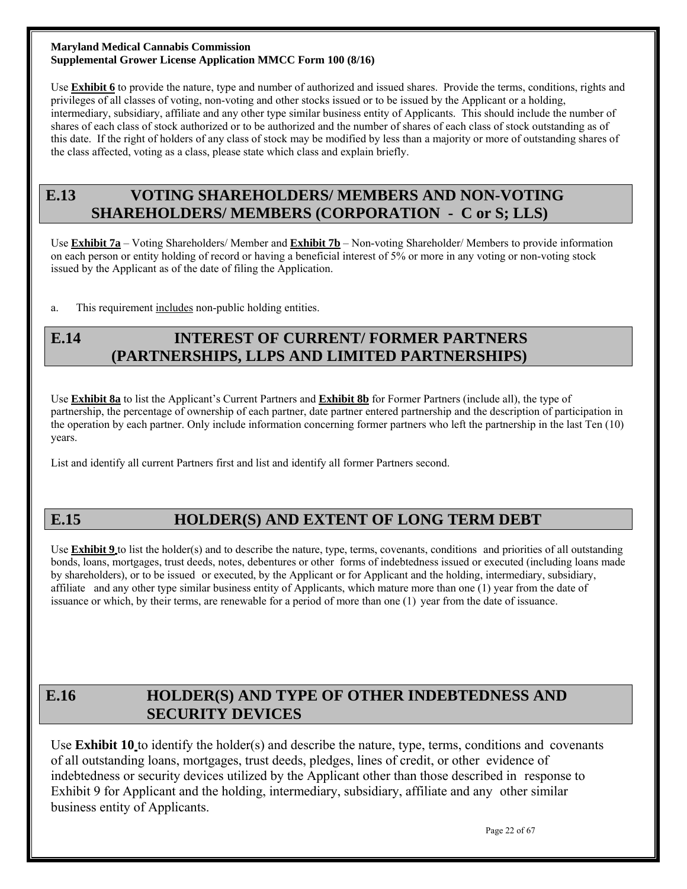Use **Exhibit 6** to provide the nature, type and number of authorized and issued shares. Provide the terms, conditions, rights and privileges of all classes of voting, non-voting and other stocks issued or to be issued by the Applicant or a holding, intermediary, subsidiary, affiliate and any other type similar business entity of Applicants. This should include the number of shares of each class of stock authorized or to be authorized and the number of shares of each class of stock outstanding as of this date. If the right of holders of any class of stock may be modified by less than a majority or more of outstanding shares of the class affected, voting as a class, please state which class and explain briefly.

## E.13 VOTING SHAREHOLDERS/ MEMBERS AND NON-VOTING SHAREHOLDERS/ MEMBERS (CORPORATION - C or S; LLS)

Use **Exhibit 7a** – Voting Shareholders/ Member and **Exhibit 7b** – Non-voting Shareholder/ Members to provide information on each person or entity holding of record or having a beneficial interest of 5% or more in any voting or non-voting stock issued by the Applicant as of the date of filing the Application.

a. This requirement includes non-public holding entities.

## E.14 INTEREST OF CURRENT/ FORMER PARTNERS (PARTNERSHIPS, LLPS AND LIMITED PARTNERSHIPS)

Use **Exhibit 8a** to list the Applicant's Current Partners and **Exhibit 8b** for Former Partners (include all), the type of partnership, the percentage of ownership of each partner, date partner entered partnership and the description of participation in the operation by each partner. Only include information concerning former partners who left the partnership in the last Ten (10) years.

List and identify all current Partners first and list and identify all former Partners second.

## E.15 HOLDER(S) AND EXTENT OF LONG TERM DEBT

Use **Exhibit 9** to list the holder(s) and to describe the nature, type, terms, covenants, conditions and priorities of all outstanding bonds, loans, mortgages, trust deeds, notes, debentures or other forms of indebtedness issued or executed (including loans made by shareholders), or to be issued or executed, by the Applicant or for Applicant and the holding, intermediary, subsidiary, affiliate and any other type similar business entity of Applicants, which mature more than one (1) year from the date of issuance or which, by their terms, are renewable for a period of more than one (1) year from the date of issuance.

## E.16 HOLDER(S) AND TYPE OF OTHER INDEBTEDNESS AND SECURITY DEVICES

Use **Exhibit 10** to identify the holder(s) and describe the nature, type, terms, conditions and covenants of all outstanding loans, mortgages, trust deeds, pledges, lines of credit, or other evidence of indebtedness or security devices utilized by the Applicant other than those described in response to Exhibit 9 for Applicant and the holding, intermediary, subsidiary, affiliate and any other similar business entity of Applicants.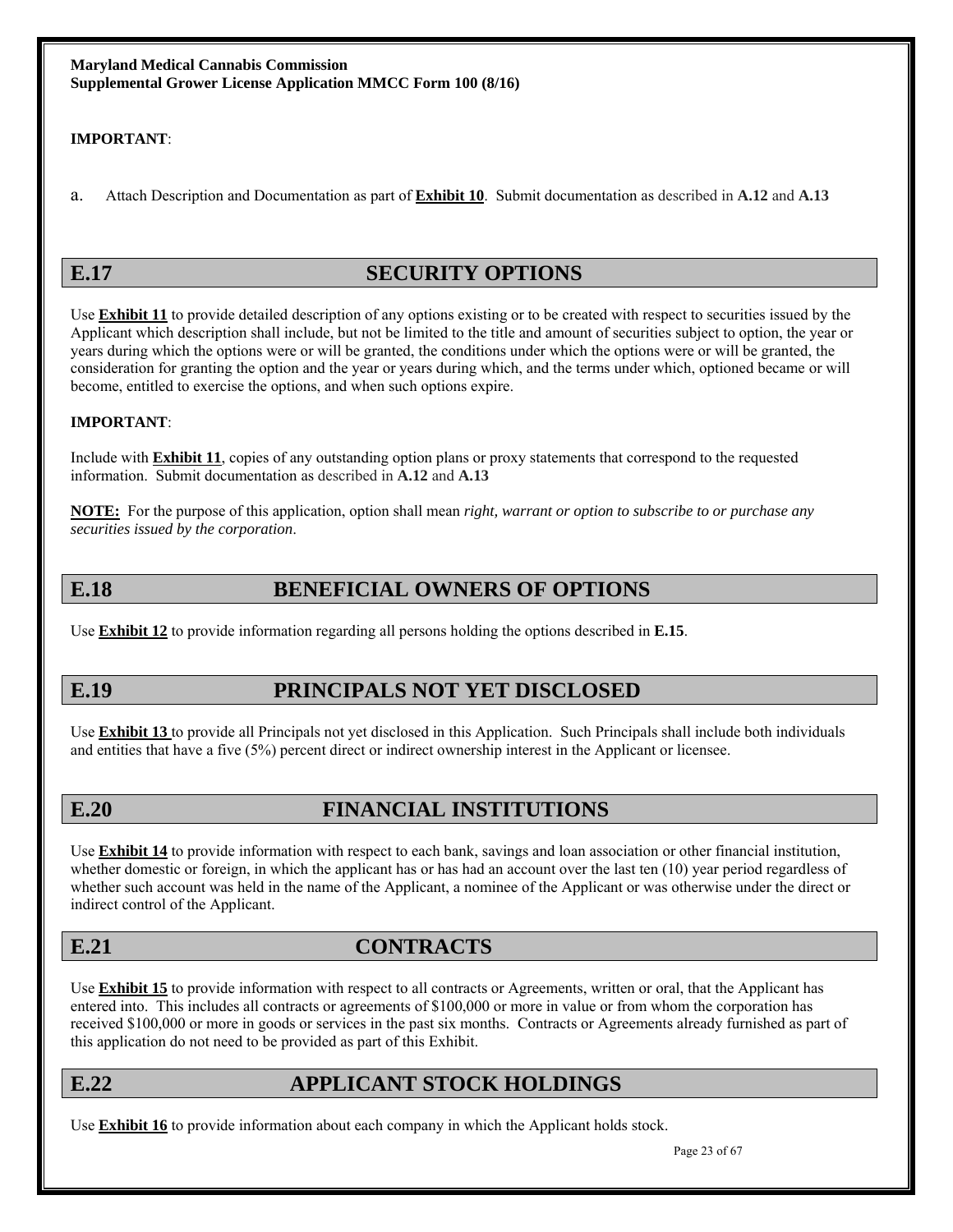**IMPORTANT**:

a. Attach Description and Documentation as part of **Exhibit 10**. Submit documentation as described in **A.12** and **A.13**

## E.17 SECURITY OPTIONS

Use **Exhibit 11** to provide detailed description of any options existing or to be created with respect to securities issued by the Applicant which description shall include, but not be limited to the title and amount of securities subject to option, the year or years during which the options were or will be granted, the conditions under which the options were or will be granted, the consideration for granting the option and the year or years during which, and the terms under which, optioned became or will become, entitled to exercise the options, and when such options expire.

**IMPORTANT**:

Include with **Exhibit 11**, copies of any outstanding option plans or proxy statements that correspond to the requested information. Submit documentation as described in **A.12** and **A.13**

**NOTE:** For the purpose of this application, option shall mean *right, warrant or option to subscribe to or purchase any securities issued by the corporation*.

## E.18 BENEFICIAL OWNERS OF OPTIONS

Use **Exhibit 12** to provide information regarding all persons holding the options described in **E.15**.

## E.19 PRINCIPALS NOT YET DISCLOSED

Use **Exhibit 13** to provide all Principals not yet disclosed in this Application. Such Principals shall include both individuals and entities that have a five (5%) percent direct or indirect ownership interest in the Applicant or licensee.

## E.20 FINANCIAL INSTITUTIONS

Use **Exhibit 14** to provide information with respect to each bank, savings and loan association or other financial institution, whether domestic or foreign, in which the applicant has or has had an account over the last ten (10) year period regardless of whether such account was held in the name of the Applicant, a nominee of the Applicant or was otherwise under the direct or indirect control of the Applicant.

## E.21 CONTRACTS

Use **Exhibit 15** to provide information with respect to all contracts or Agreements, written or oral, that the Applicant has entered into. This includes all contracts or agreements of $100,000 or more in value or from whom the corporation has received $100,000 or more in goods or services in the past six months. Contracts or Agreements already furnished as part of this application do not need to be provided as part of this Exhibit.

## E.22 APPLICANT STOCK HOLDINGS

Use **Exhibit 16** to provide information about each company in which the Applicant holds stock.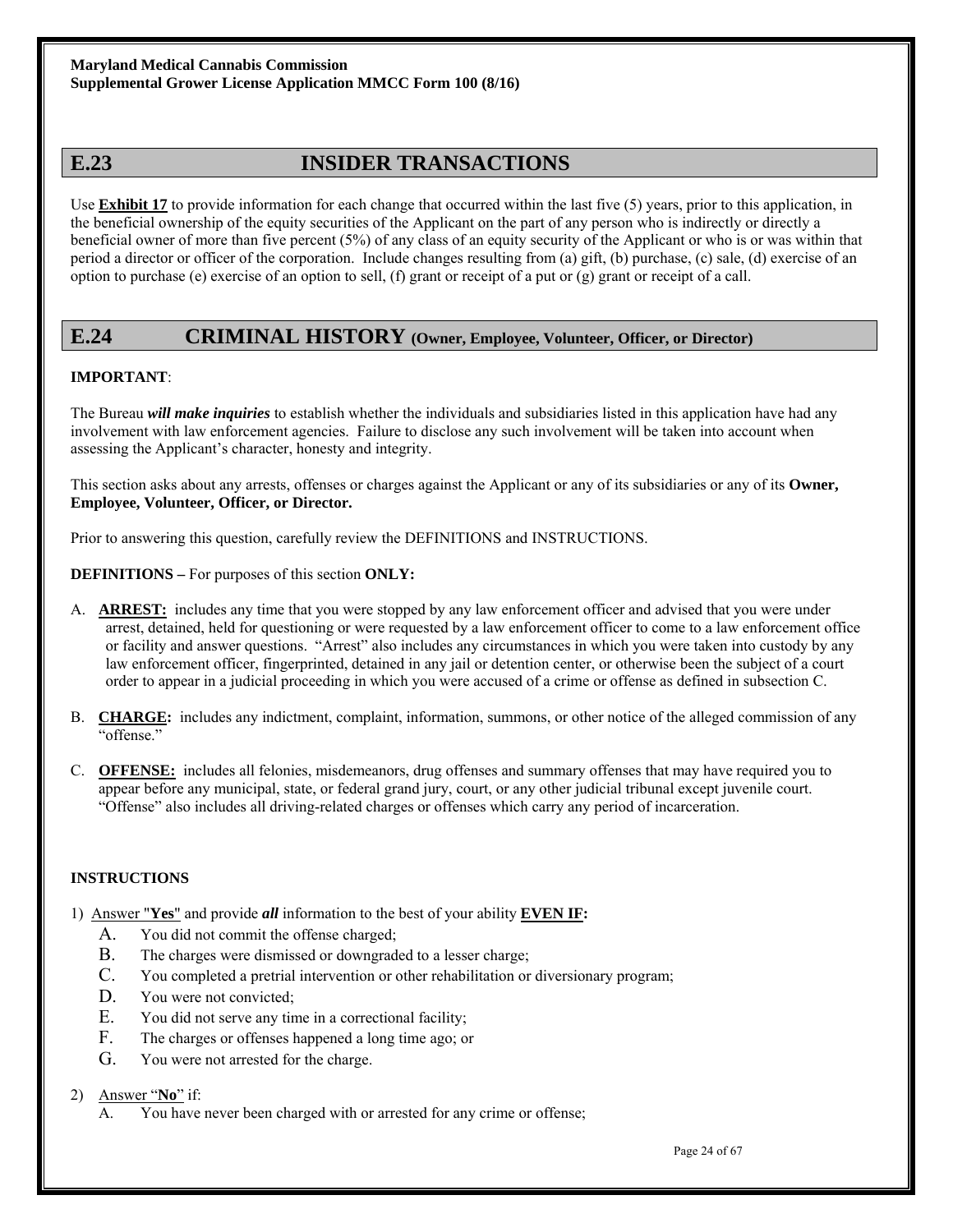## E.23 INSIDER TRANSACTIONS

Use **Exhibit 17** to provide information for each change that occurred within the last five (5) years, prior to this application, in the beneficial ownership of the equity securities of the Applicant on the part of any person who is indirectly or directly a beneficial owner of more than five percent (5%) of any class of an equity security of the Applicant or who is or was within that period a director or officer of the corporation. Include changes resulting from (a) gift, (b) purchase, (c) sale, (d) exercise of an option to purchase (e) exercise of an option to sell, (f) grant or receipt of a put or (g) grant or receipt of a call.

## E.24 CRIMINAL HISTORY (Owner, Employee, Volunteer, Officer, or Director)

**IMPORTANT**:

The Bureau ***will make inquiries*** to establish whether the individuals and subsidiaries listed in this application have had any involvement with law enforcement agencies. Failure to disclose any such involvement will be taken into account when assessing the Applicant's character, honesty and integrity.

This section asks about any arrests, offenses or charges against the Applicant or any of its subsidiaries or any of its **Owner, Employee, Volunteer, Officer, or Director.**

Prior to answering this question, carefully review the DEFINITIONS and INSTRUCTIONS.

**DEFINITIONS –** For purposes of this section **ONLY:**

A. **ARREST:** includes any time that you were stopped by any law enforcement officer and advised that you were under arrest, detained, held for questioning or were requested by a law enforcement officer to come to a law enforcement office or facility and answer questions. "Arrest" also includes any circumstances in which you were taken into custody by any law enforcement officer, fingerprinted, detained in any jail or detention center, or otherwise been the subject of a court order to appear in a judicial proceeding in which you were accused of a crime or offense as defined in subsection C.

B. **CHARGE:** includes any indictment, complaint, information, summons, or other notice of the alleged commission of any "offense."

C. **OFFENSE:** includes all felonies, misdemeanors, drug offenses and summary offenses that may have required you to appear before any municipal, state, or federal grand jury, court, or any other judicial tribunal except juvenile court. "Offense" also includes all driving-related charges or offenses which carry any period of incarceration.

**INSTRUCTIONS**

1) Answer "**Yes**" and provide ***all*** information to the best of your ability **EVEN IF:**
   - A. You did not commit the offense charged;
   - B. The charges were dismissed or downgraded to a lesser charge;
   - C. You completed a pretrial intervention or other rehabilitation or diversionary program;
   - D. You were not convicted;
   - E. You did not serve any time in a correctional facility;
   - F. The charges or offenses happened a long time ago; or
   - G. You were not arrested for the charge.

2) Answer "**No**" if:
   - A. You have never been charged with or arrested for any crime or offense;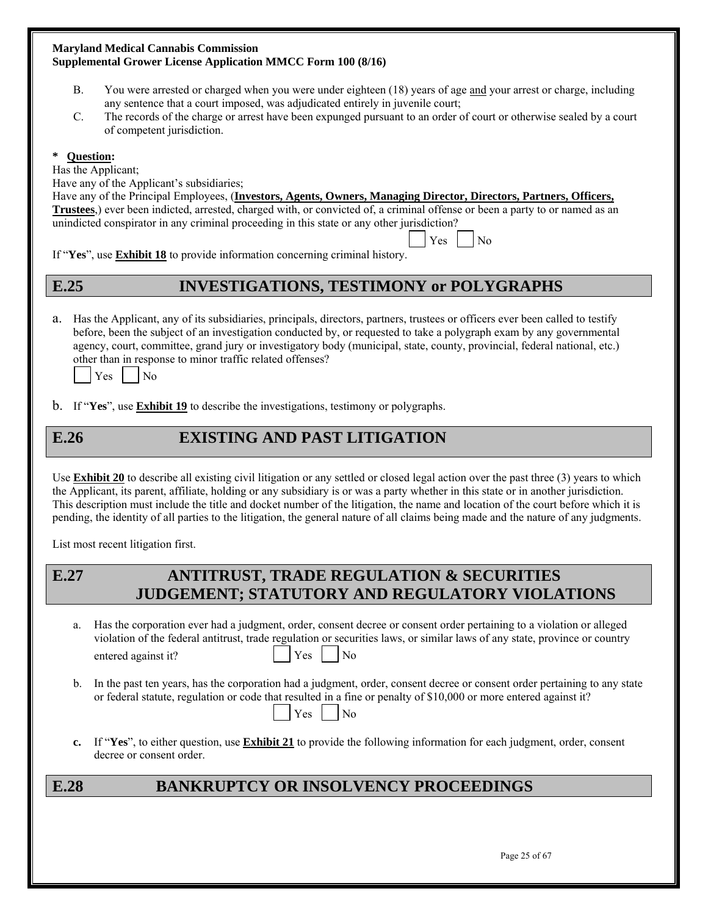B. You were arrested or charged when you were under eighteen (18) years of age and your arrest or charge, including any sentence that a court imposed, was adjudicated entirely in juvenile court;

C. The records of the charge or arrest have been expunged pursuant to an order of court or otherwise sealed by a court of competent jurisdiction.

**\* Question:**

Has the Applicant;

Have any of the Applicant's subsidiaries;

Have any of the Principal Employees, (**Investors, Agents, Owners, Managing Director, Directors, Partners, Officers, Trustees**,) ever been indicted, arrested, charged with, or convicted of, a criminal offense or been a party to or named as an unindicted conspirator in any criminal proceeding in this state or any other jurisdiction?

☐ Yes ☐ No

If "**Yes**", use **Exhibit 18** to provide information concerning criminal history.

## E.25 INVESTIGATIONS, TESTIMONY or POLYGRAPHS

a. Has the Applicant, any of its subsidiaries, principals, directors, partners, trustees or officers ever been called to testify before, been the subject of an investigation conducted by, or requested to take a polygraph exam by any governmental agency, court, committee, grand jury or investigatory body (municipal, state, county, provincial, federal national, etc.) other than in response to minor traffic related offenses?

☐ Yes ☐ No

b. If "**Yes**", use **Exhibit 19** to describe the investigations, testimony or polygraphs.

## E.26 EXISTING AND PAST LITIGATION

Use **Exhibit 20** to describe all existing civil litigation or any settled or closed legal action over the past three (3) years to which the Applicant, its parent, affiliate, holding or any subsidiary is or was a party whether in this state or in another jurisdiction. This description must include the title and docket number of the litigation, the name and location of the court before which it is pending, the identity of all parties to the litigation, the general nature of all claims being made and the nature of any judgments.

List most recent litigation first.

## E.27 ANTITRUST, TRADE REGULATION & SECURITIES JUDGEMENT; STATUTORY AND REGULATORY VIOLATIONS

a. Has the corporation ever had a judgment, order, consent decree or consent order pertaining to a violation or alleged violation of the federal antitrust, trade regulation or securities laws, or similar laws of any state, province or country entered against it?

☐ Yes ☐ No

b. In the past ten years, has the corporation had a judgment, order, consent decree or consent order pertaining to any state or federal statute, regulation or code that resulted in a fine or penalty of $10,000 or more entered against it?

☐ Yes ☐ No

**c.** If "**Yes**", to either question, use **Exhibit 21** to provide the following information for each judgment, order, consent decree or consent order.

## E.28 BANKRUPTCY OR INSOLVENCY PROCEEDINGS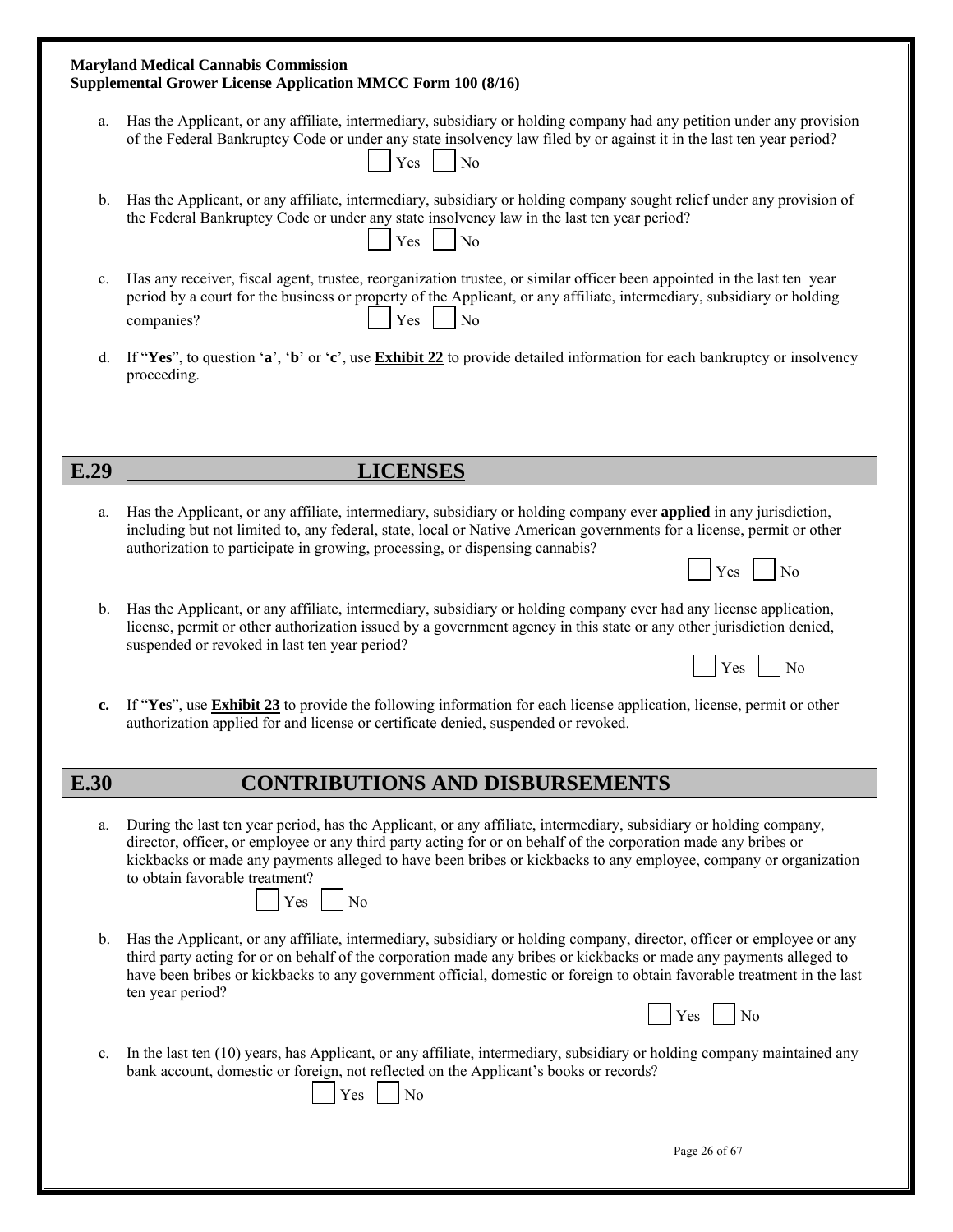a. Has the Applicant, or any affiliate, intermediary, subsidiary or holding company had any petition under any provision of the Federal Bankruptcy Code or under any state insolvency law filed by or against it in the last ten year period?

☐ Yes ☐ No

b. Has the Applicant, or any affiliate, intermediary, subsidiary or holding company sought relief under any provision of the Federal Bankruptcy Code or under any state insolvency law in the last ten year period?

☐ Yes ☐ No

c. Has any receiver, fiscal agent, trustee, reorganization trustee, or similar officer been appointed in the last ten year period by a court for the business or property of the Applicant, or any affiliate, intermediary, subsidiary or holding companies?

☐ Yes ☐ No

d. If "**Yes**", to question '**a**', '**b**' or '**c**', use **Exhibit 22** to provide detailed information for each bankruptcy or insolvency proceeding.

## E.29 LICENSES

a. Has the Applicant, or any affiliate, intermediary, subsidiary or holding company ever **applied** in any jurisdiction, including but not limited to, any federal, state, local or Native American governments for a license, permit or other authorization to participate in growing, processing, or dispensing cannabis?

☐ Yes ☐ No

b. Has the Applicant, or any affiliate, intermediary, subsidiary or holding company ever had any license application, license, permit or other authorization issued by a government agency in this state or any other jurisdiction denied, suspended or revoked in last ten year period?

☐ Yes ☐ No

**c.** If "**Yes**", use **Exhibit 23** to provide the following information for each license application, license, permit or other authorization applied for and license or certificate denied, suspended or revoked.

## E.30 CONTRIBUTIONS AND DISBURSEMENTS

a. During the last ten year period, has the Applicant, or any affiliate, intermediary, subsidiary or holding company, director, officer, or employee or any third party acting for or on behalf of the corporation made any bribes or kickbacks or made any payments alleged to have been bribes or kickbacks to any employee, company or organization to obtain favorable treatment?

☐ Yes ☐ No

b. Has the Applicant, or any affiliate, intermediary, subsidiary or holding company, director, officer or employee or any third party acting for or on behalf of the corporation made any bribes or kickbacks or made any payments alleged to have been bribes or kickbacks to any government official, domestic or foreign to obtain favorable treatment in the last ten year period?

☐ Yes ☐ No

c. In the last ten (10) years, has Applicant, or any affiliate, intermediary, subsidiary or holding company maintained any bank account, domestic or foreign, not reflected on the Applicant's books or records?

☐ Yes ☐ No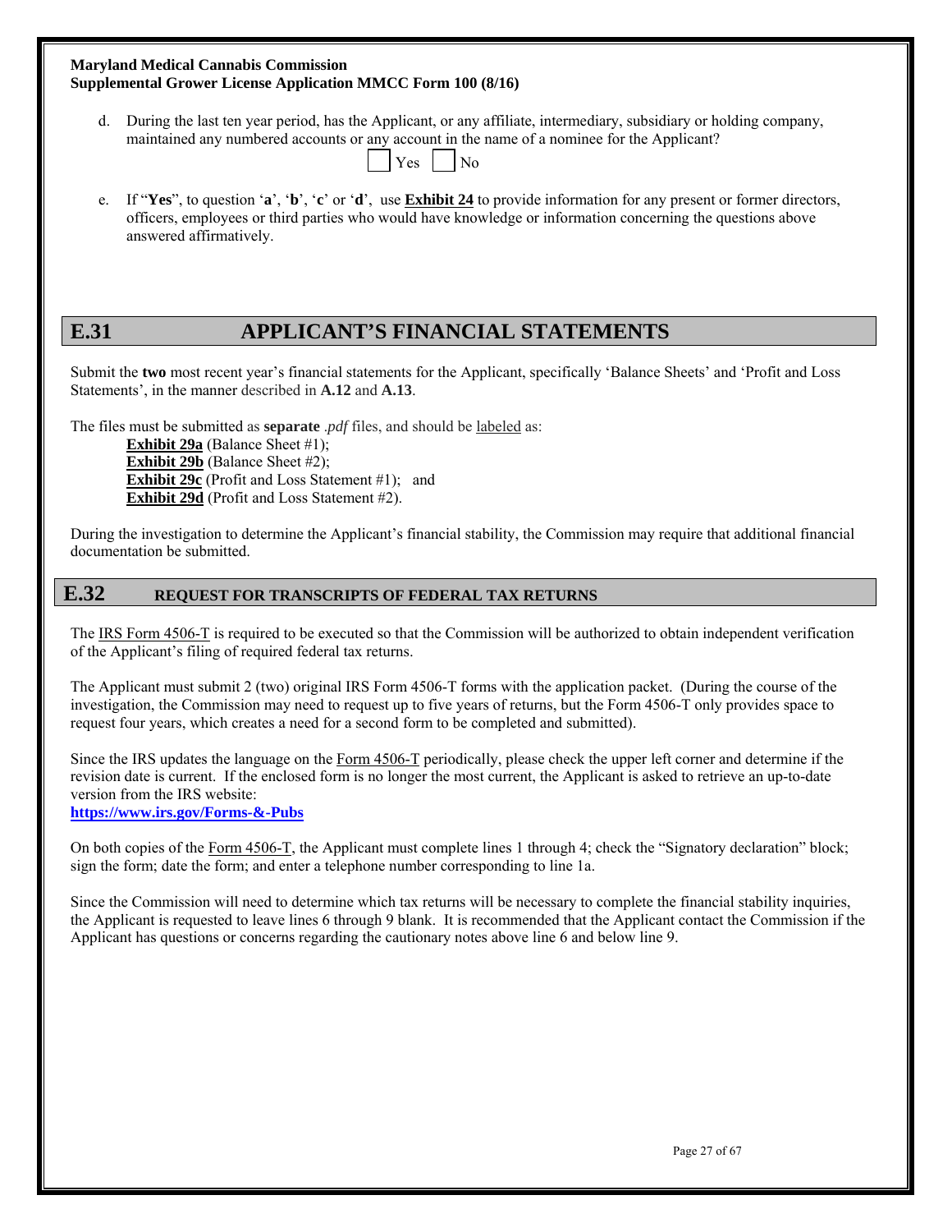d. During the last ten year period, has the Applicant, or any affiliate, intermediary, subsidiary or holding company, maintained any numbered accounts or any account in the name of a nominee for the Applicant?

☐ Yes ☐ No

e. If "**Yes**", to question '**a**', '**b**', '**c**' or '**d**', use **Exhibit 24** to provide information for any present or former directors, officers, employees or third parties who would have knowledge or information concerning the questions above answered affirmatively.

## E.31 APPLICANT'S FINANCIAL STATEMENTS

Submit the **two** most recent year's financial statements for the Applicant, specifically 'Balance Sheets' and 'Profit and Loss Statements', in the manner described in **A.12** and **A.13**.

The files must be submitted as **separate** *.pdf* files, and should be labeled as:

- **Exhibit 29a** (Balance Sheet #1);
- **Exhibit 29b** (Balance Sheet #2);
- **Exhibit 29c** (Profit and Loss Statement #1); and
- **Exhibit 29d** (Profit and Loss Statement #2).

During the investigation to determine the Applicant's financial stability, the Commission may require that additional financial documentation be submitted.

## E.32 REQUEST FOR TRANSCRIPTS OF FEDERAL TAX RETURNS

The IRS Form 4506-T is required to be executed so that the Commission will be authorized to obtain independent verification of the Applicant's filing of required federal tax returns.

The Applicant must submit 2 (two) original IRS Form 4506-T forms with the application packet. (During the course of the investigation, the Commission may need to request up to five years of returns, but the Form 4506-T only provides space to request four years, which creates a need for a second form to be completed and submitted).

Since the IRS updates the language on the Form 4506-T periodically, please check the upper left corner and determine if the revision date is current. If the enclosed form is no longer the most current, the Applicant is asked to retrieve an up-to-date version from the IRS website:
**https://www.irs.gov/Forms-&-Pubs**

On both copies of the Form 4506-T, the Applicant must complete lines 1 through 4; check the "Signatory declaration" block; sign the form; date the form; and enter a telephone number corresponding to line 1a.

Since the Commission will need to determine which tax returns will be necessary to complete the financial stability inquiries, the Applicant is requested to leave lines 6 through 9 blank. It is recommended that the Applicant contact the Commission if the Applicant has questions or concerns regarding the cautionary notes above line 6 and below line 9.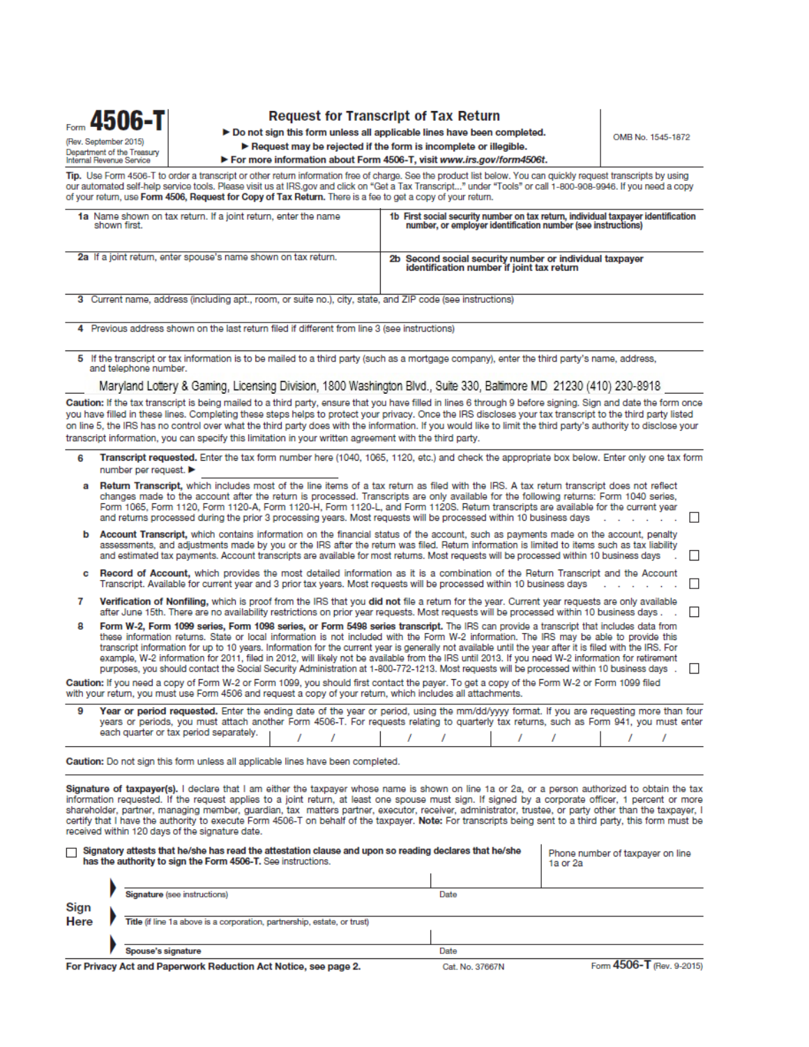Form **4506-T**
(Rev. September 2015)
Department of the Treasury
Internal Revenue Service

# Request for Transcript of Tax Return

► **Do not sign this form unless all applicable lines have been completed.**
► **Request may be rejected if the form is incomplete or illegible.**
► **For more information about Form 4506-T, visit** ***www.irs.gov/form4506t.***

OMB No. 1545-1872

**Tip.** Use Form 4506-T to order a transcript or other return information free of charge. See the product list below. You can quickly request transcripts by using our automated self-help service tools. Please visit us at IRS.gov and click on "Get a Tax Transcript..." under "Tools" or call 1-800-908-9946. If you need a copy of your return, use **Form 4506, Request for Copy of Tax Return.** There is a fee to get a copy of your return.

| | |
|---|---|
| **1a** Name shown on tax return. If a joint return, enter the name shown first. | **1b First social security number on tax return, individual taxpayer identification number, or employer identification number (see instructions)** |
| **2a** If a joint return, enter spouse's name shown on tax return. | **2b Second social security number or individual taxpayer identification number if joint tax return** |

**3** Current name, address (including apt., room, or suite no.), city, state, and ZIP code (see instructions)

**4** Previous address shown on the last return filed if different from line 3 (see instructions)

**5** If the transcript or tax information is to be mailed to a third party (such as a mortgage company), enter the third party's name, address, and telephone number.

Maryland Lottery & Gaming, Licensing Division, 1800 Washington Blvd., Suite 330, Baltimore MD 21230 (410) 230-8918

**Caution:** If the tax transcript is being mailed to a third party, ensure that you have filled in lines 6 through 9 before signing. Sign and date the form once you have filled in these lines. Completing these steps helps to protect your privacy. Once the IRS discloses your tax transcript to the third party listed on line 5, the IRS has no control over what the third party does with the information. If you would like to limit the third party's authority to disclose your transcript information, you can specify this limitation in your written agreement with the third party.

**6 Transcript requested.** Enter the tax form number here (1040, 1065, 1120, etc.) and check the appropriate box below. Enter only one tax form number per request. ► ____________

- **a Return Transcript,** which includes most of the line items of a tax return as filed with the IRS. A tax return transcript does not reflect changes made to the account after the return is processed. Transcripts are only available for the following returns: Form 1040 series, Form 1065, Form 1120, Form 1120-A, Form 1120-H, Form 1120-L, and Form 1120S. Return transcripts are available for the current year and returns processed during the prior 3 processing years. Most requests will be processed within 10 business days ☐
- **b Account Transcript,** which contains information on the financial status of the account, such as payments made on the account, penalty assessments, and adjustments made by you or the IRS after the return was filed. Return information is limited to items such as tax liability and estimated tax payments. Account transcripts are available for most returns. Most requests will be processed within 10 business days ☐
- **c Record of Account,** which provides the most detailed information as it is a combination of the Return Transcript and the Account Transcript. Available for current year and 3 prior tax years. Most requests will be processed within 10 business days ☐

**7 Verification of Nonfiling,** which is proof from the IRS that you **did not** file a return for the year. Current year requests are only available after June 15th. There are no availability restrictions on prior year requests. Most requests will be processed within 10 business days ☐

**8 Form W-2, Form 1099 series, Form 1098 series, or Form 5498 series transcript.** The IRS can provide a transcript that includes data from these information returns. State or local information is not included with the Form W-2 information. The IRS may be able to provide this transcript information for up to 10 years. Information for the current year is generally not available until the year after it is filed with the IRS. For example, W-2 information for 2011, filed in 2012, will likely not be available from the IRS until 2013. If you need W-2 information for retirement purposes, you should contact the Social Security Administration at 1-800-772-1213. Most requests will be processed within 10 business days ☐

**Caution:** If you need a copy of Form W-2 or Form 1099, you should first contact the payer. To get a copy of the Form W-2 or Form 1099 filed with your return, you must use Form 4506 and request a copy of your return, which includes all attachments.

**9 Year or period requested.** Enter the ending date of the year or period, using the mm/dd/yyyy format. If you are requesting more than four years or periods, you must attach another Form 4506-T. For requests relating to quarterly tax returns, such as Form 941, you must enter each quarter or tax period separately.

| / / | / / | / / | / / |
|---|---|---|---|

**Caution:** Do not sign this form unless all applicable lines have been completed.

**Signature of taxpayer(s).** I declare that I am either the taxpayer whose name is shown on line 1a or 2a, or a person authorized to obtain the tax information requested. If the request applies to a joint return, at least one spouse must sign. If signed by a corporate officer, 1 percent or more shareholder, partner, managing member, guardian, tax matters partner, executor, receiver, administrator, trustee, or party other than the taxpayer, I certify that I have the authority to execute Form 4506-T on behalf of the taxpayer. **Note:** For transcripts being sent to a third party, this form must be received within 120 days of the signature date.

☐ **Signatory attests that he/she has read the attestation clause and upon so reading declares that he/she has the authority to sign the Form 4506-T.** See instructions.

Phone number of taxpayer on line 1a or 2a

**Sign Here**

► **Signature** (see instructions) — Date

► **Title** (if line 1a above is a corporation, partnership, estate, or trust)

► **Spouse's signature** — Date

**For Privacy Act and Paperwork Reduction Act Notice, see page 2.** Cat. No. 37667N Form **4506-T** (Rev. 9-2015)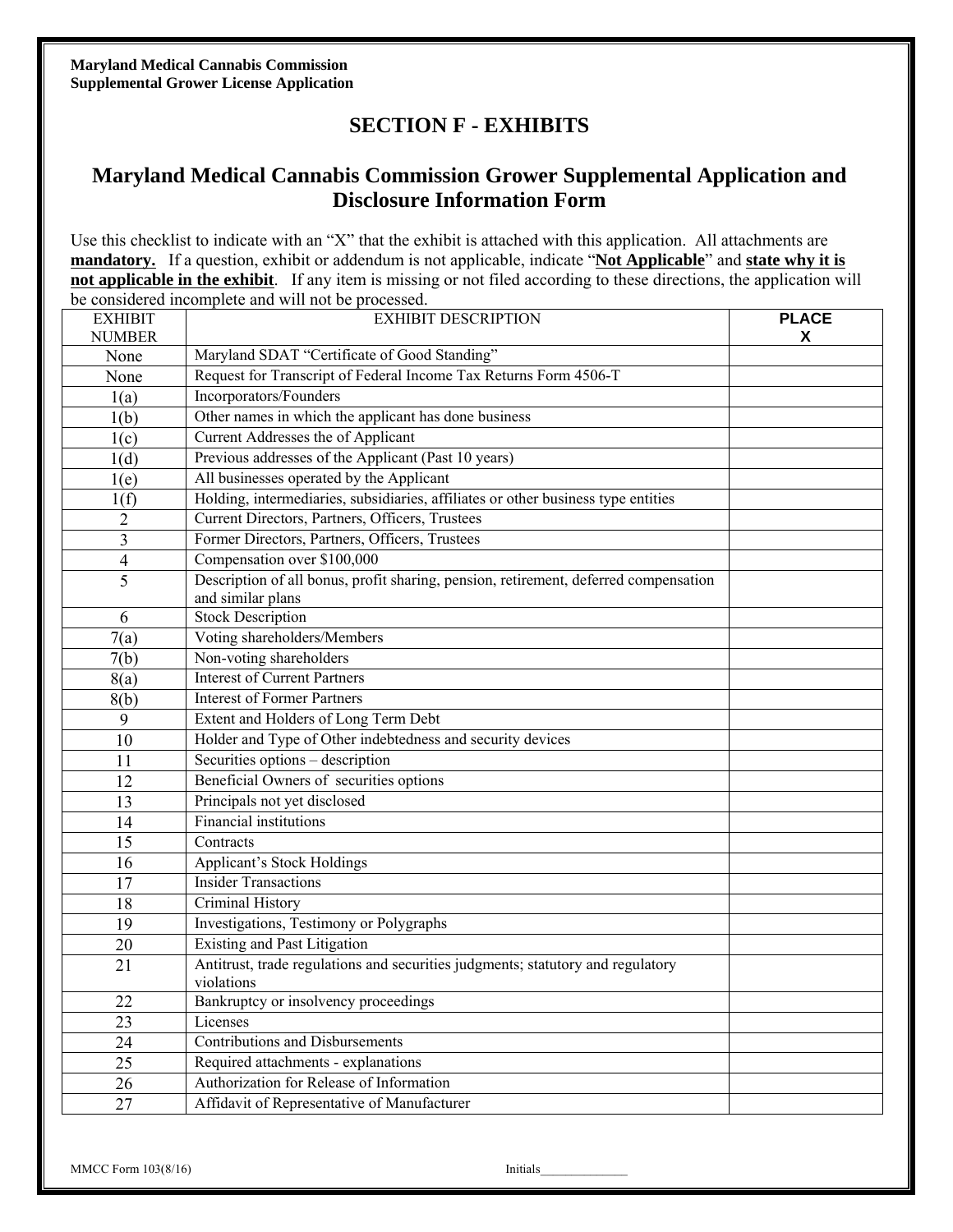**Maryland Medical Cannabis Commission**
**Supplemental Grower License Application**

## SECTION F - EXHIBITS

## Maryland Medical Cannabis Commission Grower Supplemental Application and Disclosure Information Form

Use this checklist to indicate with an "X" that the exhibit is attached with this application. All attachments are **mandatory.** If a question, exhibit or addendum is not applicable, indicate "**Not Applicable**" and **state why it is not applicable in the exhibit**. If any item is missing or not filed according to these directions, the application will be considered incomplete and will not be processed.

| EXHIBIT NUMBER | EXHIBIT DESCRIPTION | PLACE X |
|---|---|---|
| None | Maryland SDAT "Certificate of Good Standing" | |
| None | Request for Transcript of Federal Income Tax Returns Form 4506-T | |
| 1(a) | Incorporators/Founders | |
| 1(b) | Other names in which the applicant has done business | |
| 1(c) | Current Addresses the of Applicant | |
| 1(d) | Previous addresses of the Applicant (Past 10 years) | |
| 1(e) | All businesses operated by the Applicant | |
| 1(f) | Holding, intermediaries, subsidiaries, affiliates or other business type entities | |
| 2 | Current Directors, Partners, Officers, Trustees | |
| 3 | Former Directors, Partners, Officers, Trustees | |
| 4 | Compensation over $100,000 | |
| 5 | Description of all bonus, profit sharing, pension, retirement, deferred compensation and similar plans | |
| 6 | Stock Description | |
| 7(a) | Voting shareholders/Members | |
| 7(b) | Non-voting shareholders | |
| 8(a) | Interest of Current Partners | |
| 8(b) | Interest of Former Partners | |
| 9 | Extent and Holders of Long Term Debt | |
| 10 | Holder and Type of Other indebtedness and security devices | |
| 11 | Securities options – description | |
| 12 | Beneficial Owners of securities options | |
| 13 | Principals not yet disclosed | |
| 14 | Financial institutions | |
| 15 | Contracts | |
| 16 | Applicant's Stock Holdings | |
| 17 | Insider Transactions | |
| 18 | Criminal History | |
| 19 | Investigations, Testimony or Polygraphs | |
| 20 | Existing and Past Litigation | |
| 21 | Antitrust, trade regulations and securities judgments; statutory and regulatory violations | |
| 22 | Bankruptcy or insolvency proceedings | |
| 23 | Licenses | |
| 24 | Contributions and Disbursements | |
| 25 | Required attachments - explanations | |
| 26 | Authorization for Release of Information | |
| 27 | Affidavit of Representative of Manufacturer | |

MMCC Form 103(8/16) Initials______________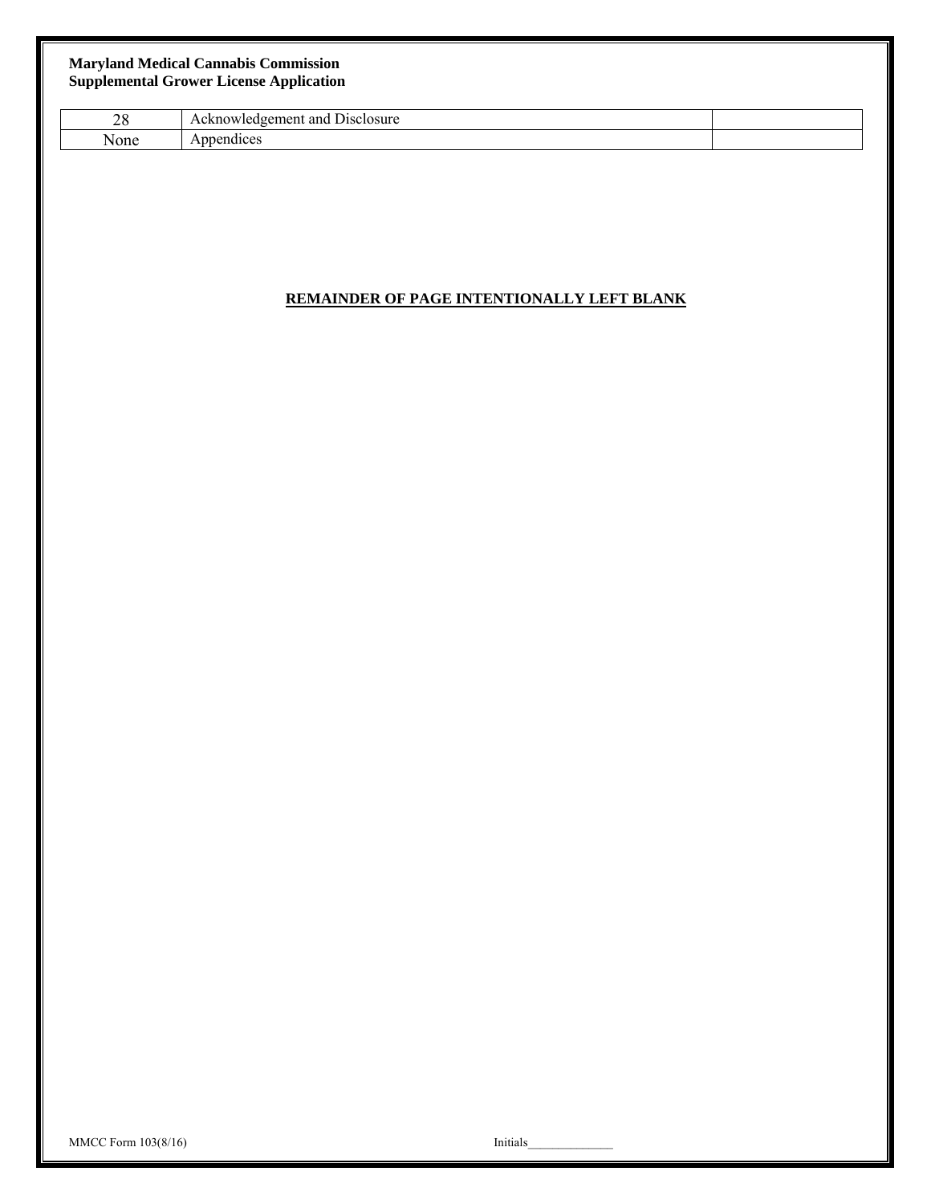| 28 | Acknowledgement and Disclosure | |
|---|---|---|
| None | Appendices | |

**REMAINDER OF PAGE INTENTIONALLY LEFT BLANK**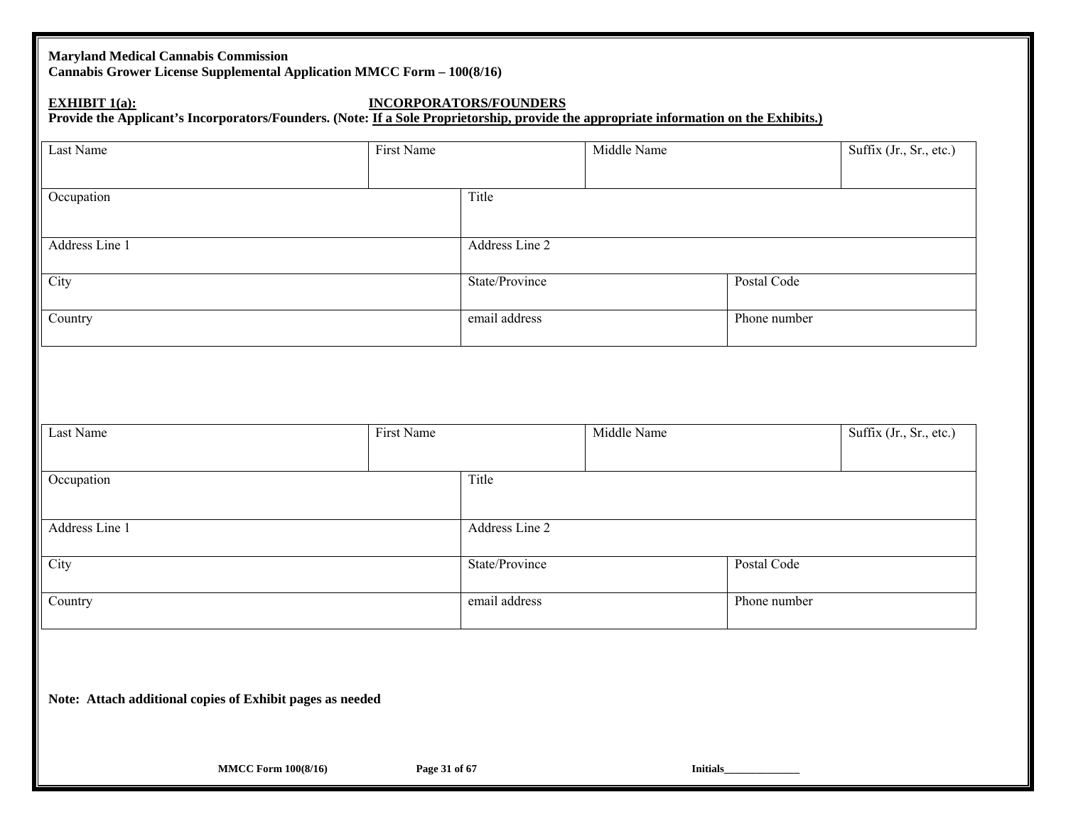**Maryland Medical Cannabis Commission**
**Cannabis Grower License Supplemental Application MMCC Form – 100(8/16)**

**EXHIBIT 1(a): INCORPORATORS/FOUNDERS**

**Provide the Applicant's Incorporators/Founders. (Note: If a Sole Proprietorship, provide the appropriate information on the Exhibits.)**

| Last Name | First Name | Middle Name | Suffix (Jr., Sr., etc.) |
|---|---|---|---|
| | | | |

| Occupation | Title |
|---|---|
| | |

| Address Line 1 | Address Line 2 |
|---|---|
| | |

| City | State/Province | Postal Code |
|---|---|---|
| | | |

| Country | email address | Phone number |
|---|---|---|
| | | |

| Last Name | First Name | Middle Name | Suffix (Jr., Sr., etc.) |
|---|---|---|---|
| | | | |

| Occupation | Title |
|---|---|
| | |

| Address Line 1 | Address Line 2 |
|---|---|
| | |

| City | State/Province | Postal Code |
|---|---|---|
| | | |

| Country | email address | Phone number |
|---|---|---|
| | | |

**Note: Attach additional copies of Exhibit pages as needed**

Initials______________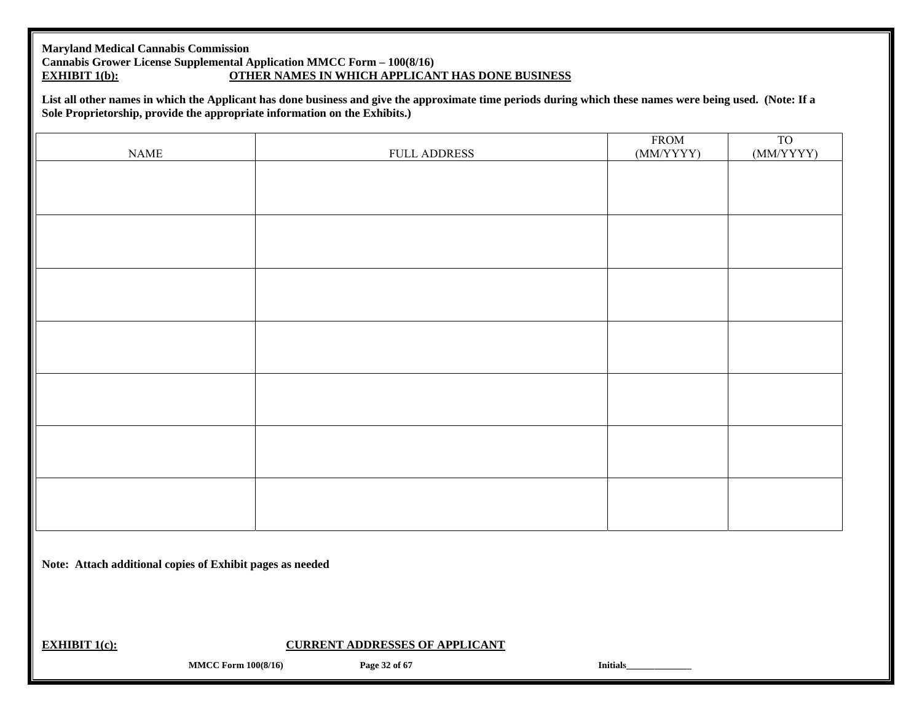**Maryland Medical Cannabis Commission**
**Cannabis Grower License Supplemental Application MMCC Form – 100(8/16)**
**EXHIBIT 1(b): OTHER NAMES IN WHICH APPLICANT HAS DONE BUSINESS**

**List all other names in which the Applicant has done business and give the approximate time periods during which these names were being used. (Note: If a Sole Proprietorship, provide the appropriate information on the Exhibits.)**

| NAME | FULL ADDRESS | FROM (MM/YYYY) | TO (MM/YYYY) |
|---|---|---|---|
| | | | |
| | | | |
| | | | |
| | | | |
| | | | |
| | | | |
| | | | |

**Note: Attach additional copies of Exhibit pages as needed**

**EXHIBIT 1(c): CURRENT ADDRESSES OF APPLICANT**

Initials______________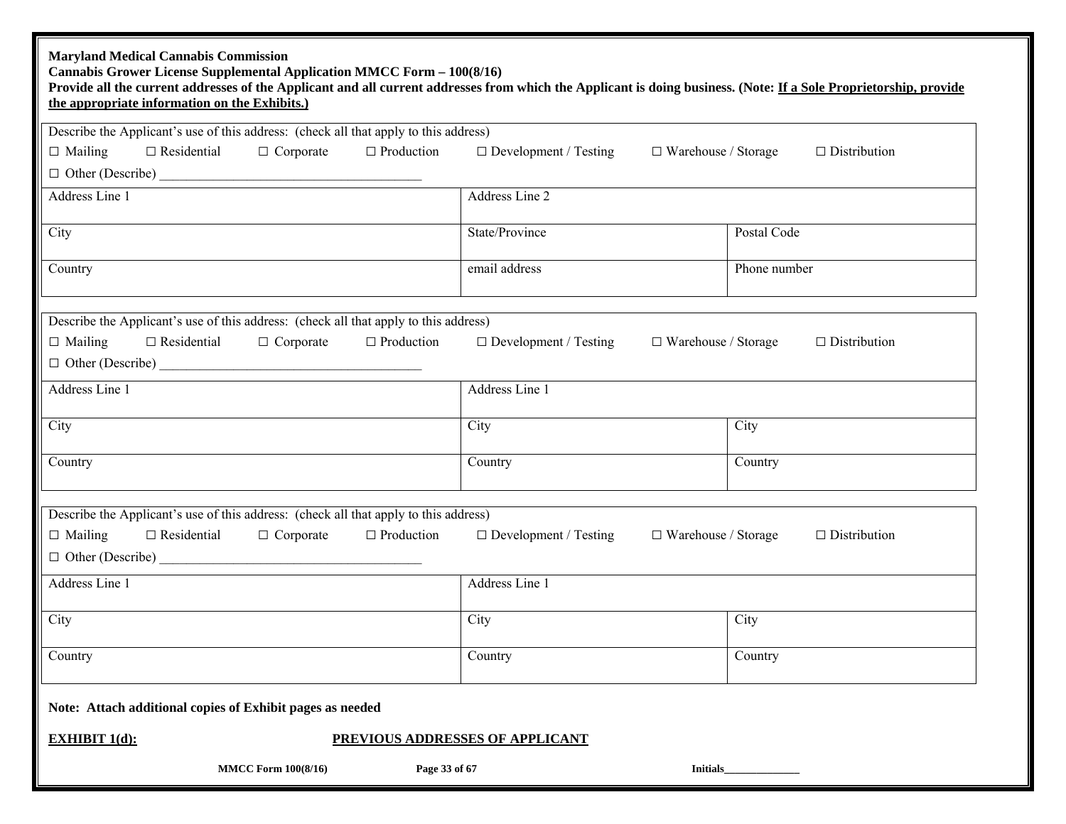**Maryland Medical Cannabis Commission**
**Cannabis Grower License Supplemental Application MMCC Form – 100(8/16)**
**Provide all the current addresses of the Applicant and all current addresses from which the Applicant is doing business. (Note: <u>If a Sole Proprietorship, provide the appropriate information on the Exhibits.)</u>**

| Describe the Applicant's use of this address: (check all that apply to this address)<br>☐ Mailing ☐ Residential ☐ Corporate ☐ Production ☐ Development / Testing ☐ Warehouse / Storage ☐ Distribution<br>☐ Other (Describe) ______________________________________ | | |
|---|---|---|
| Address Line 1 | Address Line 2 | |
| City | State/Province | Postal Code |
| Country | email address | Phone number |

| Describe the Applicant's use of this address: (check all that apply to this address)<br>☐ Mailing ☐ Residential ☐ Corporate ☐ Production ☐ Development / Testing ☐ Warehouse / Storage ☐ Distribution<br>☐ Other (Describe) ______________________________________ | | |
|---|---|---|
| Address Line 1 | Address Line 1 | |
| City | City | City |
| Country | Country | Country |

| Describe the Applicant's use of this address: (check all that apply to this address)<br>☐ Mailing ☐ Residential ☐ Corporate ☐ Production ☐ Development / Testing ☐ Warehouse / Storage ☐ Distribution<br>☐ Other (Describe) ______________________________________ | | |
|---|---|---|
| Address Line 1 | Address Line 1 | |
| City | City | City |
| Country | Country | Country |

**Note: Attach additional copies of Exhibit pages as needed**

**<u>EXHIBIT 1(d):</u>** **<u>PREVIOUS ADDRESSES OF APPLICANT</u>**

**Initials______________**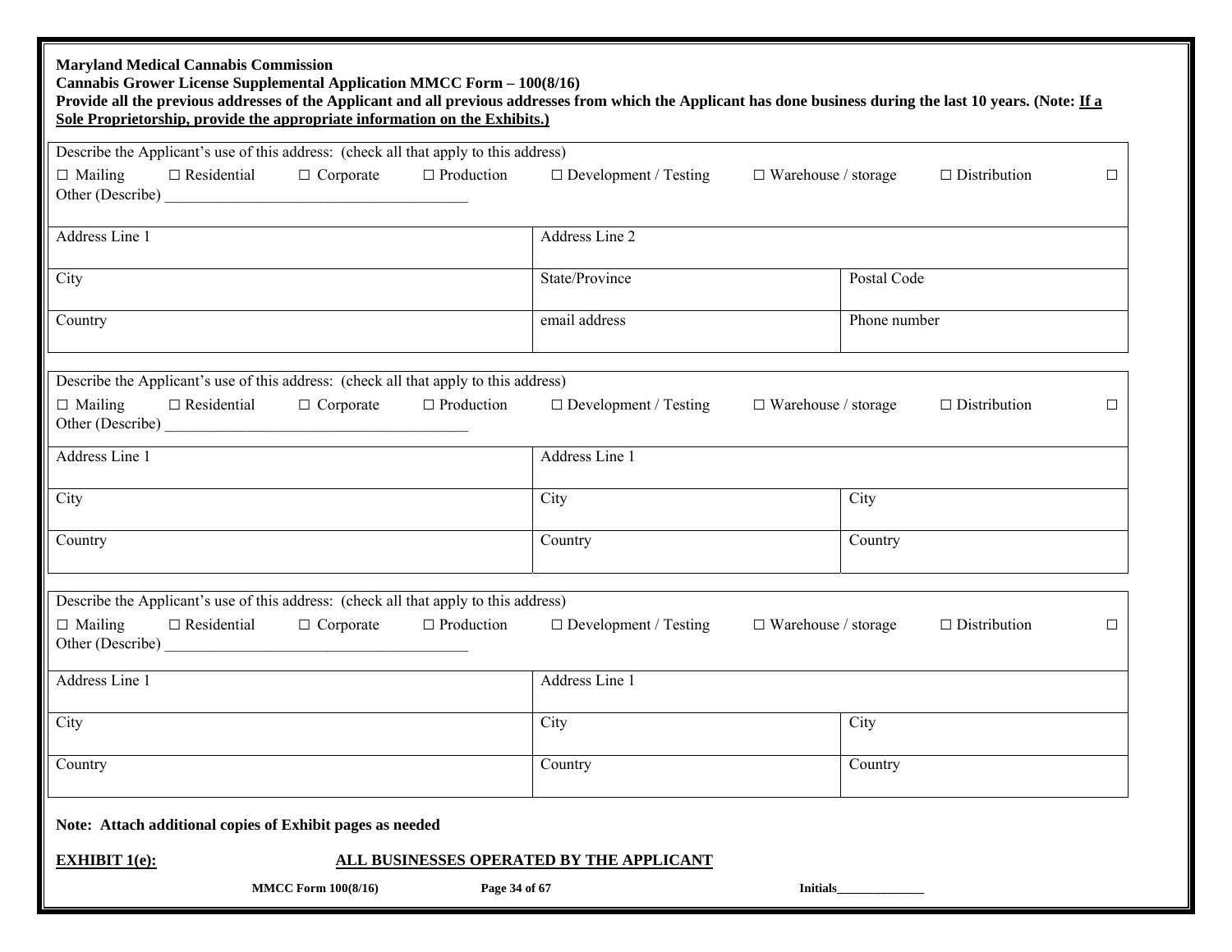**Maryland Medical Cannabis Commission**

**Cannabis Grower License Supplemental Application MMCC Form – 100(8/16)**

**Provide all the previous addresses of the Applicant and all previous addresses from which the Applicant has done business during the last 10 years. (Note: <u>If a Sole Proprietorship, provide the appropriate information on the Exhibits.</u>)**

| Describe the Applicant's use of this address: (check all that apply to this address)<br>☐ Mailing ☐ Residential ☐ Corporate ☐ Production ☐ Development / Testing ☐ Warehouse / storage ☐ Distribution ☐ Other (Describe) ________________________________________ | | |
|---|---|---|
| Address Line 1 | Address Line 2 | |
| City | State/Province | Postal Code |
| Country | email address | Phone number |

| Describe the Applicant's use of this address: (check all that apply to this address)<br>☐ Mailing ☐ Residential ☐ Corporate ☐ Production ☐ Development / Testing ☐ Warehouse / storage ☐ Distribution ☐ Other (Describe) ________________________________________ | | |
|---|---|---|
| Address Line 1 | Address Line 1 | |
| City | City | City |
| Country | Country | Country |

| Describe the Applicant's use of this address: (check all that apply to this address)<br>☐ Mailing ☐ Residential ☐ Corporate ☐ Production ☐ Development / Testing ☐ Warehouse / storage ☐ Distribution ☐ Other (Describe) ________________________________________ | | |
|---|---|---|
| Address Line 1 | Address Line 1 | |
| City | City | City |
| Country | Country | Country |

**Note: Attach additional copies of Exhibit pages as needed**

**<u>EXHIBIT 1(e):</u>** **<u>ALL BUSINESSES OPERATED BY THE APPLICANT</u>**

**Initials______________**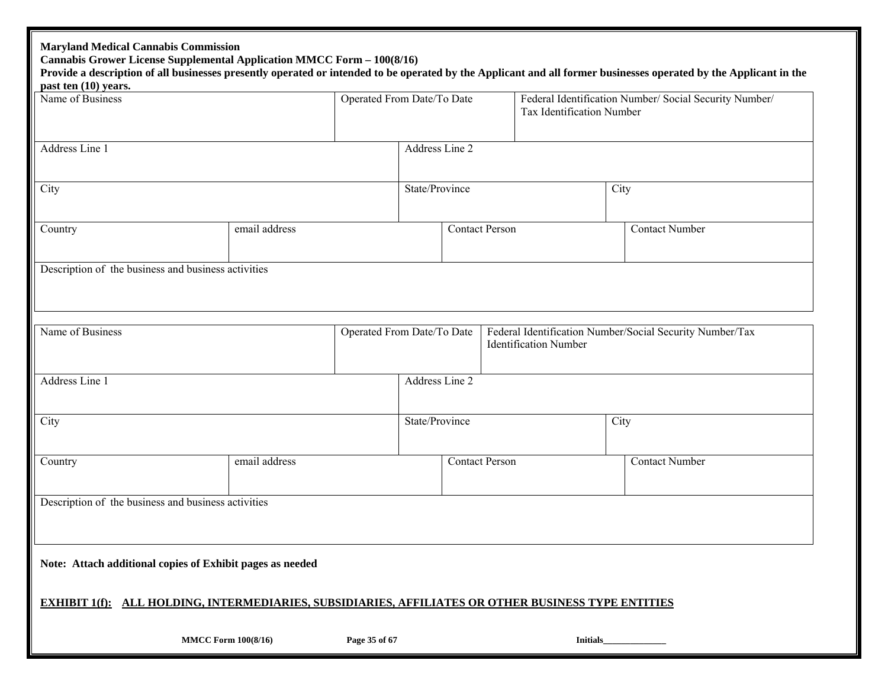**Maryland Medical Cannabis Commission**
**Cannabis Grower License Supplemental Application MMCC Form – 100(8/16)**
**Provide a description of all businesses presently operated or intended to be operated by the Applicant and all former businesses operated by the Applicant in the past ten (10) years.**

| Name of Business | Operated From Date/To Date | Federal Identification Number/ Social Security Number/ Tax Identification Number |
|---|---|---|
| | | |

| Address Line 1 | Address Line 2 |
|---|---|
| | |

| City | State/Province | City |
|---|---|---|
| | | |

| Country | email address | Contact Person | Contact Number |
|---|---|---|---|
| | | | |

| Description of the business and business activities |
|---|
| |

| Name of Business | Operated From Date/To Date | Federal Identification Number/Social Security Number/Tax Identification Number |
|---|---|---|
| | | |

| Address Line 1 | Address Line 2 |
|---|---|
| | |

| City | State/Province | City |
|---|---|---|
| | | |

| Country | email address | Contact Person | Contact Number |
|---|---|---|---|
| | | | |

| Description of the business and business activities |
|---|
| |

**Note: Attach additional copies of Exhibit pages as needed**

**EXHIBIT 1(f): ALL HOLDING, INTERMEDIARIES, SUBSIDIARIES, AFFILIATES OR OTHER BUSINESS TYPE ENTITIES**

**Initials______________**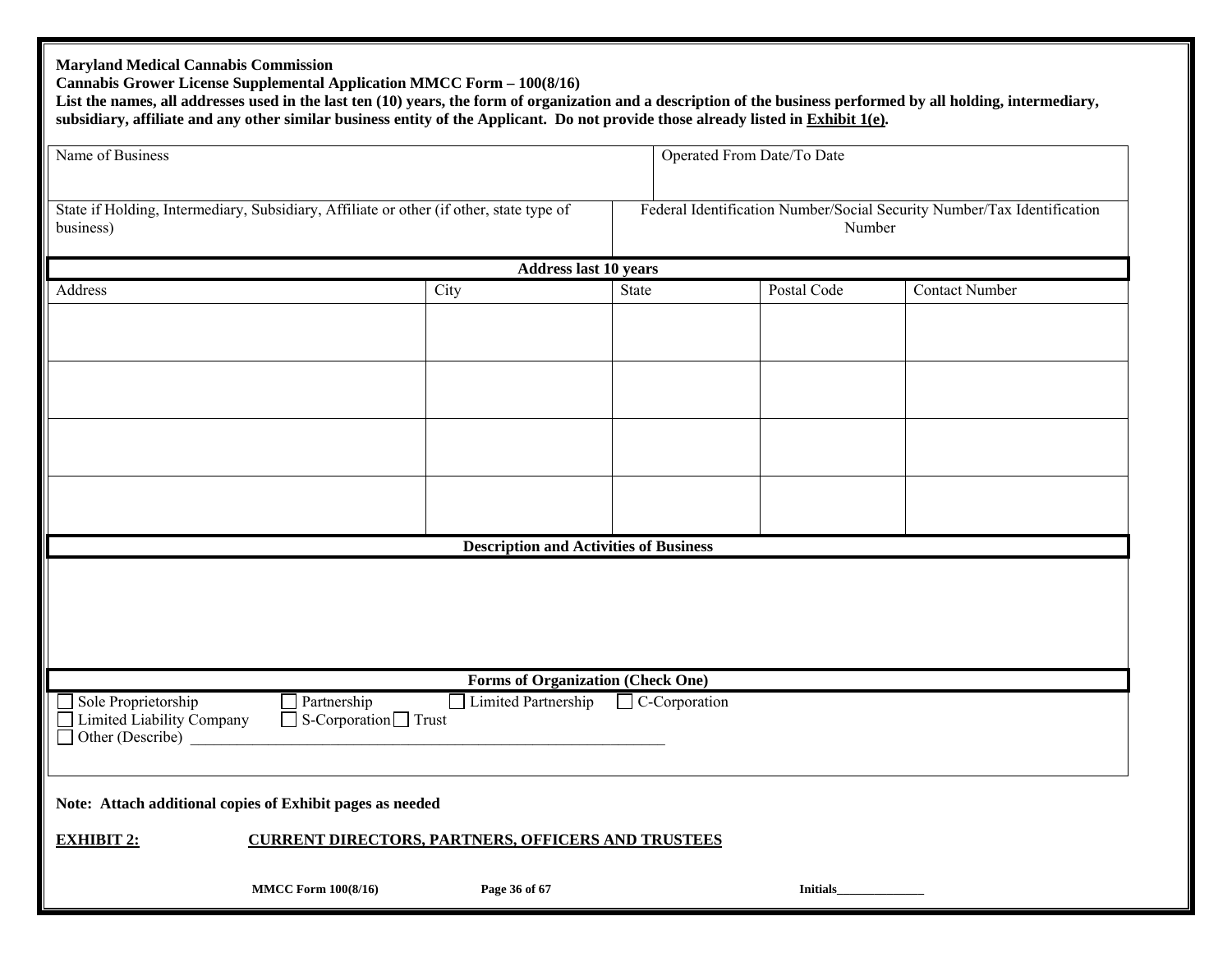**Maryland Medical Cannabis Commission**
**Cannabis Grower License Supplemental Application MMCC Form – 100(8/16)**
**List the names, all addresses used in the last ten (10) years, the form of organization and a description of the business performed by all holding, intermediary, subsidiary, affiliate and any other similar business entity of the Applicant. Do not provide those already listed in Exhibit 1(e).**

| Name of Business | Operated From Date/To Date |
|---|---|
| | |

| State if Holding, Intermediary, Subsidiary, Affiliate or other (if other, state type of business) | Federal Identification Number/Social Security Number/Tax Identification Number |
|---|---|
| | |

**Address last 10 years**

| Address | City | State | Postal Code | Contact Number |
|---|---|---|---|---|
| | | | | |
| | | | | |
| | | | | |
| | | | | |

**Description and Activities of Business**

**Forms of Organization (Check One)**

☐ Sole Proprietorship ☐ Partnership ☐ Limited Partnership ☐ C-Corporation
☐ Limited Liability Company ☐ S-Corporation ☐ Trust
☐ Other (Describe) ____________________________________________

**Note: Attach additional copies of Exhibit pages as needed**

**EXHIBIT 2: CURRENT DIRECTORS, PARTNERS, OFFICERS AND TRUSTEES**

Initials______________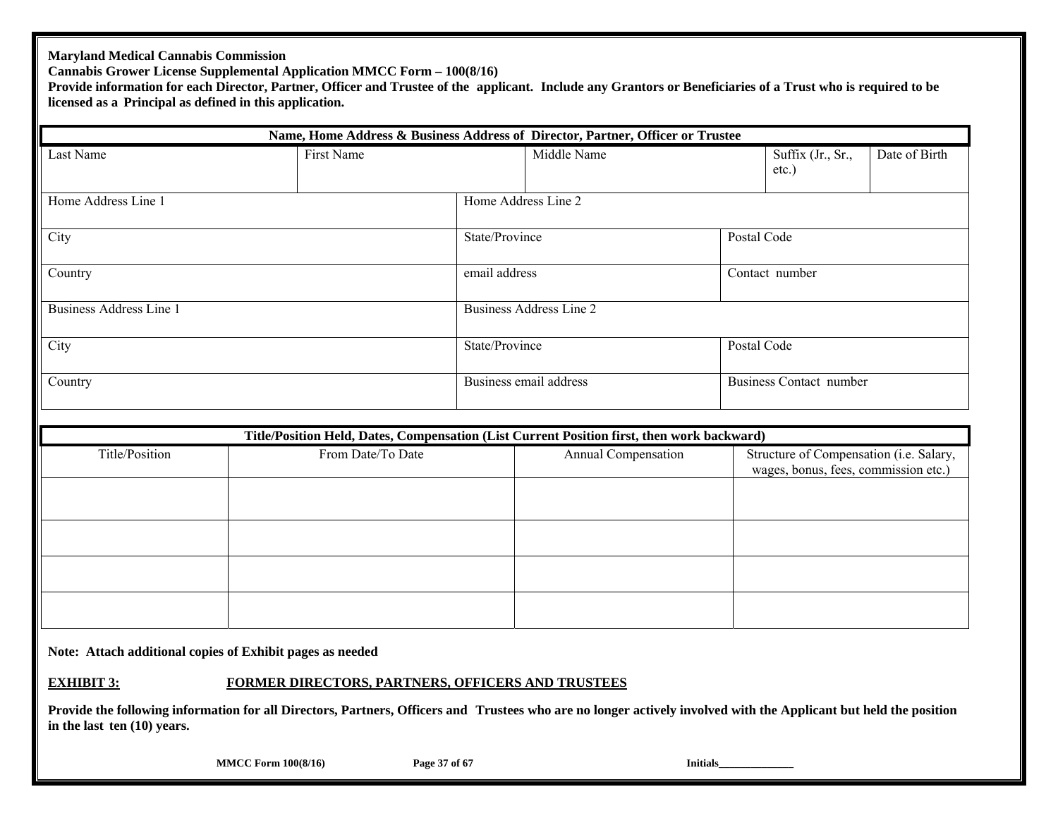**Maryland Medical Cannabis Commission**
**Cannabis Grower License Supplemental Application MMCC Form – 100(8/16)**
**Provide information for each Director, Partner, Officer and Trustee of the applicant. Include any Grantors or Beneficiaries of a Trust who is required to be licensed as a Principal as defined in this application.**

| **Name, Home Address & Business Address of Director, Partner, Officer or Trustee** | | | | |
|---|---|---|---|---|
| Last Name | First Name | Middle Name | Suffix (Jr., Sr., etc.) | Date of Birth |
| Home Address Line 1 | Home Address Line 2 | | | |
| City | State/Province | Postal Code | | |
| Country | email address | Contact number | | |
| Business Address Line 1 | Business Address Line 2 | | | |
| City | State/Province | Postal Code | | |
| Country | Business email address | Business Contact number | | |

| **Title/Position Held, Dates, Compensation (List Current Position first, then work backward)** | | | |
|---|---|---|---|
| Title/Position | From Date/To Date | Annual Compensation | Structure of Compensation (i.e. Salary, wages, bonus, fees, commission etc.) |
| | | | |
| | | | |
| | | | |
| | | | |

**Note: Attach additional copies of Exhibit pages as needed**

**EXHIBIT 3: FORMER DIRECTORS, PARTNERS, OFFICERS AND TRUSTEES**

**Provide the following information for all Directors, Partners, Officers and Trustees who are no longer actively involved with the Applicant but held the position in the last ten (10) years.**

**Initials______________**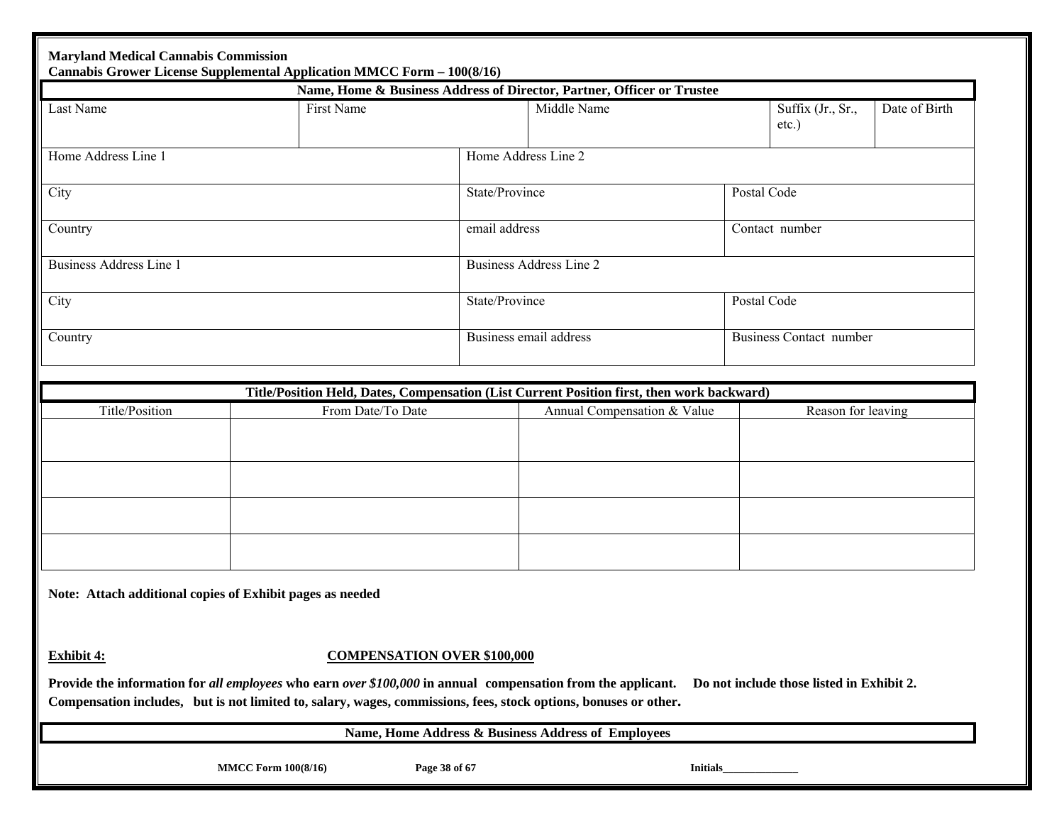**Maryland Medical Cannabis Commission**
**Cannabis Grower License Supplemental Application MMCC Form – 100(8/16)**

| **Name, Home & Business Address of Director, Partner, Officer or Trustee** | | | | |
|---|---|---|---|---|
| Last Name | First Name | Middle Name | Suffix (Jr., Sr., etc.) | Date of Birth |
| Home Address Line 1 | | Home Address Line 2 | | |
| City | | State/Province | Postal Code | |
| Country | | email address | Contact number | |
| Business Address Line 1 | | Business Address Line 2 | | |
| City | | State/Province | Postal Code | |
| Country | | Business email address | Business Contact number | |

| **Title/Position Held, Dates, Compensation (List Current Position first, then work backward)** | | | |
|---|---|---|---|
| Title/Position | From Date/To Date | Annual Compensation & Value | Reason for leaving |
| | | | |
| | | | |
| | | | |
| | | | |

**Note: Attach additional copies of Exhibit pages as needed**

**Exhibit 4:** **COMPENSATION OVER $100,000**

**Provide the information for *all employees* who earn *over $100,000* in annual compensation from the applicant. Do not include those listed in Exhibit 2. Compensation includes, but is not limited to, salary, wages, commissions, fees, stock options, bonuses or other.**

| **Name, Home Address & Business Address of Employees** |
|---|

Initials_______________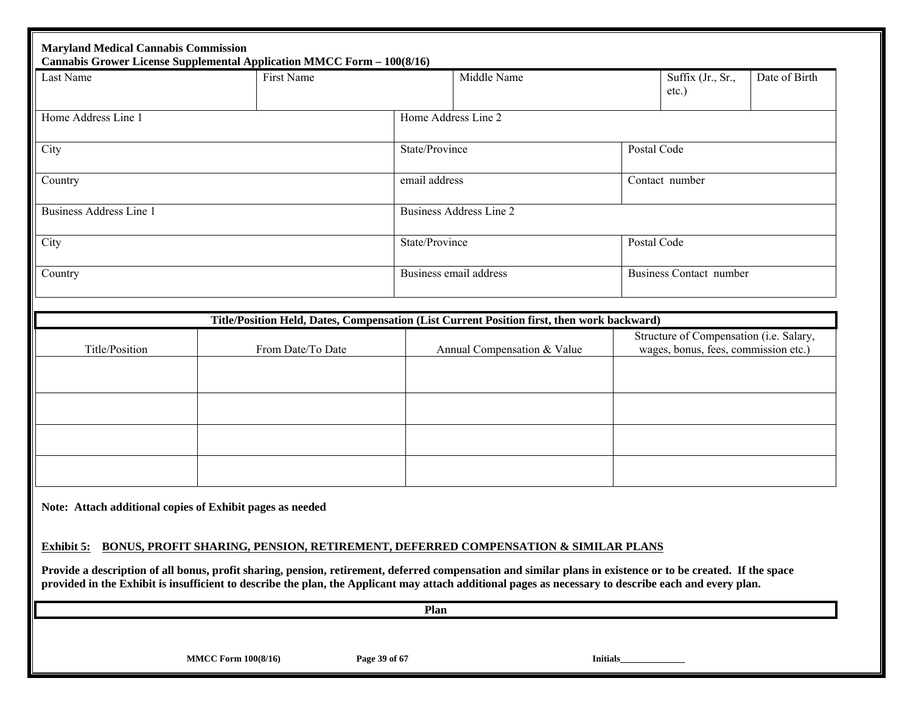**Maryland Medical Cannabis Commission**
**Cannabis Grower License Supplemental Application MMCC Form – 100(8/16)**

| Last Name | First Name | Middle Name | Suffix (Jr., Sr., etc.) | Date of Birth |
|---|---|---|---|---|
| | | | | |

| Home Address Line 1 | Home Address Line 2 | |
|---|---|---|
| **City** | **State/Province** | **Postal Code** |
| **Country** | **email address** | **Contact number** |
| **Business Address Line 1** | **Business Address Line 2** | |
| **City** | **State/Province** | **Postal Code** |
| **Country** | **Business email address** | **Business Contact number** |

**Title/Position Held, Dates, Compensation (List Current Position first, then work backward)**

| Title/Position | From Date/To Date | Annual Compensation & Value | Structure of Compensation (i.e. Salary, wages, bonus, fees, commission etc.) |
|---|---|---|---|
| | | | |
| | | | |
| | | | |
| | | | |

**Note: Attach additional copies of Exhibit pages as needed**

**Exhibit 5: BONUS, PROFIT SHARING, PENSION, RETIREMENT, DEFERRED COMPENSATION & SIMILAR PLANS**

**Provide a description of all bonus, profit sharing, pension, retirement, deferred compensation and similar plans in existence or to be created. If the space provided in the Exhibit is insufficient to describe the plan, the Applicant may attach additional pages as necessary to describe each and every plan.**

| Plan |
|---|
| |

Initials_______________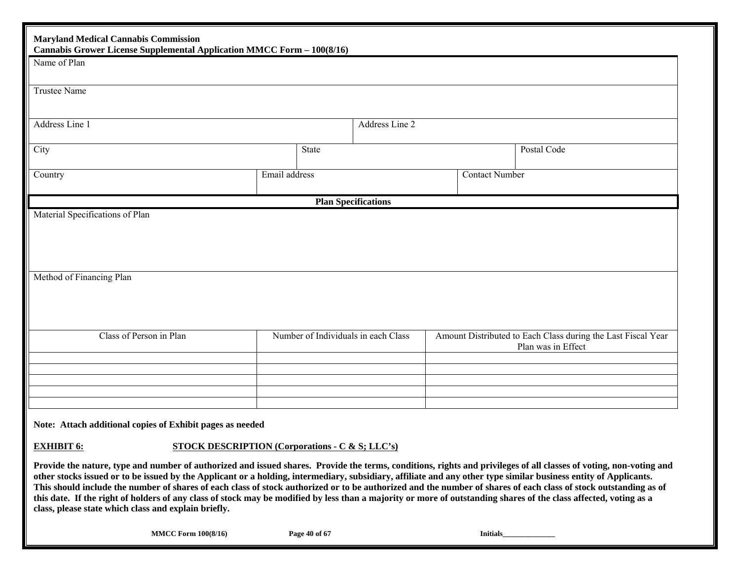**Maryland Medical Cannabis Commission**
**Cannabis Grower License Supplemental Application MMCC Form – 100(8/16)**

| Name of Plan | | | | |
|---|---|---|---|---|
| Trustee Name | | | | |
| Address Line 1 | | Address Line 2 | | |
| City | State | | | Postal Code |
| Country | Email address | | Contact Number | |

**Plan Specifications**

| Material Specifications of Plan |
|---|
| |

| Method of Financing Plan |
|---|
| |

| Class of Person in Plan | Number of Individuals in each Class | Amount Distributed to Each Class during the Last Fiscal Year Plan was in Effect |
|---|---|---|
| | | |
| | | |
| | | |
| | | |
| | | |

**Note: Attach additional copies of Exhibit pages as needed**

**EXHIBIT 6:** **STOCK DESCRIPTION (Corporations - C & S; LLC's)**

**Provide the nature, type and number of authorized and issued shares. Provide the terms, conditions, rights and privileges of all classes of voting, non-voting and other stocks issued or to be issued by the Applicant or a holding, intermediary, subsidiary, affiliate and any other type similar business entity of Applicants. This should include the number of shares of each class of stock authorized or to be authorized and the number of shares of each class of stock outstanding as of this date. If the right of holders of any class of stock may be modified by less than a majority or more of outstanding shares of the class affected, voting as a class, please state which class and explain briefly.**

**Initials______________**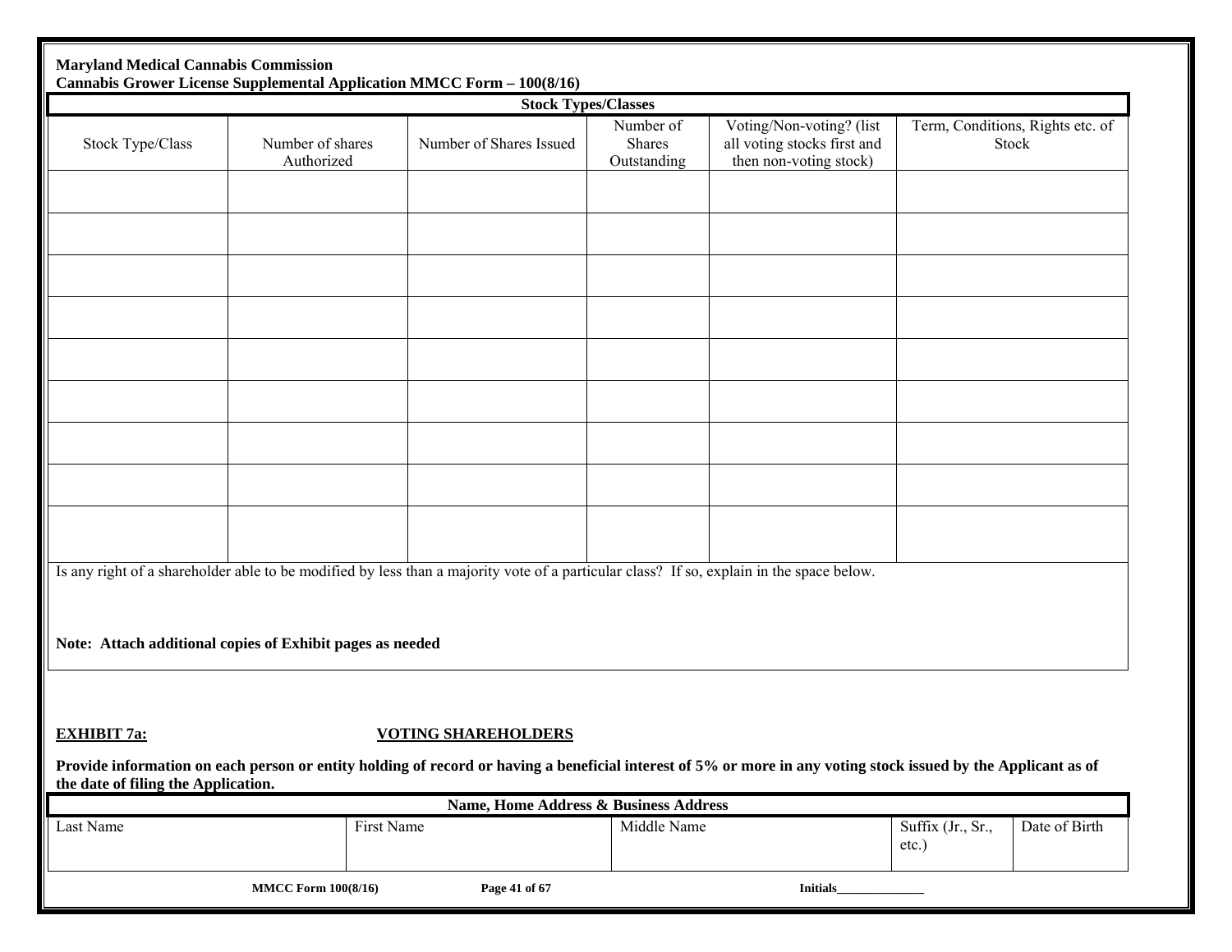**Maryland Medical Cannabis Commission**
**Cannabis Grower License Supplemental Application MMCC Form – 100(8/16)**

| Stock Types/Classes | | | | | |
|---|---|---|---|---|---|
| Stock Type/Class | Number of shares Authorized | Number of Shares Issued | Number of Shares Outstanding | Voting/Non-voting? (list all voting stocks first and then non-voting stock) | Term, Conditions, Rights etc. of Stock |
| | | | | | |
| | | | | | |
| | | | | | |
| | | | | | |
| | | | | | |
| | | | | | |
| | | | | | |
| | | | | | |
| | | | | | |

Is any right of a shareholder able to be modified by less than a majority vote of a particular class? If so, explain in the space below.

**Note: Attach additional copies of Exhibit pages as needed**

**EXHIBIT 7a: VOTING SHAREHOLDERS**

**Provide information on each person or entity holding of record or having a beneficial interest of 5% or more in any voting stock issued by the Applicant as of the date of filing the Application.**

| Name, Home Address & Business Address | | | | |
|---|---|---|---|---|
| Last Name | First Name | Middle Name | Suffix (Jr., Sr., etc.) | Date of Birth |

Initials______________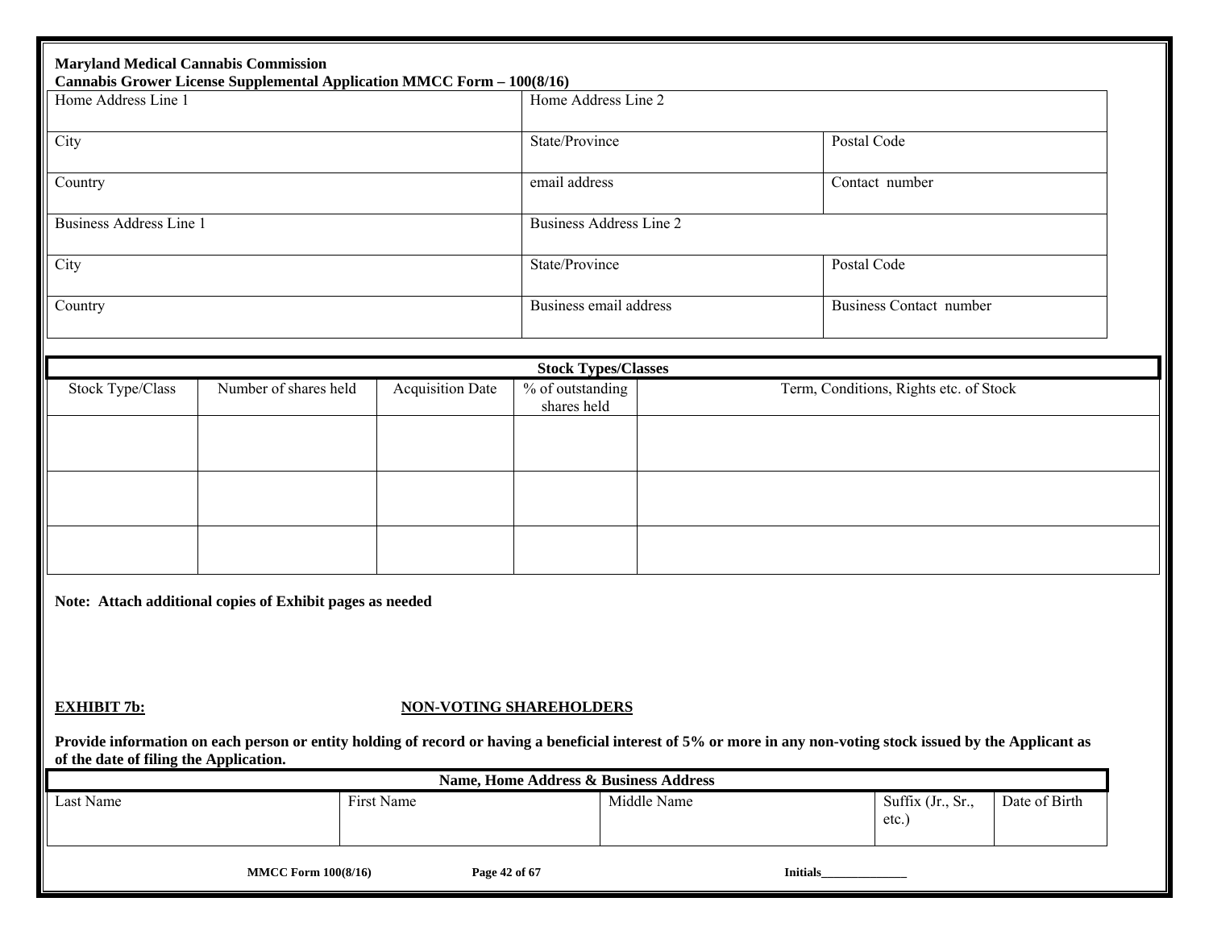**Maryland Medical Cannabis Commission**
**Cannabis Grower License Supplemental Application MMCC Form – 100(8/16)**

| Home Address Line 1 | Home Address Line 2 | |
|---|---|---|
| City | State/Province | Postal Code |
| Country | email address | Contact number |
| Business Address Line 1 | Business Address Line 2 | |
| City | State/Province | Postal Code |
| Country | Business email address | Business Contact number |

| Stock Types/Classes | | | | |
|---|---|---|---|---|
| Stock Type/Class | Number of shares held | Acquisition Date | % of outstanding shares held | Term, Conditions, Rights etc. of Stock |
| | | | | |
| | | | | |
| | | | | |

**Note: Attach additional copies of Exhibit pages as needed**

**EXHIBIT 7b: NON-VOTING SHAREHOLDERS**

**Provide information on each person or entity holding of record or having a beneficial interest of 5% or more in any non-voting stock issued by the Applicant as of the date of filing the Application.**

| Name, Home Address & Business Address | | | | |
|---|---|---|---|---|
| Last Name | First Name | Middle Name | Suffix (Jr., Sr., etc.) | Date of Birth |

Initials______________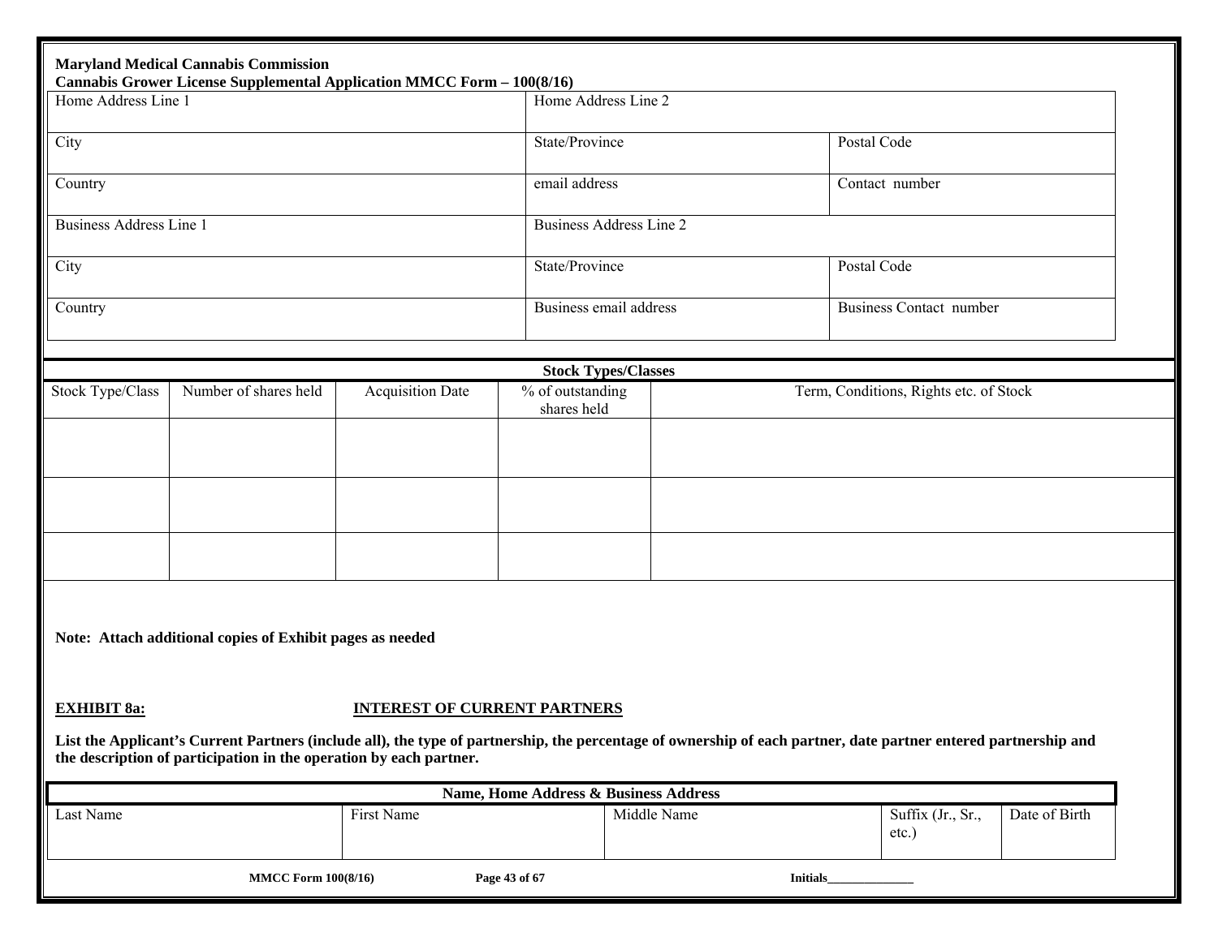**Maryland Medical Cannabis Commission**
**Cannabis Grower License Supplemental Application MMCC Form – 100(8/16)**

| Home Address Line 1 | Home Address Line 2 | |
|---|---|---|
| City | State/Province | Postal Code |
| Country | email address | Contact number |
| Business Address Line 1 | Business Address Line 2 | |
| City | State/Province | Postal Code |
| Country | Business email address | Business Contact number |

**Stock Types/Classes**

| Stock Type/Class | Number of shares held | Acquisition Date | % of outstanding shares held | Term, Conditions, Rights etc. of Stock |
|---|---|---|---|---|
| | | | | |
| | | | | |
| | | | | |

**Note: Attach additional copies of Exhibit pages as needed**

**EXHIBIT 8a:** **INTEREST OF CURRENT PARTNERS**

**List the Applicant's Current Partners (include all), the type of partnership, the percentage of ownership of each partner, date partner entered partnership and the description of participation in the operation by each partner.**

| Name, Home Address & Business Address | | | | |
|---|---|---|---|---|
| Last Name | First Name | Middle Name | Suffix (Jr., Sr., etc.) | Date of Birth |

Initials______________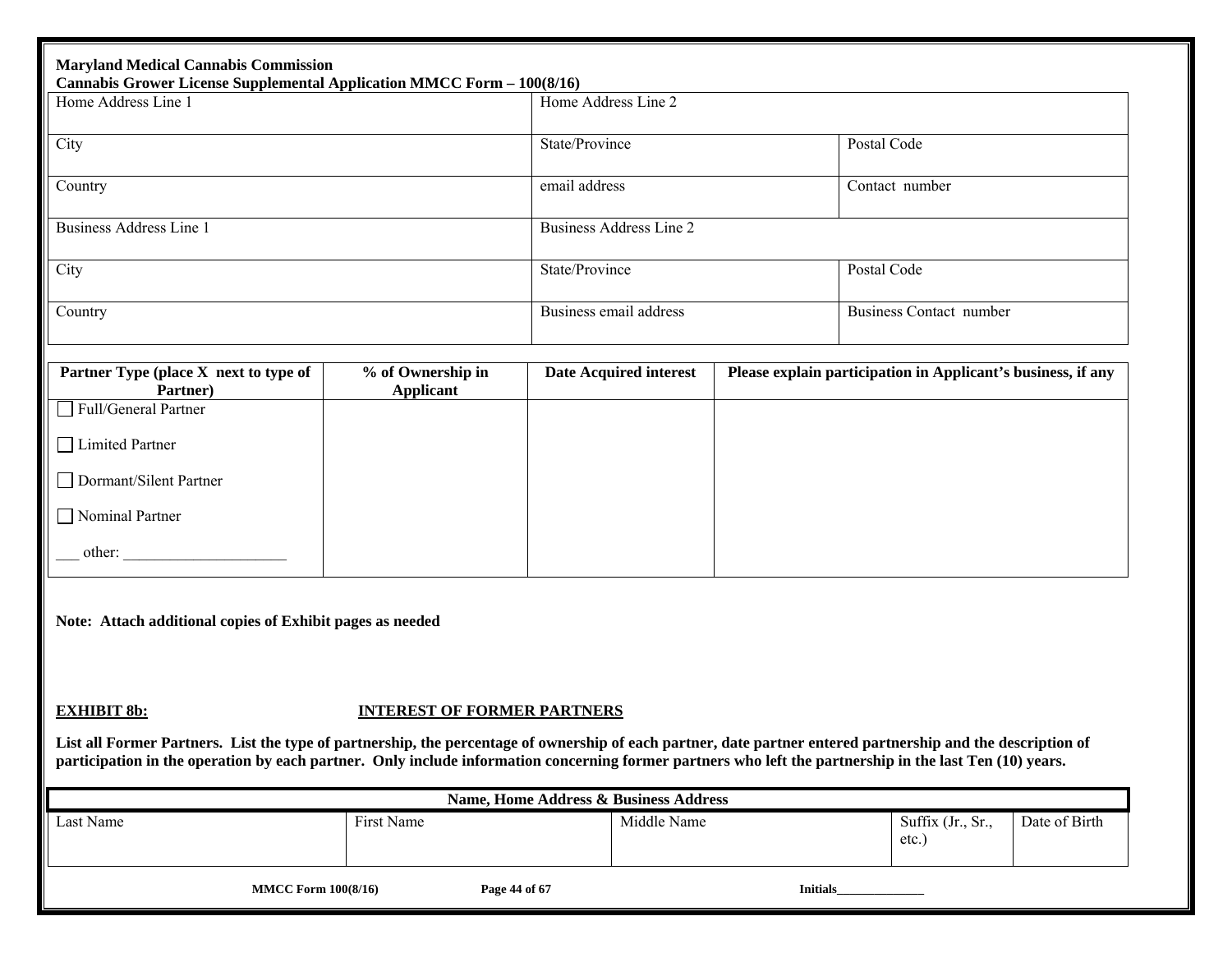**Maryland Medical Cannabis Commission**
**Cannabis Grower License Supplemental Application MMCC Form – 100(8/16)**

| Home Address Line 1 | Home Address Line 2 | |
|---|---|---|
| City | State/Province | Postal Code |
| Country | email address | Contact number |
| Business Address Line 1 | Business Address Line 2 | |
| City | State/Province | Postal Code |
| Country | Business email address | Business Contact number |

| Partner Type (place X next to type of Partner) | % of Ownership in Applicant | Date Acquired interest | Please explain participation in Applicant's business, if any |
|---|---|---|---|
| ☐ Full/General Partner<br>☐ Limited Partner<br>☐ Dormant/Silent Partner<br>☐ Nominal Partner<br>___ other: ____________________ | | | |

**Note: Attach additional copies of Exhibit pages as needed**

**EXHIBIT 8b: INTEREST OF FORMER PARTNERS**

**List all Former Partners. List the type of partnership, the percentage of ownership of each partner, date partner entered partnership and the description of participation in the operation by each partner. Only include information concerning former partners who left the partnership in the last Ten (10) years.**

| Name, Home Address & Business Address | | | | |
|---|---|---|---|---|
| Last Name | First Name | Middle Name | Suffix (Jr., Sr., etc.) | Date of Birth |

Initials______________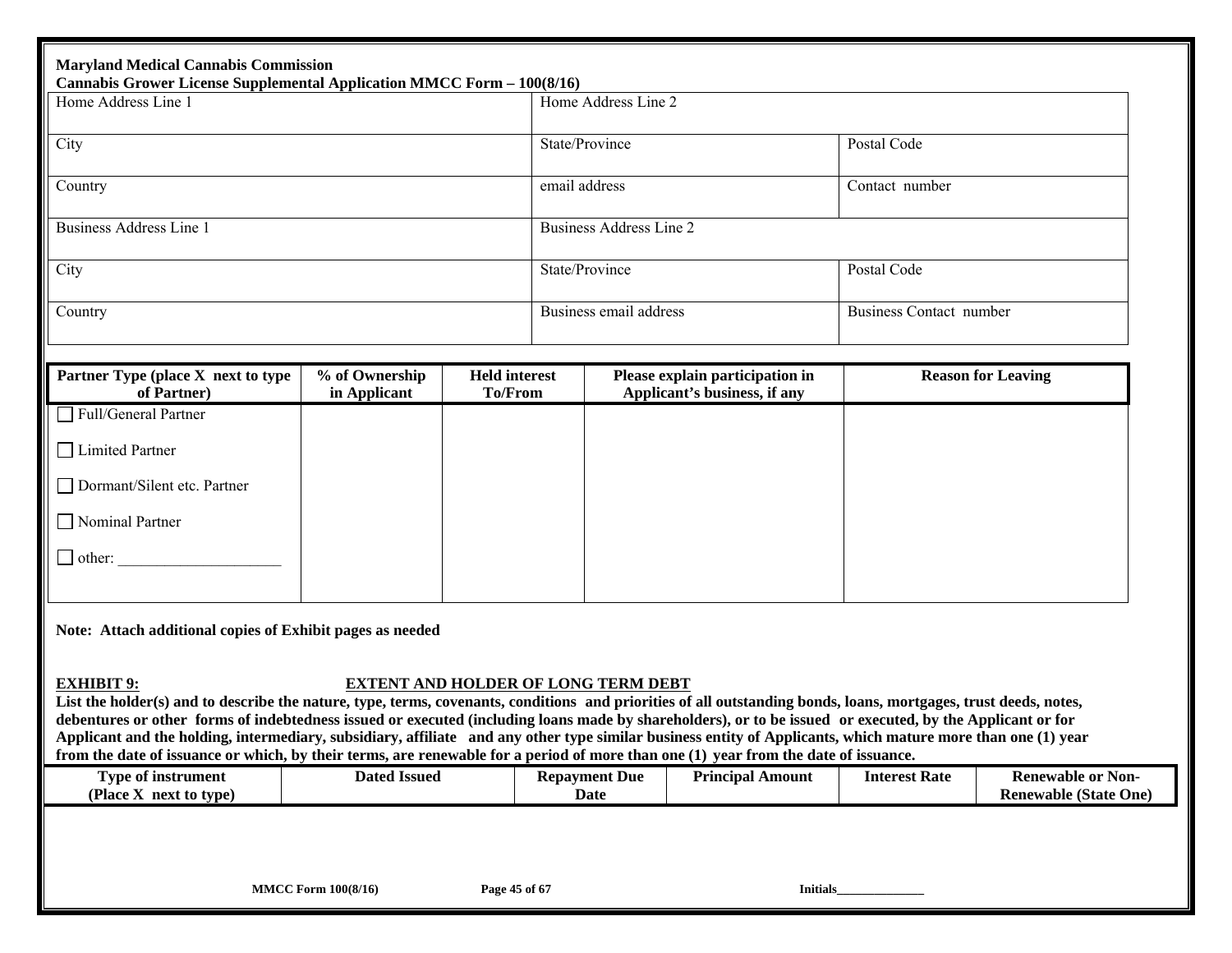**Maryland Medical Cannabis Commission**
**Cannabis Grower License Supplemental Application MMCC Form – 100(8/16)**

| Home Address Line 1 | Home Address Line 2 | |
|---|---|---|
| City | State/Province | Postal Code |
| Country | email address | Contact number |
| Business Address Line 1 | Business Address Line 2 | |
| City | State/Province | Postal Code |
| Country | Business email address | Business Contact number |

| Partner Type (place X next to type of Partner) | % of Ownership in Applicant | Held interest To/From | Please explain participation in Applicant's business, if any | Reason for Leaving |
|---|---|---|---|---|
| ☐ Full/General Partner | | | | |
| ☐ Limited Partner | | | | |
| ☐ Dormant/Silent etc. Partner | | | | |
| ☐ Nominal Partner | | | | |
| ☐ other: ____________________ | | | | |

**Note: Attach additional copies of Exhibit pages as needed**

**EXHIBIT 9: EXTENT AND HOLDER OF LONG TERM DEBT**

**List the holder(s) and to describe the nature, type, terms, covenants, conditions and priorities of all outstanding bonds, loans, mortgages, trust deeds, notes, debentures or other forms of indebtedness issued or executed (including loans made by shareholders), or to be issued or executed, by the Applicant or for Applicant and the holding, intermediary, subsidiary, affiliate and any other type similar business entity of Applicants, which mature more than one (1) year from the date of issuance or which, by their terms, are renewable for a period of more than one (1) year from the date of issuance.**

| Type of instrument (Place X next to type) | Dated Issued | Repayment Due Date | Principal Amount | Interest Rate | Renewable or Non-Renewable (State One) |
|---|---|---|---|---|---|
| | | | | | |

Initials______________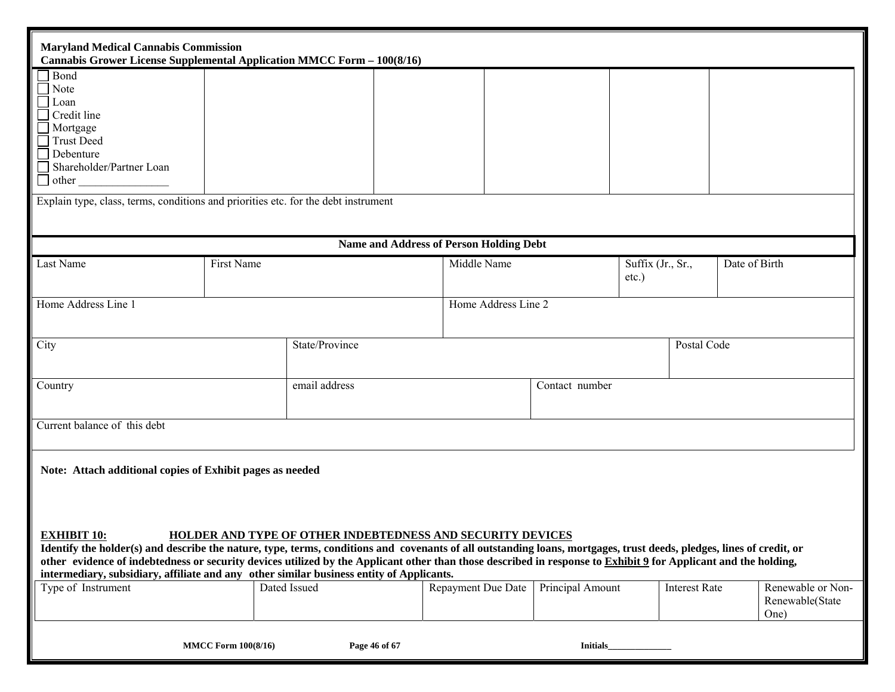**Maryland Medical Cannabis Commission**
**Cannabis Grower License Supplemental Application MMCC Form – 100(8/16)**

| | | | | | |
|---|---|---|---|---|---|
| ☐ Bond<br>☐ Note<br>☐ Loan<br>☐ Credit line<br>☐ Mortgage<br>☐ Trust Deed<br>☐ Debenture<br>☐ Shareholder/Partner Loan<br>☐ other ________________ | | | | | |

Explain type, class, terms, conditions and priorities etc. for the debt instrument

**Name and Address of Person Holding Debt**

| Last Name | First Name | Middle Name | Suffix (Jr., Sr., etc.) | Date of Birth |
|---|---|---|---|---|
| | | | | |

| Home Address Line 1 | Home Address Line 2 |
|---|---|
| | |

| City | State/Province | Postal Code |
|---|---|---|
| | | |

| Country | email address | Contact number |
|---|---|---|
| | | |

| Current balance of this debt |
|---|
| |

**Note: Attach additional copies of Exhibit pages as needed**

**EXHIBIT 10: HOLDER AND TYPE OF OTHER INDEBTEDNESS AND SECURITY DEVICES**

**Identify the holder(s) and describe the nature, type, terms, conditions and covenants of all outstanding loans, mortgages, trust deeds, pledges, lines of credit, or other evidence of indebtedness or security devices utilized by the Applicant other than those described in response to Exhibit 9 for Applicant and the holding, intermediary, subsidiary, affiliate and any other similar business entity of Applicants.**

| Type of Instrument | Dated Issued | Repayment Due Date | Principal Amount | Interest Rate | Renewable or Non-Renewable(State One) |
|---|---|---|---|---|---|
| | | | | | |

Initials______________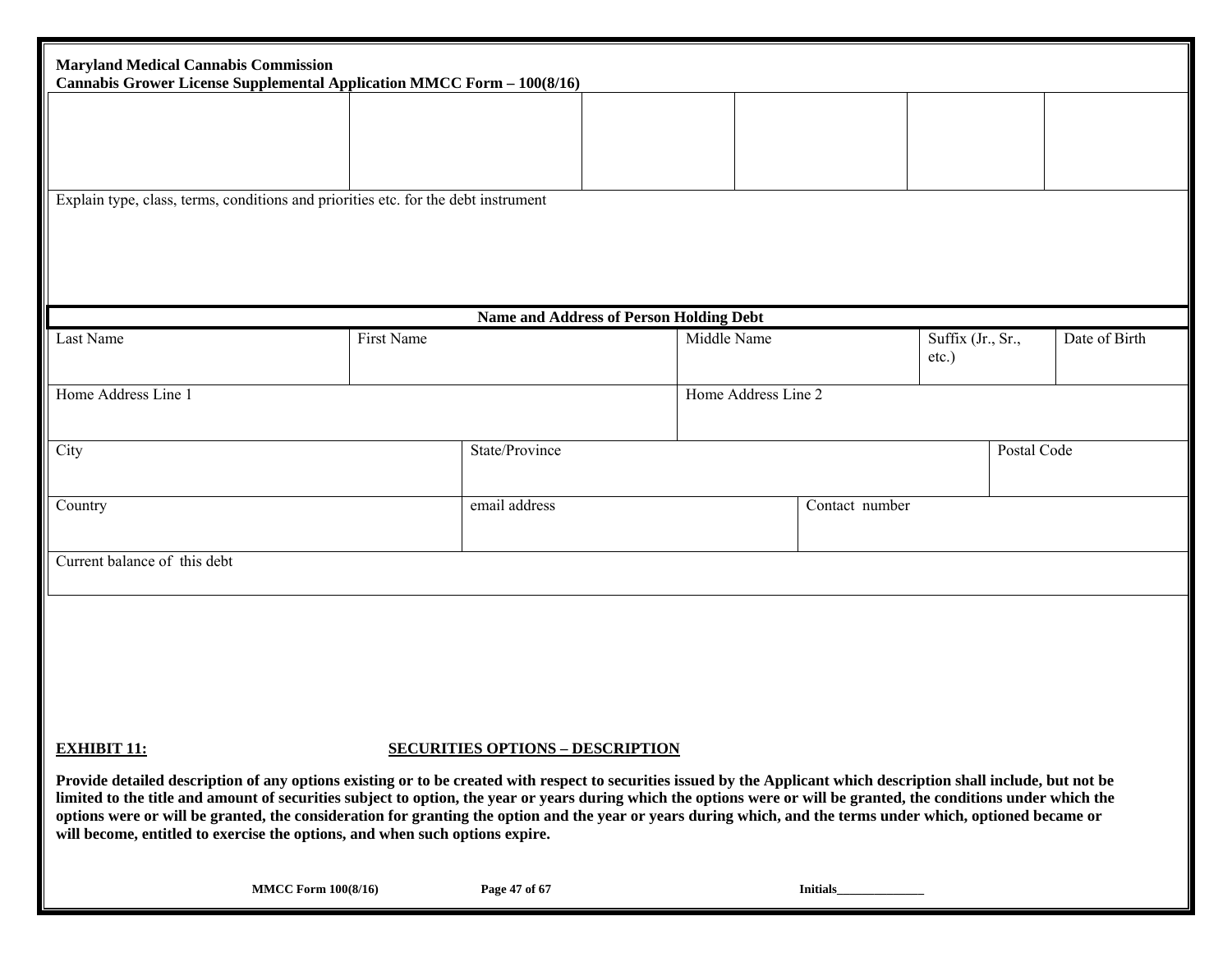**Maryland Medical Cannabis Commission**
**Cannabis Grower License Supplemental Application MMCC Form – 100(8/16)**

| | | | | | |
|---|---|---|---|---|---|
| | | | | | |

Explain type, class, terms, conditions and priorities etc. for the debt instrument

| **Name and Address of Person Holding Debt** | | | | |
|---|---|---|---|---|
| Last Name | First Name | Middle Name | Suffix (Jr., Sr., etc.) | Date of Birth |
| Home Address Line 1 | | Home Address Line 2 | | |
| City | State/Province | | | Postal Code |
| Country | email address | | Contact number | |
| Current balance of this debt | | | | |

**EXHIBIT 11:** **SECURITIES OPTIONS – DESCRIPTION**

**Provide detailed description of any options existing or to be created with respect to securities issued by the Applicant which description shall include, but not be limited to the title and amount of securities subject to option, the year or years during which the options were or will be granted, the conditions under which the options were or will be granted, the consideration for granting the option and the year or years during which, and the terms under which, optioned became or will become, entitled to exercise the options, and when such options expire.**

**Initials_______________**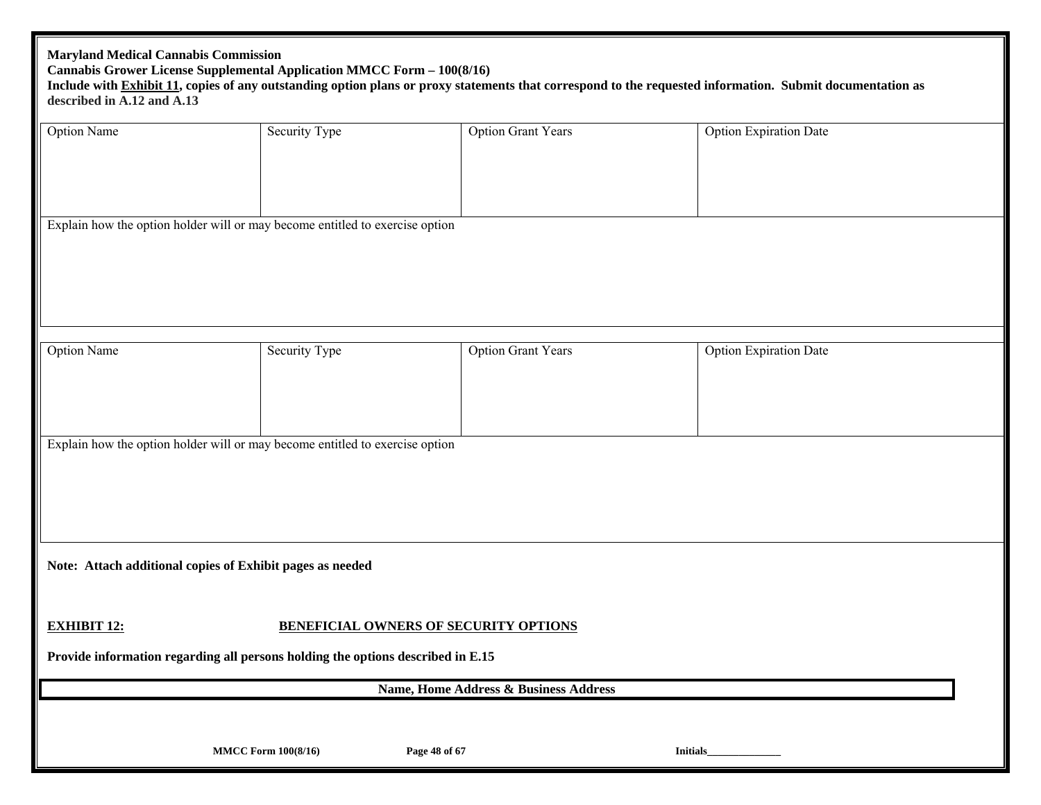**Maryland Medical Cannabis Commission**
**Cannabis Grower License Supplemental Application MMCC Form – 100(8/16)**
**Include with Exhibit 11, copies of any outstanding option plans or proxy statements that correspond to the requested information. Submit documentation as described in A.12 and A.13**

| Option Name | Security Type | Option Grant Years | Option Expiration Date |
|---|---|---|---|
| | | | |

| Explain how the option holder will or may become entitled to exercise option |
|---|
| |

| Option Name | Security Type | Option Grant Years | Option Expiration Date |
|---|---|---|---|
| | | | |

| Explain how the option holder will or may become entitled to exercise option |
|---|
| |

**Note: Attach additional copies of Exhibit pages as needed**

## EXHIBIT 12: BENEFICIAL OWNERS OF SECURITY OPTIONS

**Provide information regarding all persons holding the options described in E.15**

| Name, Home Address & Business Address |
|---|
| |

Initials______________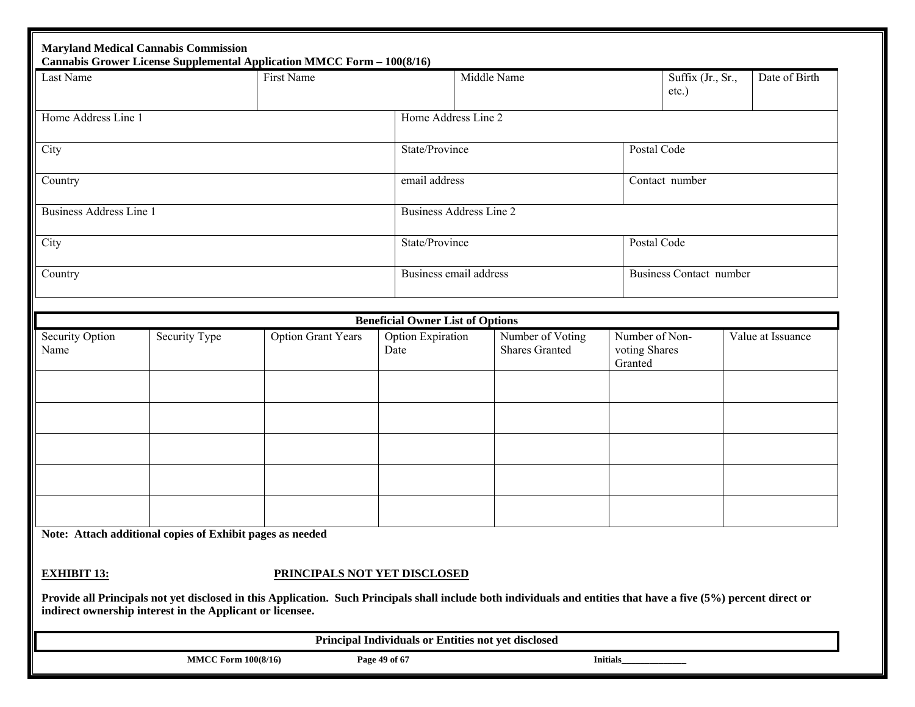**Maryland Medical Cannabis Commission**
**Cannabis Grower License Supplemental Application MMCC Form – 100(8/16)**

| Last Name | First Name | Middle Name | Suffix (Jr., Sr., etc.) | Date of Birth |
|---|---|---|---|---|
| | | | | |

| Home Address Line 1 | Home Address Line 2 | |
|---|---|---|
| City | State/Province | Postal Code |
| Country | email address | Contact number |
| Business Address Line 1 | Business Address Line 2 | |
| City | State/Province | Postal Code |
| Country | Business email address | Business Contact number |

**Beneficial Owner List of Options**

| Security Option Name | Security Type | Option Grant Years | Option Expiration Date | Number of Voting Shares Granted | Number of Non-voting Shares Granted | Value at Issuance |
|---|---|---|---|---|---|---|
| | | | | | | |
| | | | | | | |
| | | | | | | |
| | | | | | | |
| | | | | | | |

**Note: Attach additional copies of Exhibit pages as needed**

**EXHIBIT 13: PRINCIPALS NOT YET DISCLOSED**

**Provide all Principals not yet disclosed in this Application. Such Principals shall include both individuals and entities that have a five (5%) percent direct or indirect ownership interest in the Applicant or licensee.**

**Principal Individuals or Entities not yet disclosed**

Initials______________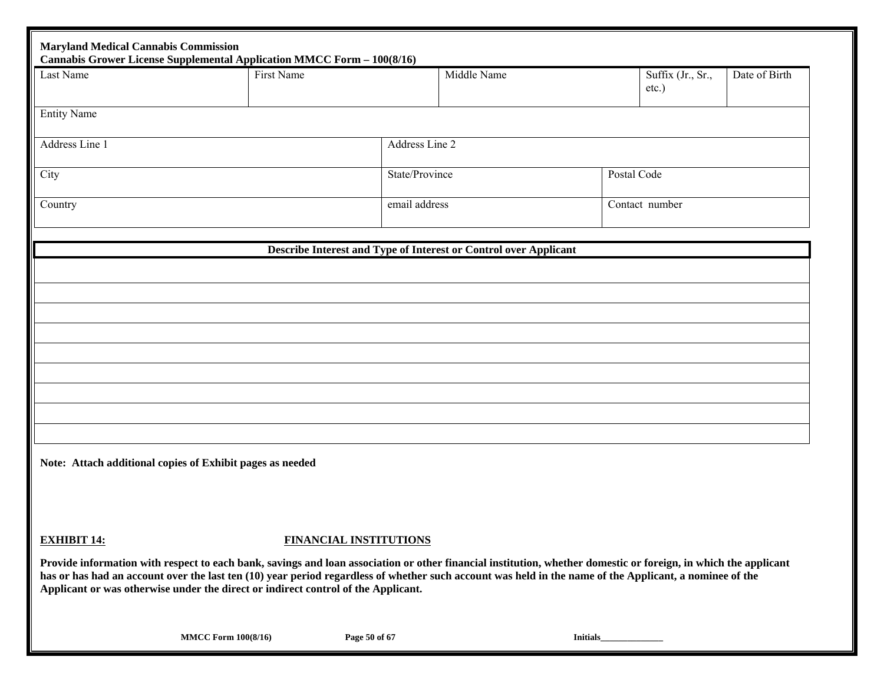**Maryland Medical Cannabis Commission**
**Cannabis Grower License Supplemental Application MMCC Form – 100(8/16)**

| Last Name | First Name | Middle Name | Suffix (Jr., Sr., etc.) | Date of Birth |
|---|---|---|---|---|
| | | | | |

| Entity Name |
|---|
| |

| Address Line 1 | Address Line 2 | |
|---|---|---|
| City | State/Province | Postal Code |
| Country | email address | Contact number |

| Describe Interest and Type of Interest or Control over Applicant |
|---|
| |
| |
| |
| |
| |
| |
| |
| |
| |

**Note: Attach additional copies of Exhibit pages as needed**

## EXHIBIT 14: FINANCIAL INSTITUTIONS

**Provide information with respect to each bank, savings and loan association or other financial institution, whether domestic or foreign, in which the applicant has or has had an account over the last ten (10) year period regardless of whether such account was held in the name of the Applicant, a nominee of the Applicant or was otherwise under the direct or indirect control of the Applicant.**

**Initials______________**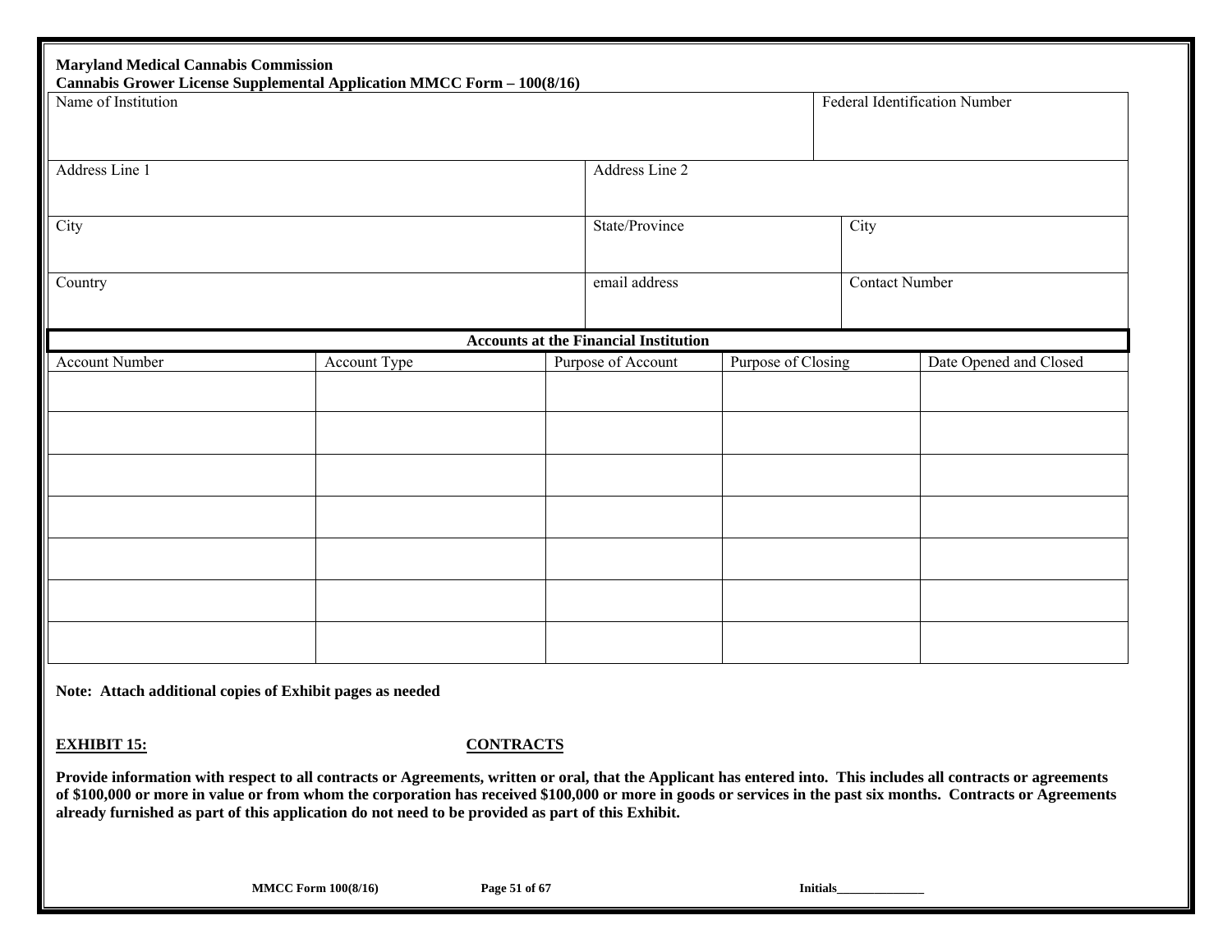**Maryland Medical Cannabis Commission**
**Cannabis Grower License Supplemental Application MMCC Form – 100(8/16)**

| Name of Institution | | Federal Identification Number |
|---|---|---|
| | | |

| Address Line 1 | Address Line 2 | |
|---|---|---|
| | | |
| **City** | **State/Province** | **City** |
| | | |
| **Country** | **email address** | **Contact Number** |
| | | |

**Accounts at the Financial Institution**

| Account Number | Account Type | Purpose of Account | Purpose of Closing | Date Opened and Closed |
|---|---|---|---|---|
| | | | | |
| | | | | |
| | | | | |
| | | | | |
| | | | | |
| | | | | |
| | | | | |

**Note: Attach additional copies of Exhibit pages as needed**

## EXHIBIT 15: CONTRACTS

**Provide information with respect to all contracts or Agreements, written or oral, that the Applicant has entered into. This includes all contracts or agreements of $100,000 or more in value or from whom the corporation has received $100,000 or more in goods or services in the past six months. Contracts or Agreements already furnished as part of this application do not need to be provided as part of this Exhibit.**

**Initials______________**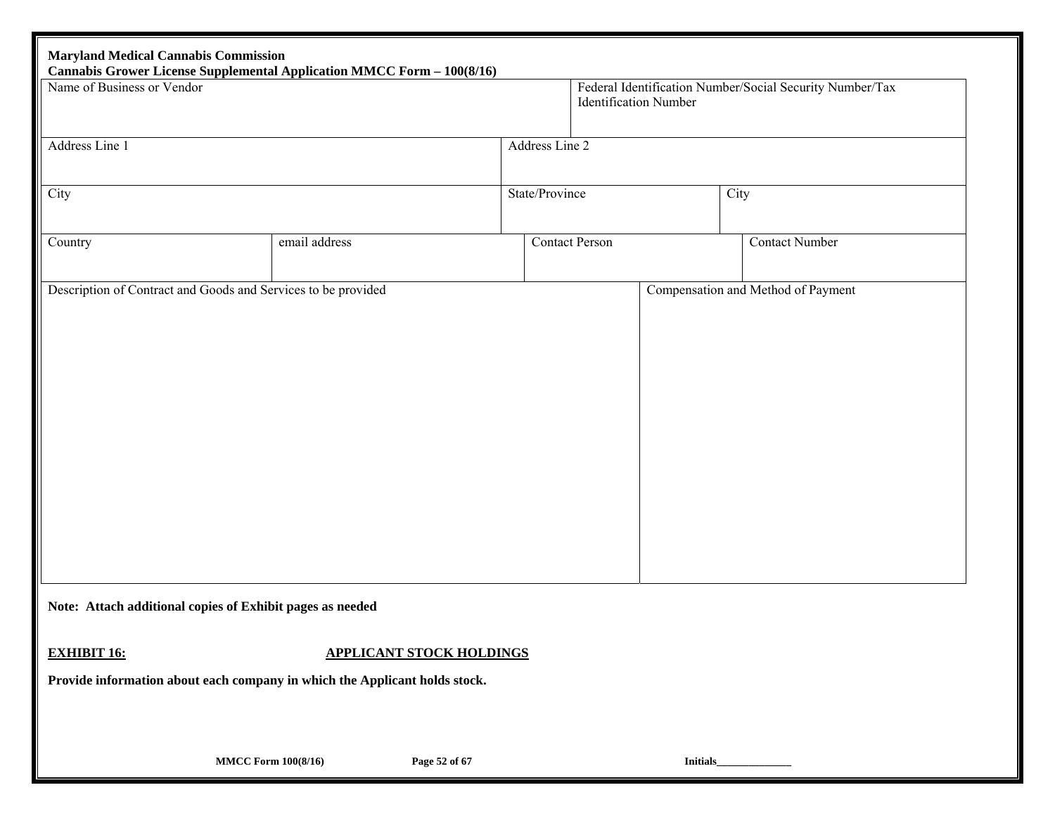**Maryland Medical Cannabis Commission**
**Cannabis Grower License Supplemental Application MMCC Form – 100(8/16)**

| Name of Business or Vendor | | Federal Identification Number/Social Security Number/Tax Identification Number | |
|---|---|---|---|
| Address Line 1 | | Address Line 2 | |
| City | | State/Province | City |
| Country | email address | Contact Person | Contact Number |
| Description of Contract and Goods and Services to be provided | | Compensation and Method of Payment | |

**Note: Attach additional copies of Exhibit pages as needed**

## EXHIBIT 16: APPLICANT STOCK HOLDINGS

**Provide information about each company in which the Applicant holds stock.**

**Initials\_\_\_\_\_\_\_\_\_\_\_\_\_\_**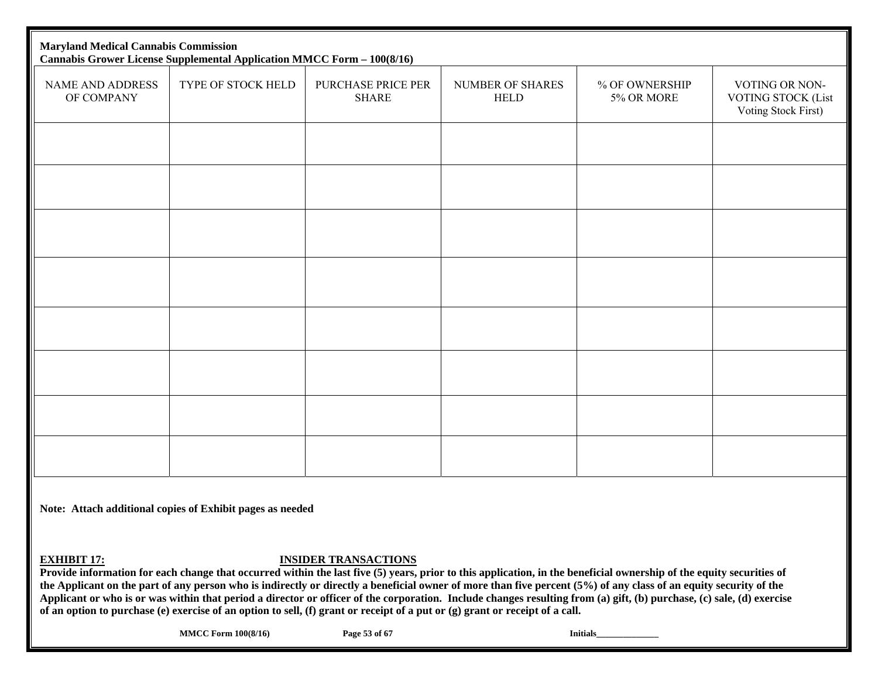**Maryland Medical Cannabis Commission**
**Cannabis Grower License Supplemental Application MMCC Form – 100(8/16)**

| NAME AND ADDRESS OF COMPANY | TYPE OF STOCK HELD | PURCHASE PRICE PER SHARE | NUMBER OF SHARES HELD | % OF OWNERSHIP 5% OR MORE | VOTING OR NON-VOTING STOCK (List Voting Stock First) |
|---|---|---|---|---|---|
| | | | | | |
| | | | | | |
| | | | | | |
| | | | | | |
| | | | | | |
| | | | | | |
| | | | | | |
| | | | | | |

**Note: Attach additional copies of Exhibit pages as needed**

**EXHIBIT 17: INSIDER TRANSACTIONS**

**Provide information for each change that occurred within the last five (5) years, prior to this application, in the beneficial ownership of the equity securities of the Applicant on the part of any person who is indirectly or directly a beneficial owner of more than five percent (5%) of any class of an equity security of the Applicant or who is or was within that period a director or officer of the corporation. Include changes resulting from (a) gift, (b) purchase, (c) sale, (d) exercise of an option to purchase (e) exercise of an option to sell, (f) grant or receipt of a put or (g) grant or receipt of a call.**

**Initials______________**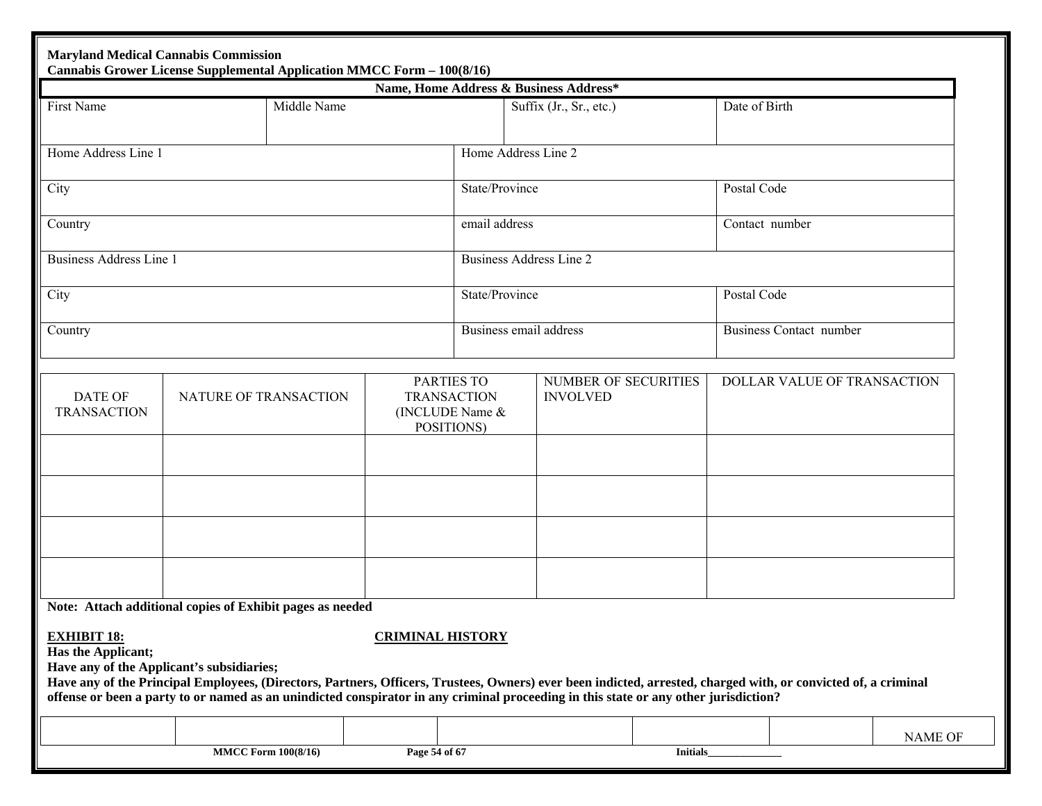**Maryland Medical Cannabis Commission**
**Cannabis Grower License Supplemental Application MMCC Form – 100(8/16)**

| **Name, Home Address & Business Address*** | | | |
|---|---|---|---|
| First Name | Middle Name | Suffix (Jr., Sr., etc.) | Date of Birth |
| Home Address Line 1 | Home Address Line 2 | | |
| City | State/Province | | Postal Code |
| Country | email address | | Contact number |
| Business Address Line 1 | Business Address Line 2 | | |
| City | State/Province | | Postal Code |
| Country | Business email address | | Business Contact number |

| DATE OF TRANSACTION | NATURE OF TRANSACTION | PARTIES TO TRANSACTION (INCLUDE Name & POSITIONS) | NUMBER OF SECURITIES INVOLVED | DOLLAR VALUE OF TRANSACTION |
|---|---|---|---|---|
| | | | | |
| | | | | |
| | | | | |
| | | | | |

**Note: Attach additional copies of Exhibit pages as needed**

**EXHIBIT 18: CRIMINAL HISTORY**

**Has the Applicant;**
**Have any of the Applicant's subsidiaries;**
**Have any of the Principal Employees, (Directors, Partners, Officers, Trustees, Owners) ever been indicted, arrested, charged with, or convicted of, a criminal offense or been a party to or named as an unindicted conspirator in any criminal proceeding in this state or any other jurisdiction?**

| | | | | | | | NAME OF |
|---|---|---|---|---|---|---|---|

Initials______________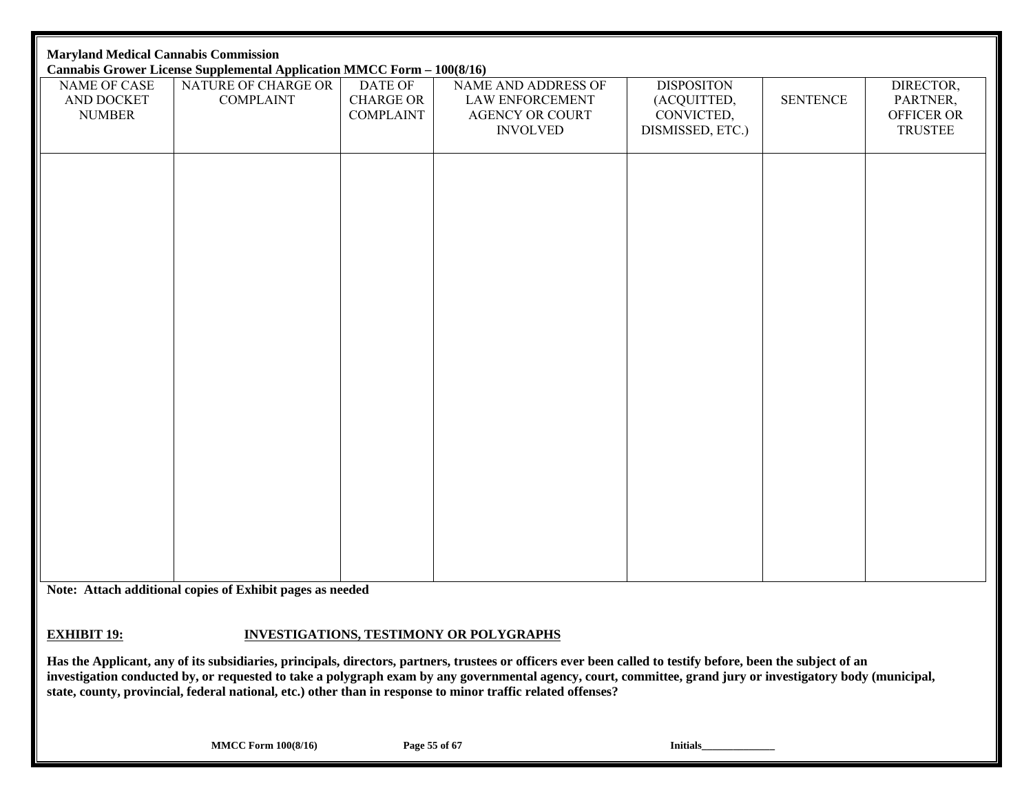| NAME OF CASE AND DOCKET NUMBER | NATURE OF CHARGE OR COMPLAINT | DATE OF CHARGE OR COMPLAINT | NAME AND ADDRESS OF LAW ENFORCEMENT AGENCY OR COURT INVOLVED | DISPOSITON (ACQUITTED, CONVICTED, DISMISSED, ETC.) | SENTENCE | DIRECTOR, PARTNER, OFFICER OR TRUSTEE |
|---|---|---|---|---|---|---|
| | | | | | | |

**Note: Attach additional copies of Exhibit pages as needed**

**EXHIBIT 19: INVESTIGATIONS, TESTIMONY OR POLYGRAPHS**

**Has the Applicant, any of its subsidiaries, principals, directors, partners, trustees or officers ever been called to testify before, been the subject of an investigation conducted by, or requested to take a polygraph exam by any governmental agency, court, committee, grand jury or investigatory body (municipal, state, county, provincial, federal national, etc.) other than in response to minor traffic related offenses?**

**Initials______________**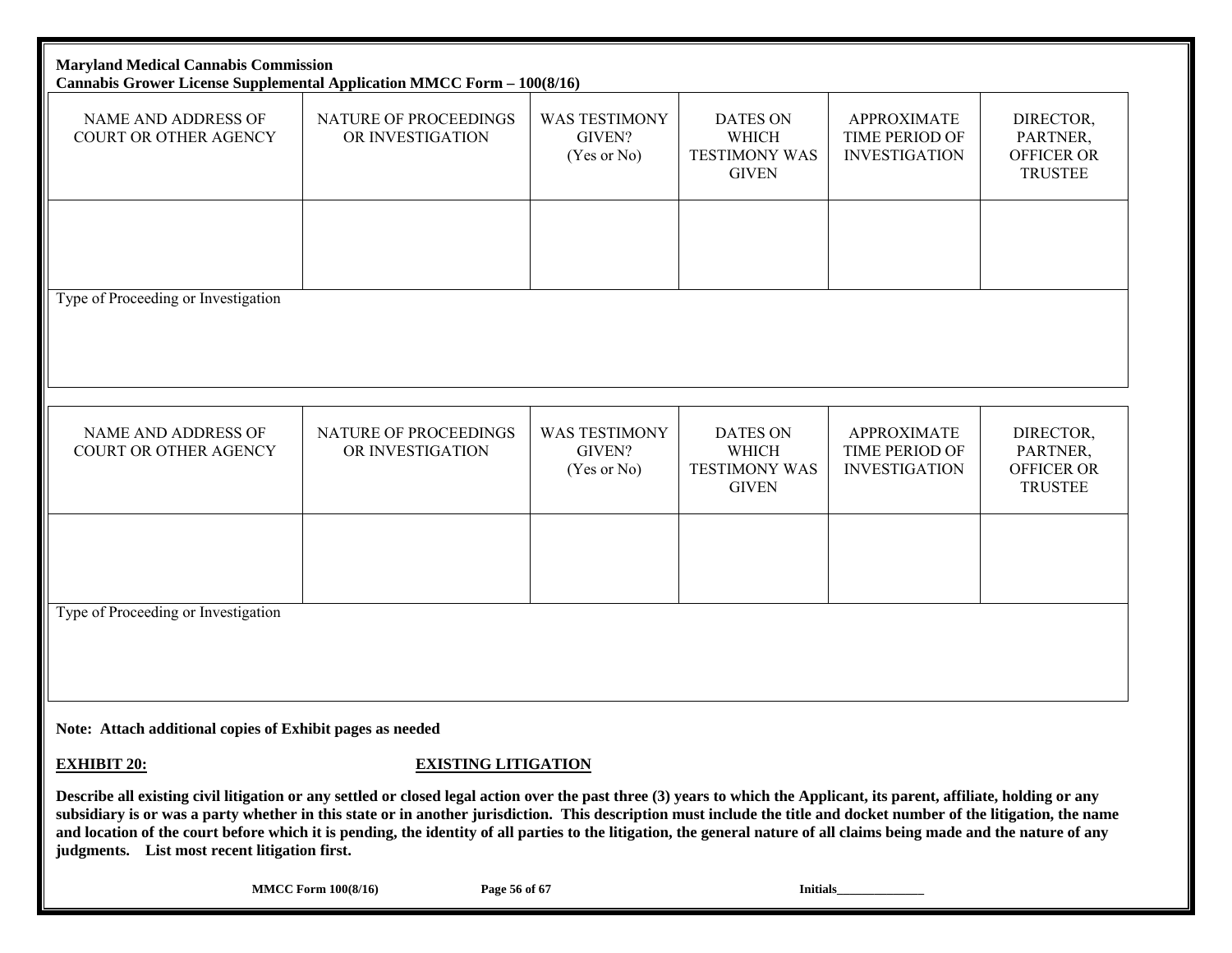| NAME AND ADDRESS OF COURT OR OTHER AGENCY | NATURE OF PROCEEDINGS OR INVESTIGATION | WAS TESTIMONY GIVEN? (Yes or No) | DATES ON WHICH TESTIMONY WAS GIVEN | APPROXIMATE TIME PERIOD OF INVESTIGATION | DIRECTOR, PARTNER, OFFICER OR TRUSTEE |
|---|---|---|---|---|---|
| | | | | | |
| Type of Proceeding or Investigation | | | | | |

| NAME AND ADDRESS OF COURT OR OTHER AGENCY | NATURE OF PROCEEDINGS OR INVESTIGATION | WAS TESTIMONY GIVEN? (Yes or No) | DATES ON WHICH TESTIMONY WAS GIVEN | APPROXIMATE TIME PERIOD OF INVESTIGATION | DIRECTOR, PARTNER, OFFICER OR TRUSTEE |
|---|---|---|---|---|---|
| | | | | | |
| Type of Proceeding or Investigation | | | | | |

**Note: Attach additional copies of Exhibit pages as needed**

**EXHIBIT 20: EXISTING LITIGATION**

**Describe all existing civil litigation or any settled or closed legal action over the past three (3) years to which the Applicant, its parent, affiliate, holding or any subsidiary is or was a party whether in this state or in another jurisdiction. This description must include the title and docket number of the litigation, the name and location of the court before which it is pending, the identity of all parties to the litigation, the general nature of all claims being made and the nature of any judgments. List most recent litigation first.**

Initials______________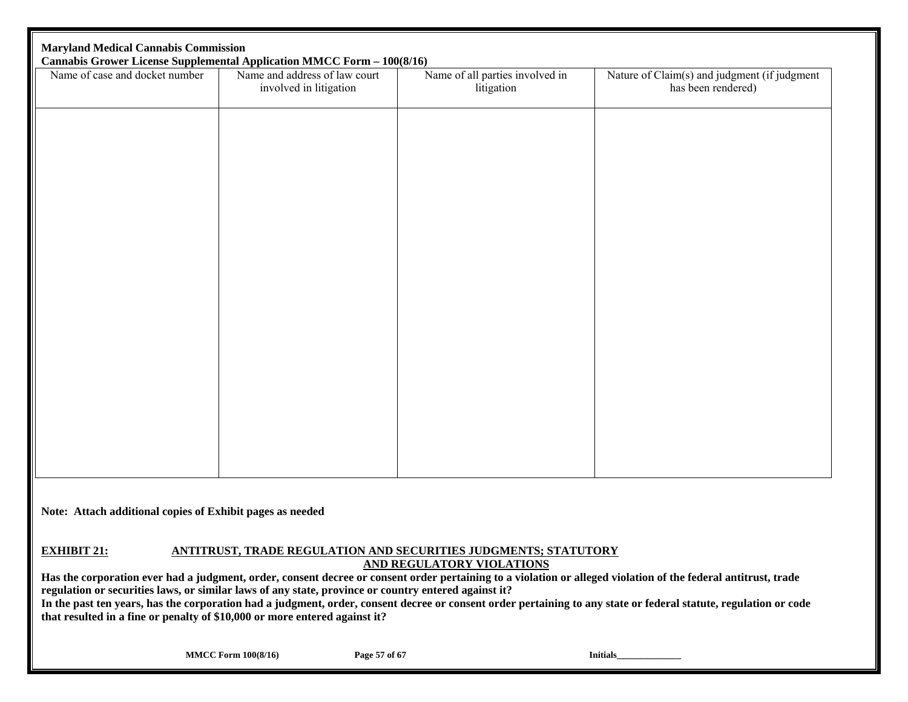| Name of case and docket number | Name and address of law court involved in litigation | Name of all parties involved in litigation | Nature of Claim(s) and judgment (if judgment has been rendered) |
|---|---|---|---|
| | | | |

**Note: Attach additional copies of Exhibit pages as needed**

**EXHIBIT 21: ANTITRUST, TRADE REGULATION AND SECURITIES JUDGMENTS; STATUTORY AND REGULATORY VIOLATIONS**

**Has the corporation ever had a judgment, order, consent decree or consent order pertaining to a violation or alleged violation of the federal antitrust, trade regulation or securities laws, or similar laws of any state, province or country entered against it?**

**In the past ten years, has the corporation had a judgment, order, consent decree or consent order pertaining to any state or federal statute, regulation or code that resulted in a fine or penalty of $10,000 or more entered against it?**

**Initials______________**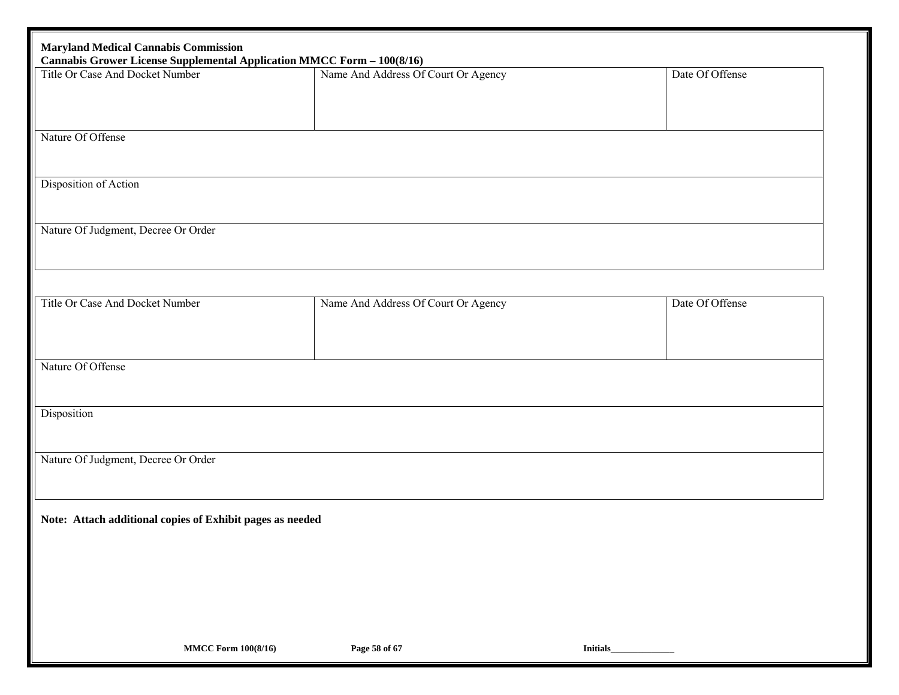**Maryland Medical Cannabis Commission**
**Cannabis Grower License Supplemental Application MMCC Form – 100(8/16)**

| Title Or Case And Docket Number | Name And Address Of Court Or Agency | Date Of Offense |
|---|---|---|
| | | |
| Nature Of Offense | | |
| Disposition of Action | | |
| Nature Of Judgment, Decree Or Order | | |

| Title Or Case And Docket Number | Name And Address Of Court Or Agency | Date Of Offense |
|---|---|---|
| | | |
| Nature Of Offense | | |
| Disposition | | |
| Nature Of Judgment, Decree Or Order | | |

**Note: Attach additional copies of Exhibit pages as needed**

**Initials______________**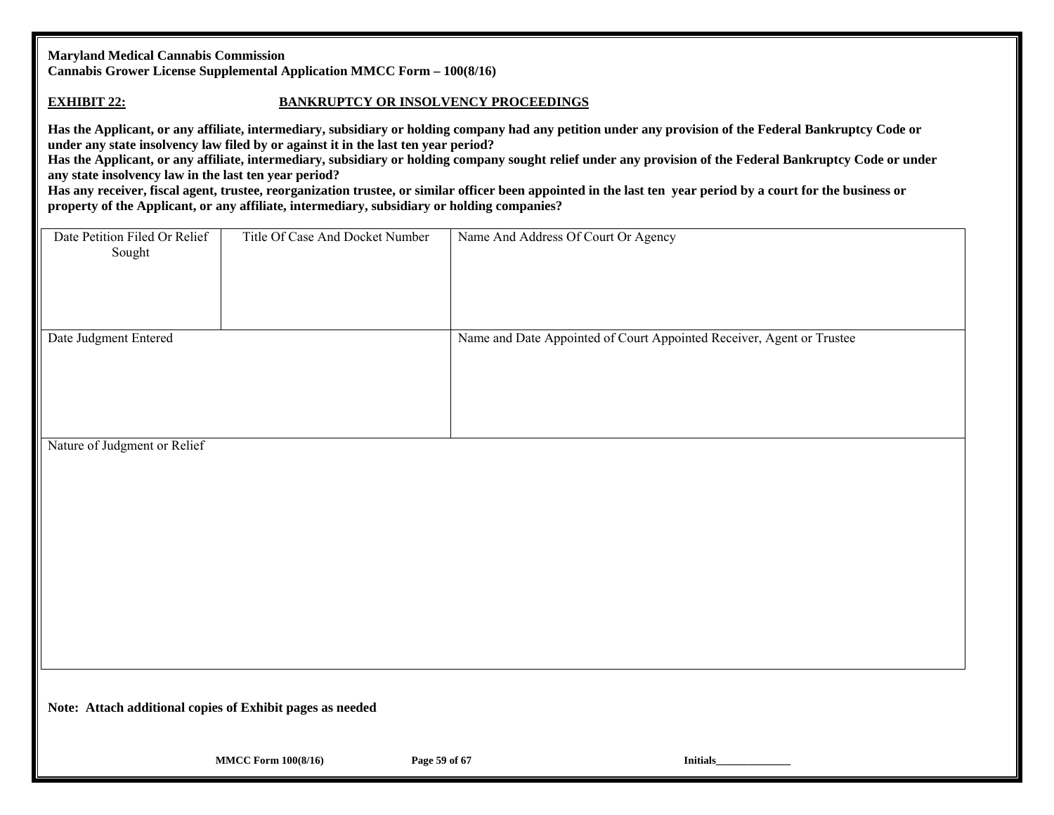**Maryland Medical Cannabis Commission**
**Cannabis Grower License Supplemental Application MMCC Form – 100(8/16)**

## EXHIBIT 22: BANKRUPTCY OR INSOLVENCY PROCEEDINGS

**Has the Applicant, or any affiliate, intermediary, subsidiary or holding company had any petition under any provision of the Federal Bankruptcy Code or under any state insolvency law filed by or against it in the last ten year period?**
**Has the Applicant, or any affiliate, intermediary, subsidiary or holding company sought relief under any provision of the Federal Bankruptcy Code or under any state insolvency law in the last ten year period?**
**Has any receiver, fiscal agent, trustee, reorganization trustee, or similar officer been appointed in the last ten year period by a court for the business or property of the Applicant, or any affiliate, intermediary, subsidiary or holding companies?**

| Date Petition Filed Or Relief Sought | Title Of Case And Docket Number | Name And Address Of Court Or Agency |
|---|---|---|
| | | |

| Date Judgment Entered | Name and Date Appointed of Court Appointed Receiver, Agent or Trustee |
|---|---|
| | |

| Nature of Judgment or Relief |
|---|
| |

**Note: Attach additional copies of Exhibit pages as needed**

Initials______________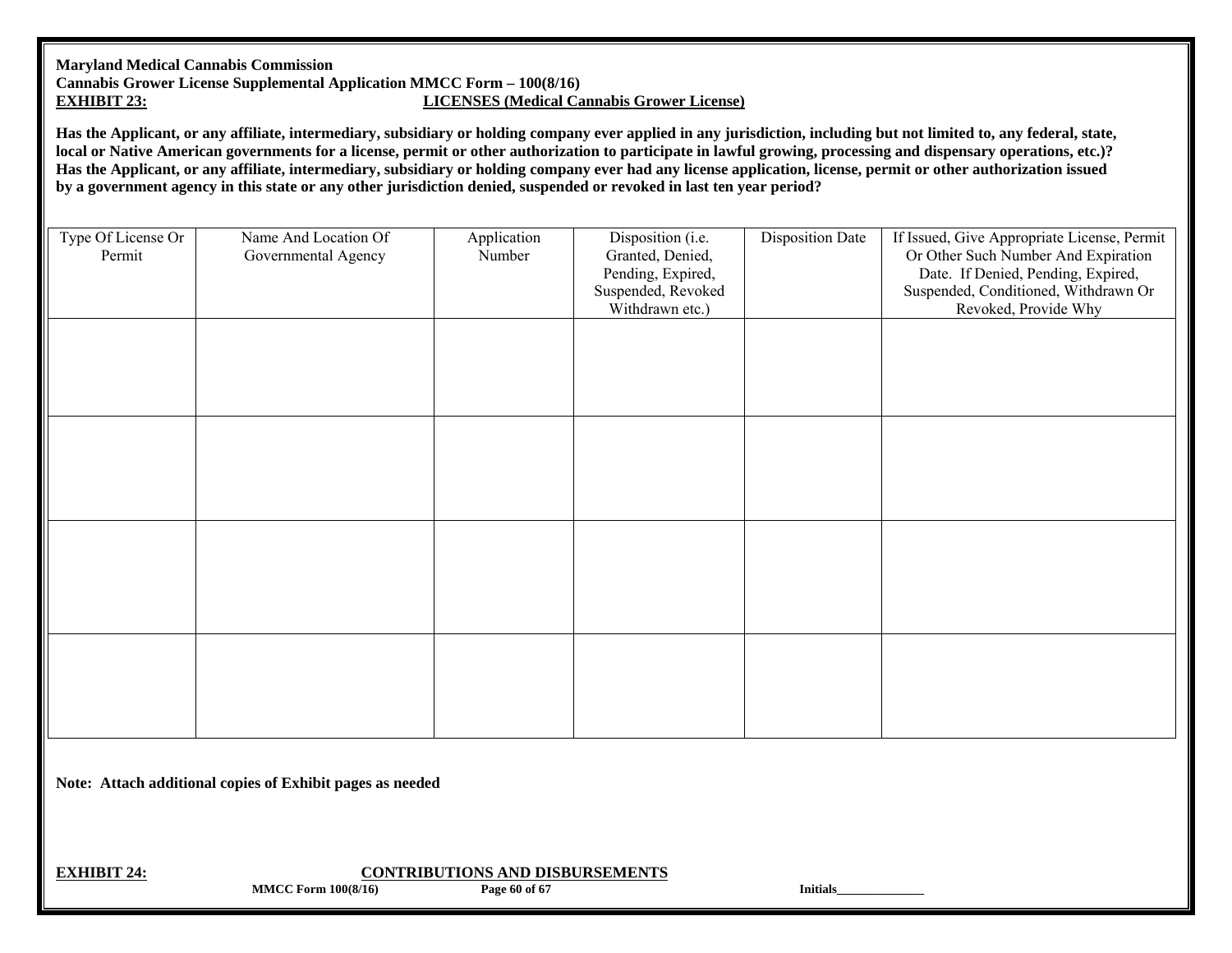**Maryland Medical Cannabis Commission**
**Cannabis Grower License Supplemental Application MMCC Form – 100(8/16)**
**EXHIBIT 23:** **LICENSES (Medical Cannabis Grower License)**

**Has the Applicant, or any affiliate, intermediary, subsidiary or holding company ever applied in any jurisdiction, including but not limited to, any federal, state, local or Native American governments for a license, permit or other authorization to participate in lawful growing, processing and dispensary operations, etc.)? Has the Applicant, or any affiliate, intermediary, subsidiary or holding company ever had any license application, license, permit or other authorization issued by a government agency in this state or any other jurisdiction denied, suspended or revoked in last ten year period?**

| Type Of License Or Permit | Name And Location Of Governmental Agency | Application Number | Disposition (i.e. Granted, Denied, Pending, Expired, Suspended, Revoked Withdrawn etc.) | Disposition Date | If Issued, Give Appropriate License, Permit Or Other Such Number And Expiration Date. If Denied, Pending, Expired, Suspended, Conditioned, Withdrawn Or Revoked, Provide Why |
|---|---|---|---|---|---|
| | | | | | |
| | | | | | |
| | | | | | |
| | | | | | |

**Note: Attach additional copies of Exhibit pages as needed**

**EXHIBIT 24:** **CONTRIBUTIONS AND DISBURSEMENTS**

**Initials______________**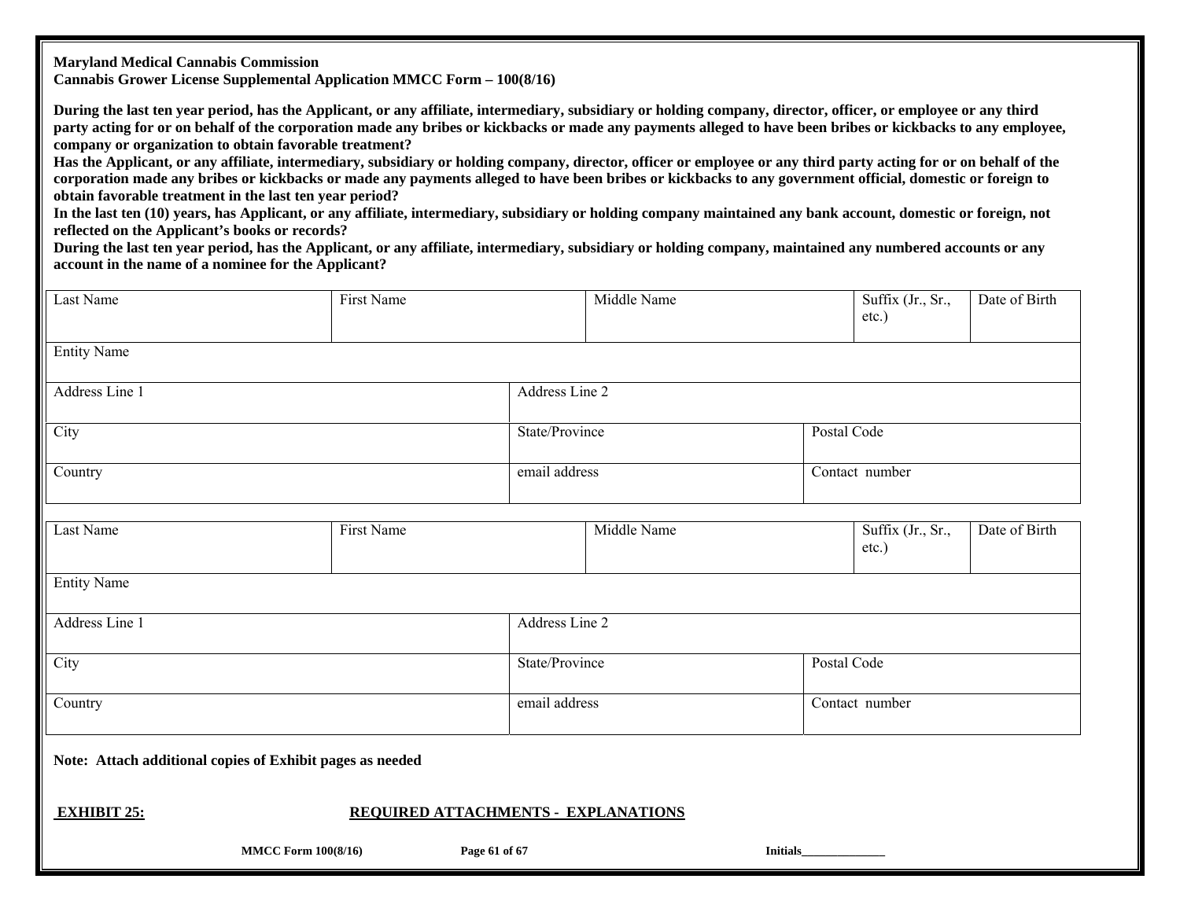**Maryland Medical Cannabis Commission**
**Cannabis Grower License Supplemental Application MMCC Form – 100(8/16)**

**During the last ten year period, has the Applicant, or any affiliate, intermediary, subsidiary or holding company, director, officer, or employee or any third party acting for or on behalf of the corporation made any bribes or kickbacks or made any payments alleged to have been bribes or kickbacks to any employee, company or organization to obtain favorable treatment?**
**Has the Applicant, or any affiliate, intermediary, subsidiary or holding company, director, officer or employee or any third party acting for or on behalf of the corporation made any bribes or kickbacks or made any payments alleged to have been bribes or kickbacks to any government official, domestic or foreign to obtain favorable treatment in the last ten year period?**
**In the last ten (10) years, has Applicant, or any affiliate, intermediary, subsidiary or holding company maintained any bank account, domestic or foreign, not reflected on the Applicant's books or records?**
**During the last ten year period, has the Applicant, or any affiliate, intermediary, subsidiary or holding company, maintained any numbered accounts or any account in the name of a nominee for the Applicant?**

| Last Name | First Name | Middle Name | Suffix (Jr., Sr., etc.) | Date of Birth |
|---|---|---|---|---|
| Entity Name | | | | |
| Address Line 1 | Address Line 2 | | | |
| City | State/Province | Postal Code | | |
| Country | email address | Contact number | | |

| Last Name | First Name | Middle Name | Suffix (Jr., Sr., etc.) | Date of Birth |
|---|---|---|---|---|
| Entity Name | | | | |
| Address Line 1 | Address Line 2 | | | |
| City | State/Province | Postal Code | | |
| Country | email address | Contact number | | |

**Note: Attach additional copies of Exhibit pages as needed**

**EXHIBIT 25:** **REQUIRED ATTACHMENTS - EXPLANATIONS**

Initials______________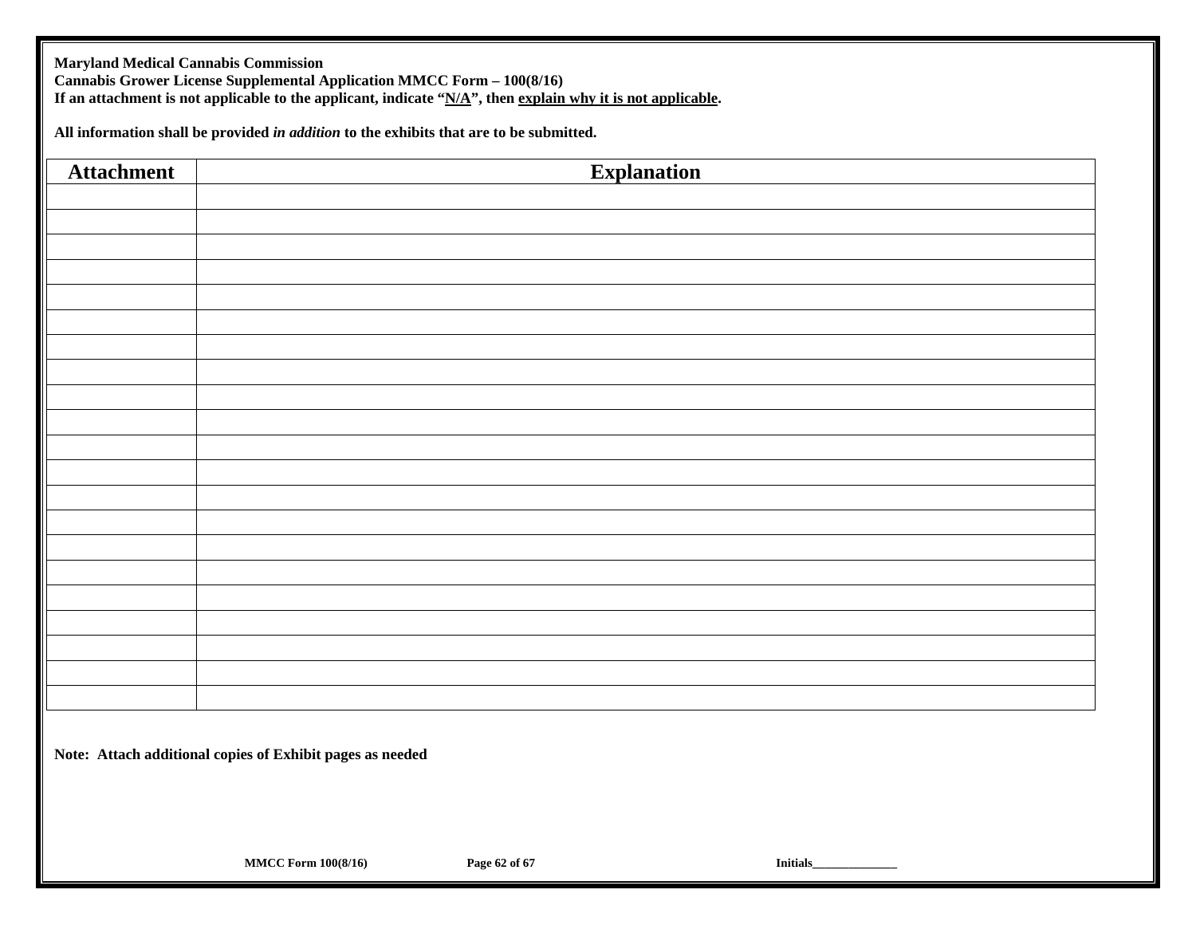**Maryland Medical Cannabis Commission**
**Cannabis Grower License Supplemental Application MMCC Form – 100(8/16)**
**If an attachment is not applicable to the applicant, indicate "N/A", then explain why it is not applicable.**

**All information shall be provided *in addition* to the exhibits that are to be submitted.**

| Attachment | Explanation |
|---|---|
| | |
| | |
| | |
| | |
| | |
| | |
| | |
| | |
| | |
| | |
| | |
| | |
| | |
| | |
| | |
| | |
| | |
| | |
| | |
| | |
| | |

**Note: Attach additional copies of Exhibit pages as needed**

**Initials______________**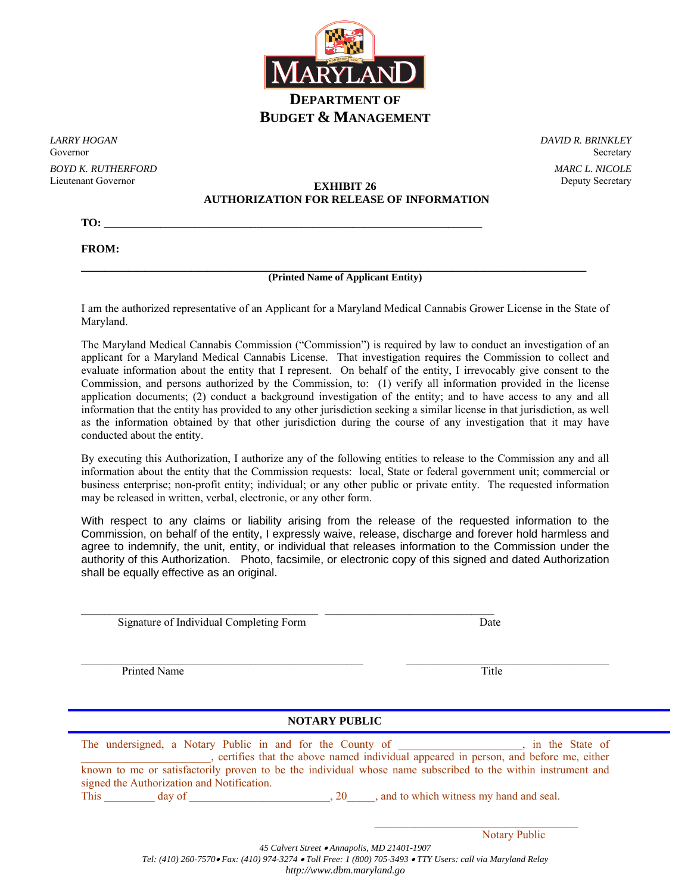# MARYLAND

## DEPARTMENT OF BUDGET & MANAGEMENT

*LARRY HOGAN*
Governor

*BOYD K. RUTHERFORD*
Lieutenant Governor

*DAVID R. BRINKLEY*
Secretary

*MARC L. NICOLE*
Deputy Secretary

**EXHIBIT 26**
**AUTHORIZATION FOR RELEASE OF INFORMATION**

**TO: ____________________________________________________________________**

**FROM:**

**________________________________________________________________________________**
**(Printed Name of Applicant Entity)**

I am the authorized representative of an Applicant for a Maryland Medical Cannabis Grower License in the State of Maryland.

The Maryland Medical Cannabis Commission ("Commission") is required by law to conduct an investigation of an applicant for a Maryland Medical Cannabis License. That investigation requires the Commission to collect and evaluate information about the entity that I represent. On behalf of the entity, I irrevocably give consent to the Commission, and persons authorized by the Commission, to: (1) verify all information provided in the license application documents; (2) conduct a background investigation of the entity; and to have access to any and all information that the entity has provided to any other jurisdiction seeking a similar license in that jurisdiction, as well as the information obtained by that other jurisdiction during the course of any investigation that it may have conducted about the entity.

By executing this Authorization, I authorize any of the following entities to release to the Commission any and all information about the entity that the Commission requests: local, State or federal government unit; commercial or business enterprise; non-profit entity; individual; or any other public or private entity. The requested information may be released in written, verbal, electronic, or any other form.

With respect to any claims or liability arising from the release of the requested information to the Commission, on behalf of the entity, I expressly waive, release, discharge and forever hold harmless and agree to indemnify, the unit, entity, or individual that releases information to the Commission under the authority of this Authorization. Photo, facsimile, or electronic copy of this signed and dated Authorization shall be equally effective as an original.

_________________________________________ ______________________________
Signature of Individual Completing Form Date

_________________________________________________ ___________________________________
Printed Name Title

**NOTARY PUBLIC**

The undersigned, a Notary Public in and for the County of _____________________, in the State of ______________________, certifies that the above named individual appeared in person, and before me, either known to me or satisfactorily proven to be the individual whose name subscribed to the within instrument and signed the Authorization and Notification.
This _________ day of ________________________, 20_____, and to which witness my hand and seal.

___________________________________
Notary Public

*45 Calvert Street • Annapolis, MD 21401-1907*
*Tel: (410) 260-7570 • Fax: (410) 974-3274 • Toll Free: 1 (800) 705-3493 • TTY Users: call via Maryland Relay*
*http://www.dbm.maryland.go*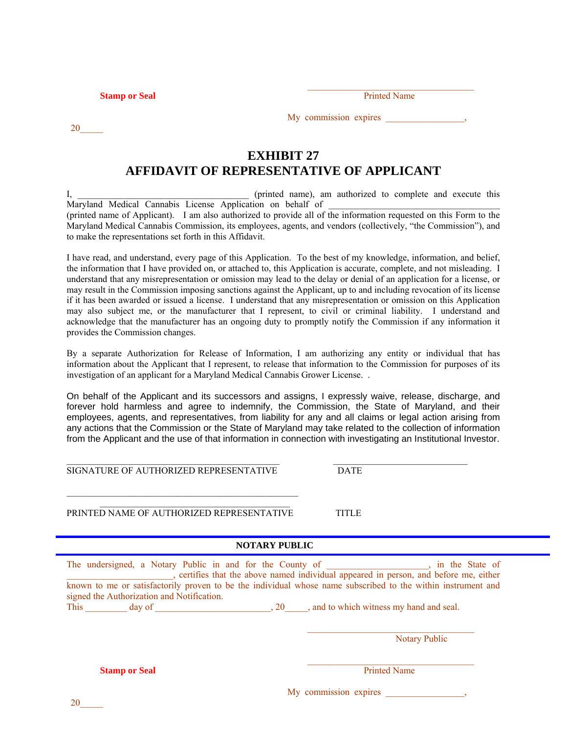**Stamp or Seal**

_________________________________
Printed Name

My commission expires ________________,

20_____

# EXHIBIT 27
# AFFIDAVIT OF REPRESENTATIVE OF APPLICANT

I, ___________________________________ (printed name), am authorized to complete and execute this Maryland Medical Cannabis License Application on behalf of ___________________________________ (printed name of Applicant). I am also authorized to provide all of the information requested on this Form to the Maryland Medical Cannabis Commission, its employees, agents, and vendors (collectively, "the Commission"), and to make the representations set forth in this Affidavit.

I have read, and understand, every page of this Application. To the best of my knowledge, information, and belief, the information that I have provided on, or attached to, this Application is accurate, complete, and not misleading. I understand that any misrepresentation or omission may lead to the delay or denial of an application for a license, or may result in the Commission imposing sanctions against the Applicant, up to and including revocation of its license if it has been awarded or issued a license. I understand that any misrepresentation or omission on this Application may also subject me, or the manufacturer that I represent, to civil or criminal liability. I understand and acknowledge that the manufacturer has an ongoing duty to promptly notify the Commission if any information it provides the Commission changes.

By a separate Authorization for Release of Information, I am authorizing any entity or individual that has information about the Applicant that I represent, to release that information to the Commission for purposes of its investigation of an applicant for a Maryland Medical Cannabis Grower License. .

On behalf of the Applicant and its successors and assigns, I expressly waive, release, discharge, and forever hold harmless and agree to indemnify, the Commission, the State of Maryland, and their employees, agents, and representatives, from liability for any and all claims or legal action arising from any actions that the Commission or the State of Maryland may take related to the collection of information from the Applicant and the use of that information in connection with investigating an Institutional Investor.

___________________________________________ &nbsp;&nbsp;&nbsp;&nbsp; ____________________________
SIGNATURE OF AUTHORIZED REPRESENTATIVE &nbsp;&nbsp;&nbsp;&nbsp; DATE

_______________________________________________
_________________________________________
PRINTED NAME OF AUTHORIZED REPRESENTATIVE &nbsp;&nbsp;&nbsp;&nbsp; TITLE

**NOTARY PUBLIC**

The undersigned, a Notary Public in and for the County of _____________________, in the State of ______________________, certifies that the above named individual appeared in person, and before me, either known to me or satisfactorily proven to be the individual whose name subscribed to the within instrument and signed the Authorization and Notification.
This _________ day of ________________________, 20_____, and to which witness my hand and seal.

_________________________________
Notary Public

**Stamp or Seal**

_________________________________
Printed Name

My commission expires ________________,

20_____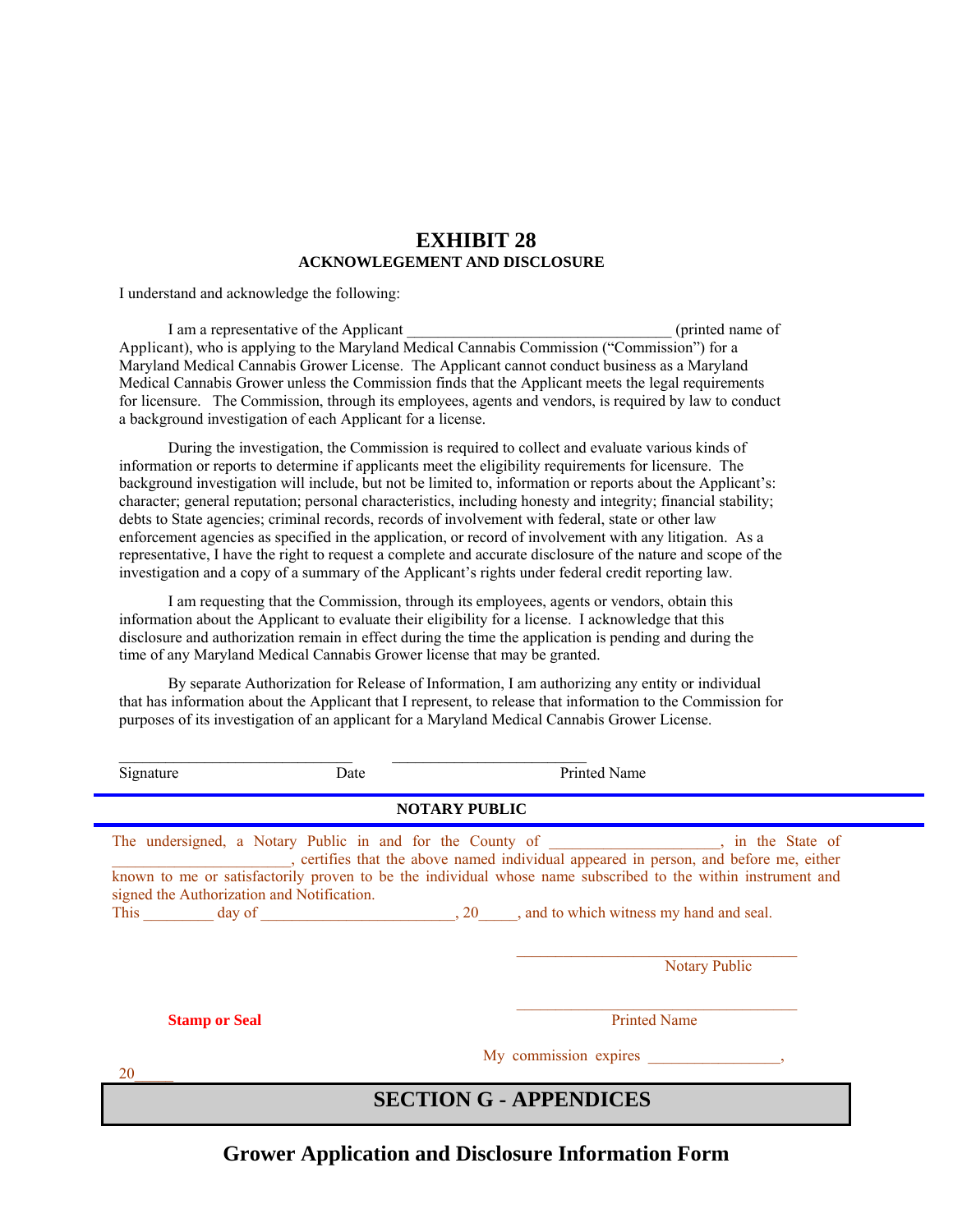# EXHIBIT 28

### ACKNOWLEGEMENT AND DISCLOSURE

I understand and acknowledge the following:

I am a representative of the Applicant _________________________________ (printed name of Applicant), who is applying to the Maryland Medical Cannabis Commission ("Commission") for a Maryland Medical Cannabis Grower License. The Applicant cannot conduct business as a Maryland Medical Cannabis Grower unless the Commission finds that the Applicant meets the legal requirements for licensure. The Commission, through its employees, agents and vendors, is required by law to conduct a background investigation of each Applicant for a license.

During the investigation, the Commission is required to collect and evaluate various kinds of information or reports to determine if applicants meet the eligibility requirements for licensure. The background investigation will include, but not be limited to, information or reports about the Applicant's: character; general reputation; personal characteristics, including honesty and integrity; financial stability; debts to State agencies; criminal records, records of involvement with federal, state or other law enforcement agencies as specified in the application, or record of involvement with any litigation. As a representative, I have the right to request a complete and accurate disclosure of the nature and scope of the investigation and a copy of a summary of the Applicant's rights under federal credit reporting law.

I am requesting that the Commission, through its employees, agents or vendors, obtain this information about the Applicant to evaluate their eligibility for a license. I acknowledge that this disclosure and authorization remain in effect during the time the application is pending and during the time of any Maryland Medical Cannabis Grower license that may be granted.

By separate Authorization for Release of Information, I am authorizing any entity or individual that has information about the Applicant that I represent, to release that information to the Commission for purposes of its investigation of an applicant for a Maryland Medical Cannabis Grower License.

______________________________ ________________________

Signature Date Printed Name

**NOTARY PUBLIC**

The undersigned, a Notary Public in and for the County of _____________________, in the State of ______________________, certifies that the above named individual appeared in person, and before me, either known to me or satisfactorily proven to be the individual whose name subscribed to the within instrument and signed the Authorization and Notification.

This _________ day of ________________________, 20_____, and to which witness my hand and seal.

____________________________________

Notary Public

____________________________________

**Stamp or Seal** Printed Name

My commission expires ________________, 20_____

## SECTION G - APPENDICES

## Grower Application and Disclosure Information Form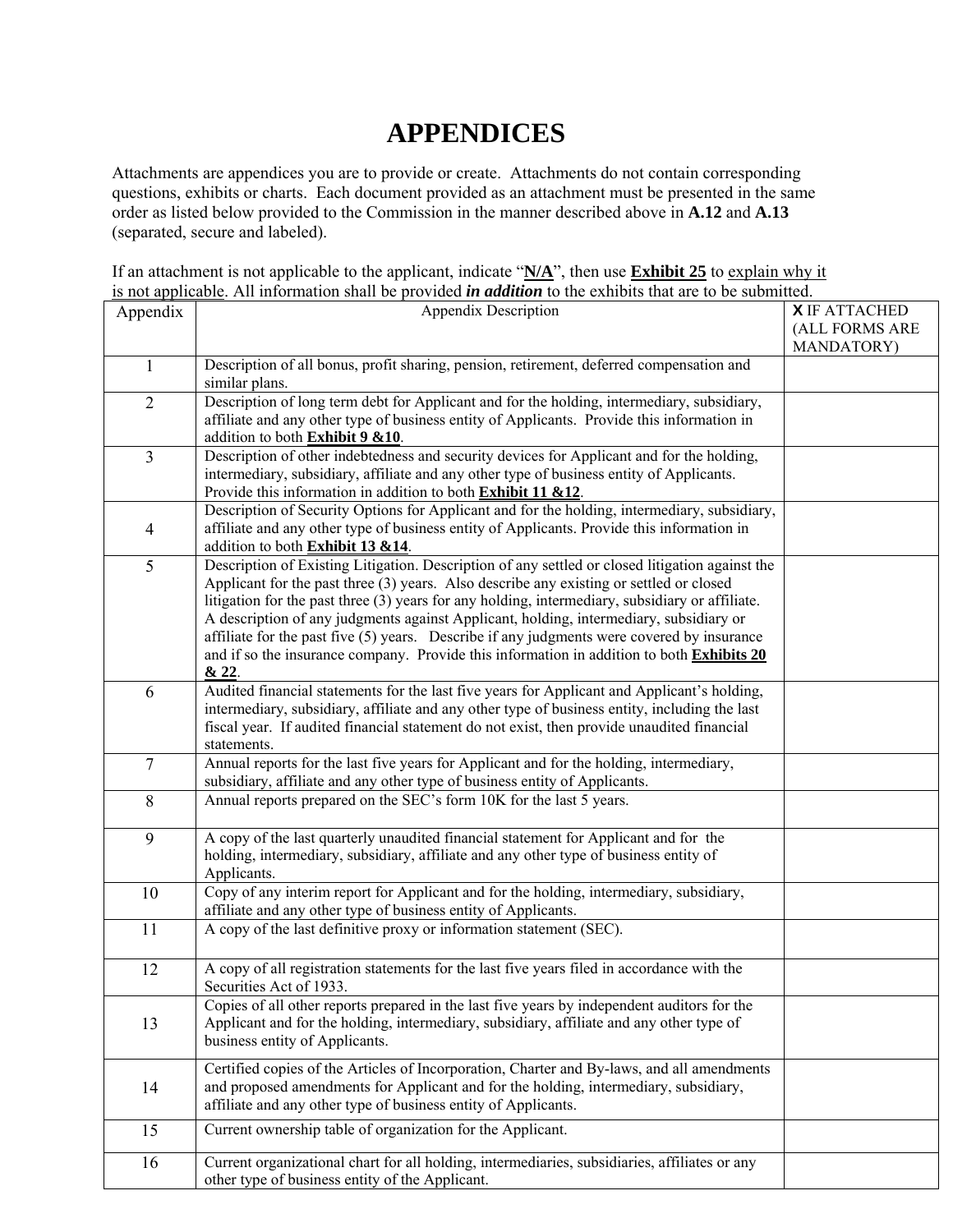# APPENDICES

Attachments are appendices you are to provide or create. Attachments do not contain corresponding questions, exhibits or charts. Each document provided as an attachment must be presented in the same order as listed below provided to the Commission in the manner described above in **A.12** and **A.13** (separated, secure and labeled).

If an attachment is not applicable to the applicant, indicate "**N/A**", then use **Exhibit 25** to explain why it is not applicable. All information shall be provided ***in addition*** to the exhibits that are to be submitted.

| Appendix | Appendix Description | **X** IF ATTACHED (ALL FORMS ARE MANDATORY) |
|---|---|---|
| 1 | Description of all bonus, profit sharing, pension, retirement, deferred compensation and similar plans. | |
| 2 | Description of long term debt for Applicant and for the holding, intermediary, subsidiary, affiliate and any other type of business entity of Applicants. Provide this information in addition to both **Exhibit 9 &10**. | |
| 3 | Description of other indebtedness and security devices for Applicant and for the holding, intermediary, subsidiary, affiliate and any other type of business entity of Applicants. Provide this information in addition to both **Exhibit 11 &12**. | |
| 4 | Description of Security Options for Applicant and for the holding, intermediary, subsidiary, affiliate and any other type of business entity of Applicants. Provide this information in addition to both **Exhibit 13 &14**. | |
| 5 | Description of Existing Litigation. Description of any settled or closed litigation against the Applicant for the past three (3) years. Also describe any existing or settled or closed litigation for the past three (3) years for any holding, intermediary, subsidiary or affiliate. A description of any judgments against Applicant, holding, intermediary, subsidiary or affiliate for the past five (5) years. Describe if any judgments were covered by insurance and if so the insurance company. Provide this information in addition to both **Exhibits 20 & 22**. | |
| 6 | Audited financial statements for the last five years for Applicant and Applicant's holding, intermediary, subsidiary, affiliate and any other type of business entity, including the last fiscal year. If audited financial statement do not exist, then provide unaudited financial statements. | |
| 7 | Annual reports for the last five years for Applicant and for the holding, intermediary, subsidiary, affiliate and any other type of business entity of Applicants. | |
| 8 | Annual reports prepared on the SEC's form 10K for the last 5 years. | |
| 9 | A copy of the last quarterly unaudited financial statement for Applicant and for the holding, intermediary, subsidiary, affiliate and any other type of business entity of Applicants. | |
| 10 | Copy of any interim report for Applicant and for the holding, intermediary, subsidiary, affiliate and any other type of business entity of Applicants. | |
| 11 | A copy of the last definitive proxy or information statement (SEC). | |
| 12 | A copy of all registration statements for the last five years filed in accordance with the Securities Act of 1933. | |
| 13 | Copies of all other reports prepared in the last five years by independent auditors for the Applicant and for the holding, intermediary, subsidiary, affiliate and any other type of business entity of Applicants. | |
| 14 | Certified copies of the Articles of Incorporation, Charter and By-laws, and all amendments and proposed amendments for Applicant and for the holding, intermediary, subsidiary, affiliate and any other type of business entity of Applicants. | |
| 15 | Current ownership table of organization for the Applicant. | |
| 16 | Current organizational chart for all holding, intermediaries, subsidiaries, affiliates or any other type of business entity of the Applicant. | |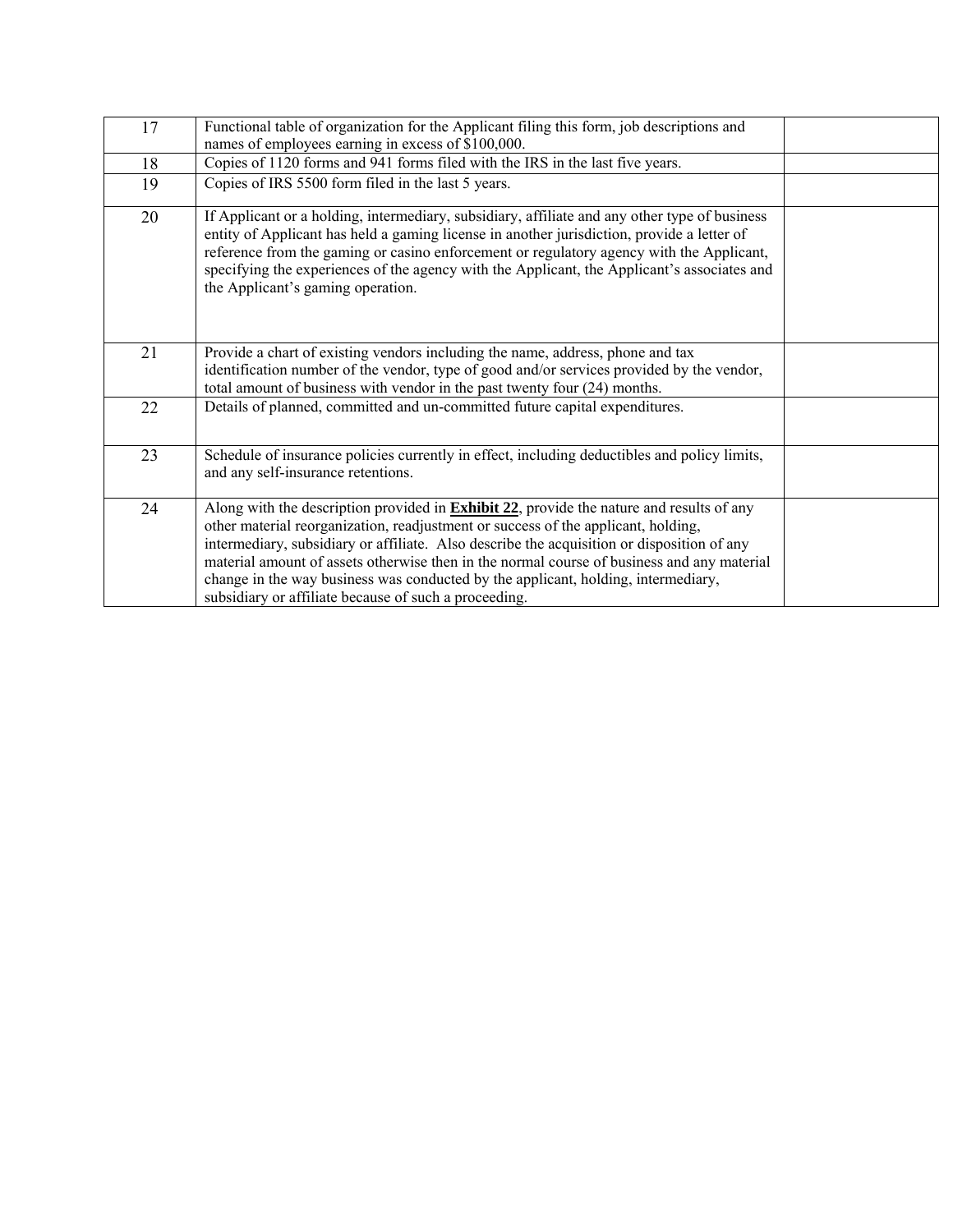| | | |
|---|---|---|
| 17 | Functional table of organization for the Applicant filing this form, job descriptions and names of employees earning in excess of $100,000. | |
| 18 | Copies of 1120 forms and 941 forms filed with the IRS in the last five years. | |
| 19 | Copies of IRS 5500 form filed in the last 5 years. | |
| 20 | If Applicant or a holding, intermediary, subsidiary, affiliate and any other type of business entity of Applicant has held a gaming license in another jurisdiction, provide a letter of reference from the gaming or casino enforcement or regulatory agency with the Applicant, specifying the experiences of the agency with the Applicant, the Applicant's associates and the Applicant's gaming operation. | |
| 21 | Provide a chart of existing vendors including the name, address, phone and tax identification number of the vendor, type of good and/or services provided by the vendor, total amount of business with vendor in the past twenty four (24) months. | |
| 22 | Details of planned, committed and un-committed future capital expenditures. | |
| 23 | Schedule of insurance policies currently in effect, including deductibles and policy limits, and any self-insurance retentions. | |
| 24 | Along with the description provided in **Exhibit 22**, provide the nature and results of any other material reorganization, readjustment or success of the applicant, holding, intermediary, subsidiary or affiliate. Also describe the acquisition or disposition of any material amount of assets otherwise then in the normal course of business and any material change in the way business was conducted by the applicant, holding, intermediary, subsidiary or affiliate because of such a proceeding. | |